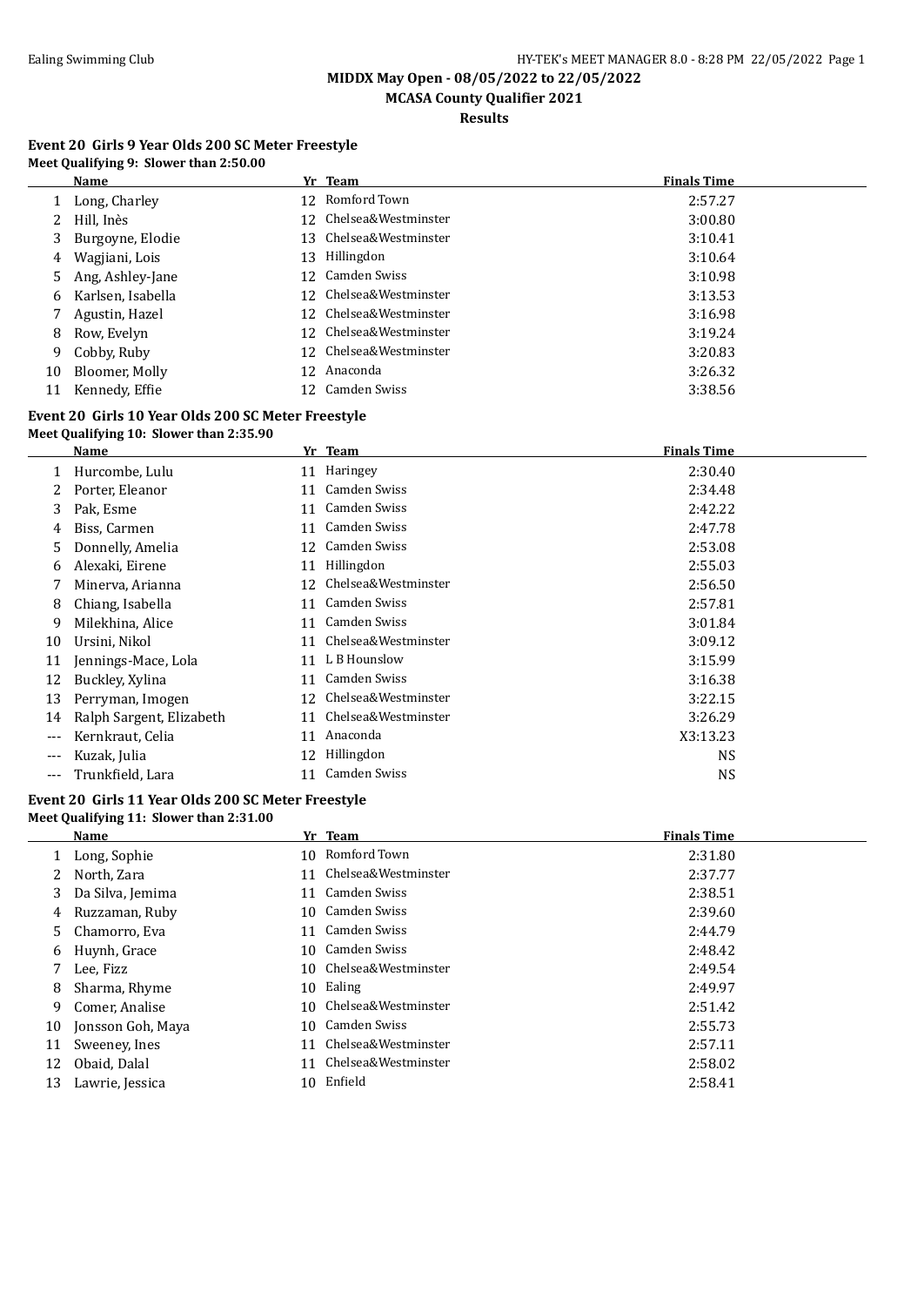# MIDDX May Open - 08/05/2022 to 22/05/2022

## MCASA County Qualifier 2021

### Results

**Event 20 Girls 9 Year Olds 200 SC Meter Freestyle**

**Meet Qualifying 9: Slower than 2:50.00**

| | Name | Yr | Team | Finals Time |
|---|---|---|---|---|
| 1 | Long, Charley | 12 | Romford Town | 2:57.27 |
| 2 | Hill, Inès | 12 | Chelsea&Westminster | 3:00.80 |
| 3 | Burgoyne, Elodie | 13 | Chelsea&Westminster | 3:10.41 |
| 4 | Wagjiani, Lois | 13 | Hillingdon | 3:10.64 |
| 5 | Ang, Ashley-Jane | 12 | Camden Swiss | 3:10.98 |
| 6 | Karlsen, Isabella | 12 | Chelsea&Westminster | 3:13.53 |
| 7 | Agustin, Hazel | 12 | Chelsea&Westminster | 3:16.98 |
| 8 | Row, Evelyn | 12 | Chelsea&Westminster | 3:19.24 |
| 9 | Cobby, Ruby | 12 | Chelsea&Westminster | 3:20.83 |
| 10 | Bloomer, Molly | 12 | Anaconda | 3:26.32 |
| 11 | Kennedy, Effie | 12 | Camden Swiss | 3:38.56 |

**Event 20 Girls 10 Year Olds 200 SC Meter Freestyle**

**Meet Qualifying 10: Slower than 2:35.90**

| | Name | Yr | Team | Finals Time |
|---|---|---|---|---|
| 1 | Hurcombe, Lulu | 11 | Haringey | 2:30.40 |
| 2 | Porter, Eleanor | 11 | Camden Swiss | 2:34.48 |
| 3 | Pak, Esme | 11 | Camden Swiss | 2:42.22 |
| 4 | Biss, Carmen | 11 | Camden Swiss | 2:47.78 |
| 5 | Donnelly, Amelia | 12 | Camden Swiss | 2:53.08 |
| 6 | Alexaki, Eirene | 11 | Hillingdon | 2:55.03 |
| 7 | Minerva, Arianna | 12 | Chelsea&Westminster | 2:56.50 |
| 8 | Chiang, Isabella | 11 | Camden Swiss | 2:57.81 |
| 9 | Milekhina, Alice | 11 | Camden Swiss | 3:01.84 |
| 10 | Ursini, Nikol | 11 | Chelsea&Westminster | 3:09.12 |
| 11 | Jennings-Mace, Lola | 11 | L B Hounslow | 3:15.99 |
| 12 | Buckley, Xylina | 11 | Camden Swiss | 3:16.38 |
| 13 | Perryman, Imogen | 12 | Chelsea&Westminster | 3:22.15 |
| 14 | Ralph Sargent, Elizabeth | 11 | Chelsea&Westminster | 3:26.29 |
| --- | Kernkraut, Celia | 11 | Anaconda | X3:13.23 |
| --- | Kuzak, Julia | 12 | Hillingdon | NS |
| --- | Trunkfield, Lara | 11 | Camden Swiss | NS |

**Event 20 Girls 11 Year Olds 200 SC Meter Freestyle**

**Meet Qualifying 11: Slower than 2:31.00**

| | Name | Yr | Team | Finals Time |
|---|---|---|---|---|
| 1 | Long, Sophie | 10 | Romford Town | 2:31.80 |
| 2 | North, Zara | 11 | Chelsea&Westminster | 2:37.77 |
| 3 | Da Silva, Jemima | 11 | Camden Swiss | 2:38.51 |
| 4 | Ruzzaman, Ruby | 10 | Camden Swiss | 2:39.60 |
| 5 | Chamorro, Eva | 11 | Camden Swiss | 2:44.79 |
| 6 | Huynh, Grace | 10 | Camden Swiss | 2:48.42 |
| 7 | Lee, Fizz | 10 | Chelsea&Westminster | 2:49.54 |
| 8 | Sharma, Rhyme | 10 | Ealing | 2:49.97 |
| 9 | Comer, Analise | 10 | Chelsea&Westminster | 2:51.42 |
| 10 | Jonsson Goh, Maya | 10 | Camden Swiss | 2:55.73 |
| 11 | Sweeney, Ines | 11 | Chelsea&Westminster | 2:57.11 |
| 12 | Obaid, Dalal | 11 | Chelsea&Westminster | 2:58.02 |
| 13 | Lawrie, Jessica | 10 | Enfield | 2:58.41 |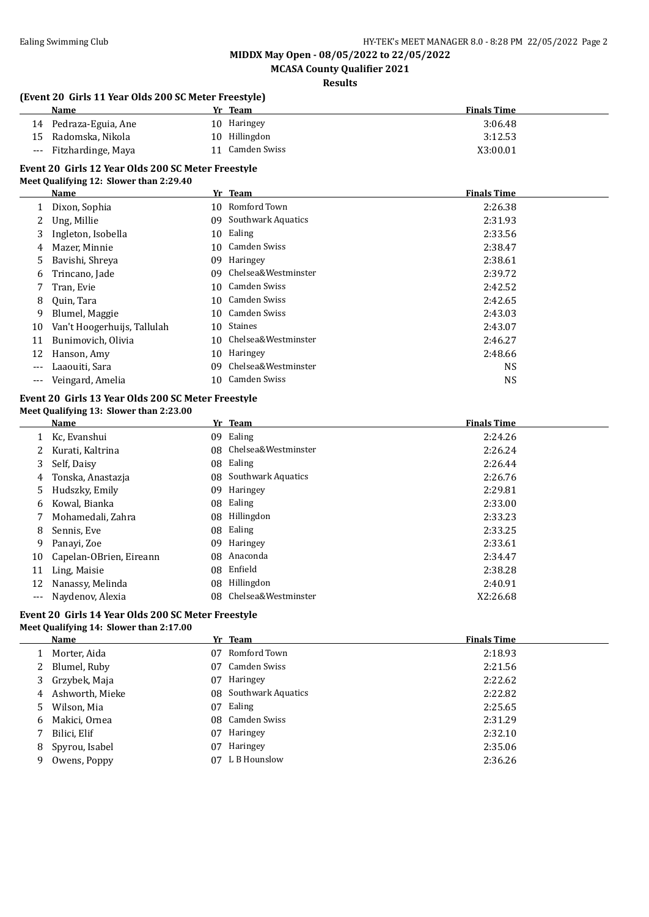**MIDDX May Open - 08/05/2022 to 22/05/2022**

**MCASA County Qualifier 2021**

**Results**

### (Event 20 Girls 11 Year Olds 200 SC Meter Freestyle)

| | Name | Yr | Team | Finals Time |
|---|---|---|---|---|
| 14 | Pedraza-Eguia, Ane | 10 | Haringey | 3:06.48 |
| 15 | Radomska, Nikola | 10 | Hillingdon | 3:12.53 |
| --- | Fitzhardinge, Maya | 11 | Camden Swiss | X3:00.01 |

### Event 20 Girls 12 Year Olds 200 SC Meter Freestyle

**Meet Qualifying 12: Slower than 2:29.40**

| | Name | Yr | Team | Finals Time |
|---|---|---|---|---|
| 1 | Dixon, Sophia | 10 | Romford Town | 2:26.38 |
| 2 | Ung, Millie | 09 | Southwark Aquatics | 2:31.93 |
| 3 | Ingleton, Isobella | 10 | Ealing | 2:33.56 |
| 4 | Mazer, Minnie | 10 | Camden Swiss | 2:38.47 |
| 5 | Bavishi, Shreya | 09 | Haringey | 2:38.61 |
| 6 | Trincano, Jade | 09 | Chelsea&Westminster | 2:39.72 |
| 7 | Tran, Evie | 10 | Camden Swiss | 2:42.52 |
| 8 | Quin, Tara | 10 | Camden Swiss | 2:42.65 |
| 9 | Blumel, Maggie | 10 | Camden Swiss | 2:43.03 |
| 10 | Van't Hoogerhuijs, Tallulah | 10 | Staines | 2:43.07 |
| 11 | Bunimovich, Olivia | 10 | Chelsea&Westminster | 2:46.27 |
| 12 | Hanson, Amy | 10 | Haringey | 2:48.66 |
| --- | Laaouiti, Sara | 09 | Chelsea&Westminster | NS |
| --- | Veingard, Amelia | 10 | Camden Swiss | NS |

### Event 20 Girls 13 Year Olds 200 SC Meter Freestyle

**Meet Qualifying 13: Slower than 2:23.00**

| | Name | Yr | Team | Finals Time |
|---|---|---|---|---|
| 1 | Kc, Evanshui | 09 | Ealing | 2:24.26 |
| 2 | Kurati, Kaltrina | 08 | Chelsea&Westminster | 2:26.24 |
| 3 | Self, Daisy | 08 | Ealing | 2:26.44 |
| 4 | Tonska, Anastazja | 08 | Southwark Aquatics | 2:26.76 |
| 5 | Hudszky, Emily | 09 | Haringey | 2:29.81 |
| 6 | Kowal, Bianka | 08 | Ealing | 2:33.00 |
| 7 | Mohamedali, Zahra | 08 | Hillingdon | 2:33.23 |
| 8 | Sennis, Eve | 08 | Ealing | 2:33.25 |
| 9 | Panayi, Zoe | 09 | Haringey | 2:33.61 |
| 10 | Capelan-OBrien, Eireann | 08 | Anaconda | 2:34.47 |
| 11 | Ling, Maisie | 08 | Enfield | 2:38.28 |
| 12 | Nanassy, Melinda | 08 | Hillingdon | 2:40.91 |
| --- | Naydenov, Alexia | 08 | Chelsea&Westminster | X2:26.68 |

### Event 20 Girls 14 Year Olds 200 SC Meter Freestyle

**Meet Qualifying 14: Slower than 2:17.00**

| | Name | Yr | Team | Finals Time |
|---|---|---|---|---|
| 1 | Morter, Aida | 07 | Romford Town | 2:18.93 |
| 2 | Blumel, Ruby | 07 | Camden Swiss | 2:21.56 |
| 3 | Grzybek, Maja | 07 | Haringey | 2:22.62 |
| 4 | Ashworth, Mieke | 08 | Southwark Aquatics | 2:22.82 |
| 5 | Wilson, Mia | 07 | Ealing | 2:25.65 |
| 6 | Makici, Ornea | 08 | Camden Swiss | 2:31.29 |
| 7 | Bilici, Elif | 07 | Haringey | 2:32.10 |
| 8 | Spyrou, Isabel | 07 | Haringey | 2:35.06 |
| 9 | Owens, Poppy | 07 | L B Hounslow | 2:36.26 |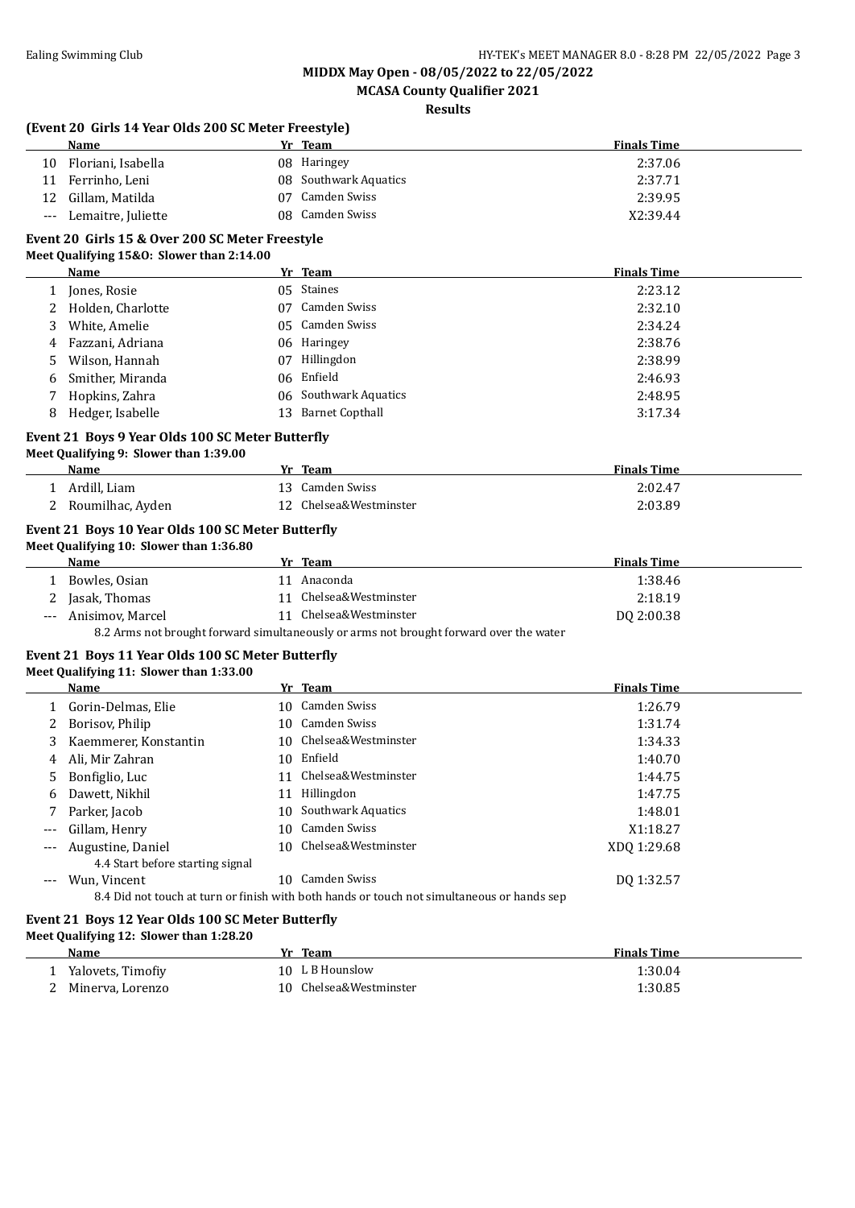MIDDX May Open - 08/05/2022 to 22/05/2022

MCASA County Qualifier 2021

Results

### (Event 20 Girls 14 Year Olds 200 SC Meter Freestyle)

| | Name | Yr | Team | Finals Time |
|---|---|---|---|---|
| 10 | Floriani, Isabella | 08 | Haringey | 2:37.06 |
| 11 | Ferrinho, Leni | 08 | Southwark Aquatics | 2:37.71 |
| 12 | Gillam, Matilda | 07 | Camden Swiss | 2:39.95 |
| --- | Lemaitre, Juliette | 08 | Camden Swiss | X2:39.44 |

### Event 20 Girls 15 & Over 200 SC Meter Freestyle

**Meet Qualifying 15&O: Slower than 2:14.00**

| | Name | Yr | Team | Finals Time |
|---|---|---|---|---|
| 1 | Jones, Rosie | 05 | Staines | 2:23.12 |
| 2 | Holden, Charlotte | 07 | Camden Swiss | 2:32.10 |
| 3 | White, Amelie | 05 | Camden Swiss | 2:34.24 |
| 4 | Fazzani, Adriana | 06 | Haringey | 2:38.76 |
| 5 | Wilson, Hannah | 07 | Hillingdon | 2:38.99 |
| 6 | Smither, Miranda | 06 | Enfield | 2:46.93 |
| 7 | Hopkins, Zahra | 06 | Southwark Aquatics | 2:48.95 |
| 8 | Hedger, Isabelle | 13 | Barnet Copthall | 3:17.34 |

### Event 21 Boys 9 Year Olds 100 SC Meter Butterfly

**Meet Qualifying 9: Slower than 1:39.00**

| | Name | Yr | Team | Finals Time |
|---|---|---|---|---|
| 1 | Ardill, Liam | 13 | Camden Swiss | 2:02.47 |
| 2 | Roumilhac, Ayden | 12 | Chelsea&Westminster | 2:03.89 |

### Event 21 Boys 10 Year Olds 100 SC Meter Butterfly

**Meet Qualifying 10: Slower than 1:36.80**

| | Name | Yr | Team | Finals Time |
|---|---|---|---|---|
| 1 | Bowles, Osian | 11 | Anaconda | 1:38.46 |
| 2 | Jasak, Thomas | 11 | Chelsea&Westminster | 2:18.19 |
| --- | Anisimov, Marcel | 11 | Chelsea&Westminster | DQ 2:00.38 |
| | 8.2 Arms not brought forward simultaneously or arms not brought forward over the water | | | |

### Event 21 Boys 11 Year Olds 100 SC Meter Butterfly

**Meet Qualifying 11: Slower than 1:33.00**

| | Name | Yr | Team | Finals Time |
|---|---|---|---|---|
| 1 | Gorin-Delmas, Elie | 10 | Camden Swiss | 1:26.79 |
| 2 | Borisov, Philip | 10 | Camden Swiss | 1:31.74 |
| 3 | Kaemmerer, Konstantin | 10 | Chelsea&Westminster | 1:34.33 |
| 4 | Ali, Mir Zahran | 10 | Enfield | 1:40.70 |
| 5 | Bonfiglio, Luc | 11 | Chelsea&Westminster | 1:44.75 |
| 6 | Dawett, Nikhil | 11 | Hillingdon | 1:47.75 |
| 7 | Parker, Jacob | 10 | Southwark Aquatics | 1:48.01 |
| --- | Gillam, Henry | 10 | Camden Swiss | X1:18.27 |
| --- | Augustine, Daniel | 10 | Chelsea&Westminster | XDQ 1:29.68 |
| | 4.4 Start before starting signal | | | |
| --- | Wun, Vincent | 10 | Camden Swiss | DQ 1:32.57 |
| | 8.4 Did not touch at turn or finish with both hands or touch not simultaneous or hands sep | | | |

### Event 21 Boys 12 Year Olds 100 SC Meter Butterfly

**Meet Qualifying 12: Slower than 1:28.20**

| | Name | Yr | Team | Finals Time |
|---|---|---|---|---|
| 1 | Yalovets, Timofiy | 10 | L B Hounslow | 1:30.04 |
| 2 | Minerva, Lorenzo | 10 | Chelsea&Westminster | 1:30.85 |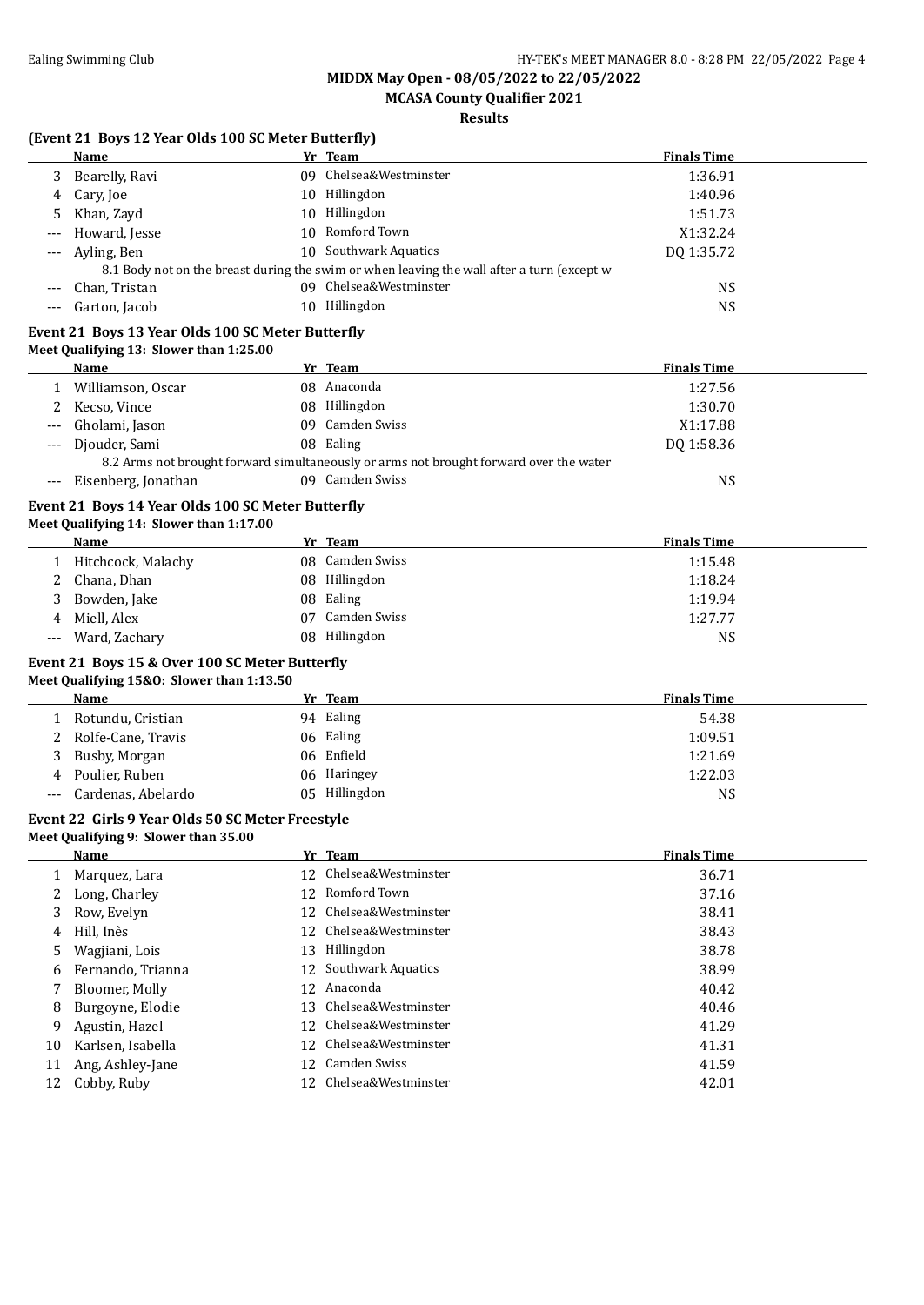**MIDDX May Open - 08/05/2022 to 22/05/2022**

**MCASA County Qualifier 2021**

**Results**

### (Event 21 Boys 12 Year Olds 100 SC Meter Butterfly)

| | Name | Yr | Team | Finals Time |
|---|---|---|---|---|
| 3 | Bearelly, Ravi | 09 | Chelsea&Westminster | 1:36.91 |
| 4 | Cary, Joe | 10 | Hillingdon | 1:40.96 |
| 5 | Khan, Zayd | 10 | Hillingdon | 1:51.73 |
| --- | Howard, Jesse | 10 | Romford Town | X1:32.24 |
| --- | Ayling, Ben | 10 | Southwark Aquatics | DQ 1:35.72 |
| | 8.1 Body not on the breast during the swim or when leaving the wall after a turn (except w | | | |
| --- | Chan, Tristan | 09 | Chelsea&Westminster | NS |
| --- | Garton, Jacob | 10 | Hillingdon | NS |

### Event 21 Boys 13 Year Olds 100 SC Meter Butterfly

**Meet Qualifying 13: Slower than 1:25.00**

| | Name | Yr | Team | Finals Time |
|---|---|---|---|---|
| 1 | Williamson, Oscar | 08 | Anaconda | 1:27.56 |
| 2 | Kecso, Vince | 08 | Hillingdon | 1:30.70 |
| --- | Gholami, Jason | 09 | Camden Swiss | X1:17.88 |
| --- | Djouder, Sami | 08 | Ealing | DQ 1:58.36 |
| | 8.2 Arms not brought forward simultaneously or arms not brought forward over the water | | | |
| --- | Eisenberg, Jonathan | 09 | Camden Swiss | NS |

### Event 21 Boys 14 Year Olds 100 SC Meter Butterfly

**Meet Qualifying 14: Slower than 1:17.00**

| | Name | Yr | Team | Finals Time |
|---|---|---|---|---|
| 1 | Hitchcock, Malachy | 08 | Camden Swiss | 1:15.48 |
| 2 | Chana, Dhan | 08 | Hillingdon | 1:18.24 |
| 3 | Bowden, Jake | 08 | Ealing | 1:19.94 |
| 4 | Miell, Alex | 07 | Camden Swiss | 1:27.77 |
| --- | Ward, Zachary | 08 | Hillingdon | NS |

### Event 21 Boys 15 & Over 100 SC Meter Butterfly

**Meet Qualifying 15&O: Slower than 1:13.50**

| | Name | Yr | Team | Finals Time |
|---|---|---|---|---|
| 1 | Rotundu, Cristian | 94 | Ealing | 54.38 |
| 2 | Rolfe-Cane, Travis | 06 | Ealing | 1:09.51 |
| 3 | Busby, Morgan | 06 | Enfield | 1:21.69 |
| 4 | Poulier, Ruben | 06 | Haringey | 1:22.03 |
| --- | Cardenas, Abelardo | 05 | Hillingdon | NS |

### Event 22 Girls 9 Year Olds 50 SC Meter Freestyle

**Meet Qualifying 9: Slower than 35.00**

| | Name | Yr | Team | Finals Time |
|---|---|---|---|---|
| 1 | Marquez, Lara | 12 | Chelsea&Westminster | 36.71 |
| 2 | Long, Charley | 12 | Romford Town | 37.16 |
| 3 | Row, Evelyn | 12 | Chelsea&Westminster | 38.41 |
| 4 | Hill, Inès | 12 | Chelsea&Westminster | 38.43 |
| 5 | Wagjiani, Lois | 13 | Hillingdon | 38.78 |
| 6 | Fernando, Trianna | 12 | Southwark Aquatics | 38.99 |
| 7 | Bloomer, Molly | 12 | Anaconda | 40.42 |
| 8 | Burgoyne, Elodie | 13 | Chelsea&Westminster | 40.46 |
| 9 | Agustin, Hazel | 12 | Chelsea&Westminster | 41.29 |
| 10 | Karlsen, Isabella | 12 | Chelsea&Westminster | 41.31 |
| 11 | Ang, Ashley-Jane | 12 | Camden Swiss | 41.59 |
| 12 | Cobby, Ruby | 12 | Chelsea&Westminster | 42.01 |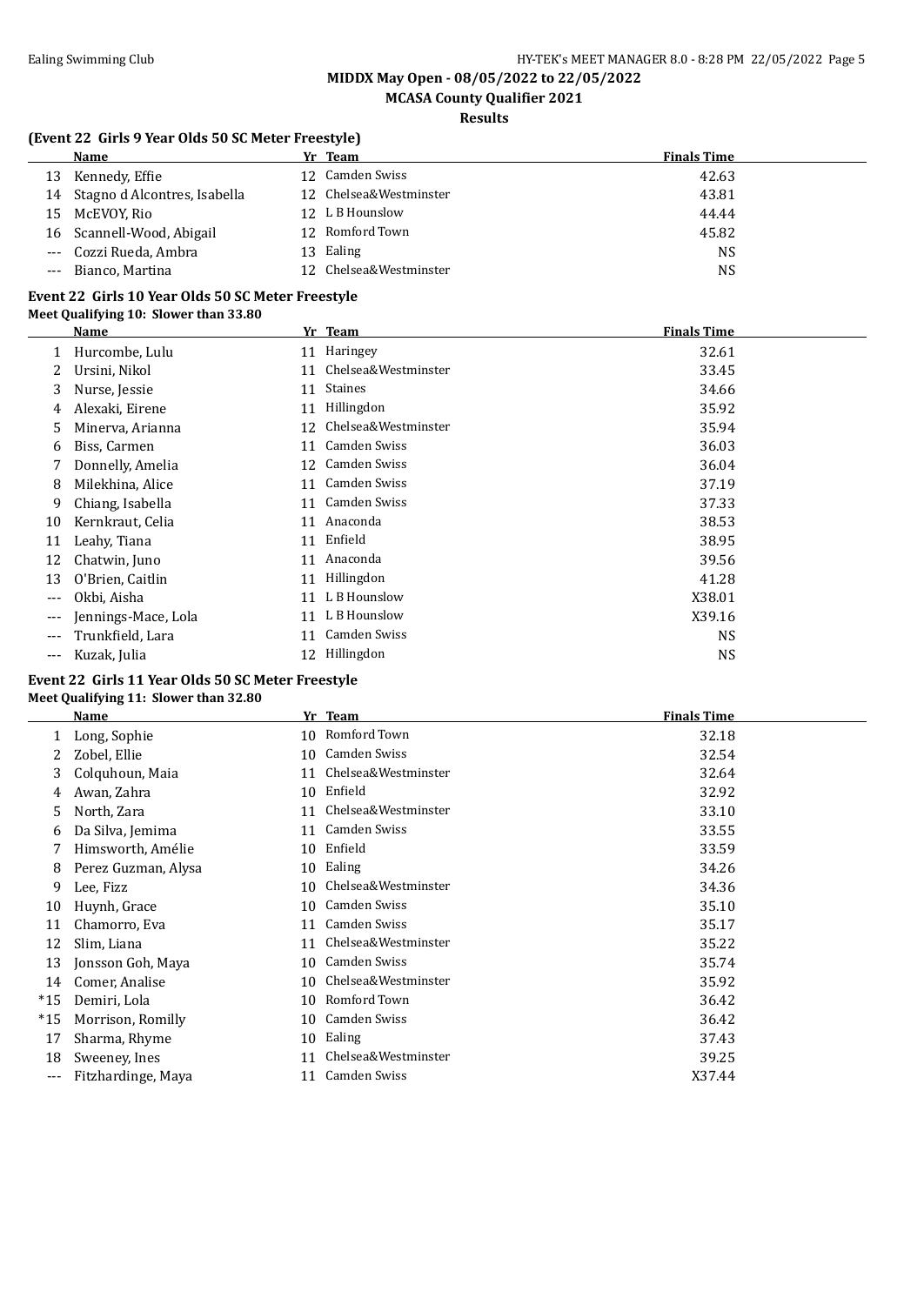## (Event 22 Girls 9 Year Olds 50 SC Meter Freestyle)

|  | Name | Yr | Team | Finals Time |
|---|---|---|---|---|
| 13 | Kennedy, Effie | 12 | Camden Swiss | 42.63 |
| 14 | Stagno d Alcontres, Isabella | 12 | Chelsea&Westminster | 43.81 |
| 15 | McEVOY, Rio | 12 | L B Hounslow | 44.44 |
| 16 | Scannell-Wood, Abigail | 12 | Romford Town | 45.82 |
| --- | Cozzi Rueda, Ambra | 13 | Ealing | NS |
| --- | Bianco, Martina | 12 | Chelsea&Westminster | NS |

## Event 22 Girls 10 Year Olds 50 SC Meter Freestyle

**Meet Qualifying 10: Slower than 33.80**

|  | Name | Yr | Team | Finals Time |
|---|---|---|---|---|
| 1 | Hurcombe, Lulu | 11 | Haringey | 32.61 |
| 2 | Ursini, Nikol | 11 | Chelsea&Westminster | 33.45 |
| 3 | Nurse, Jessie | 11 | Staines | 34.66 |
| 4 | Alexaki, Eirene | 11 | Hillingdon | 35.92 |
| 5 | Minerva, Arianna | 12 | Chelsea&Westminster | 35.94 |
| 6 | Biss, Carmen | 11 | Camden Swiss | 36.03 |
| 7 | Donnelly, Amelia | 12 | Camden Swiss | 36.04 |
| 8 | Milekhina, Alice | 11 | Camden Swiss | 37.19 |
| 9 | Chiang, Isabella | 11 | Camden Swiss | 37.33 |
| 10 | Kernkraut, Celia | 11 | Anaconda | 38.53 |
| 11 | Leahy, Tiana | 11 | Enfield | 38.95 |
| 12 | Chatwin, Juno | 11 | Anaconda | 39.56 |
| 13 | O'Brien, Caitlin | 11 | Hillingdon | 41.28 |
| --- | Okbi, Aisha | 11 | L B Hounslow | X38.01 |
| --- | Jennings-Mace, Lola | 11 | L B Hounslow | X39.16 |
| --- | Trunkfield, Lara | 11 | Camden Swiss | NS |
| --- | Kuzak, Julia | 12 | Hillingdon | NS |

## Event 22 Girls 11 Year Olds 50 SC Meter Freestyle

**Meet Qualifying 11: Slower than 32.80**

|  | Name | Yr | Team | Finals Time |
|---|---|---|---|---|
| 1 | Long, Sophie | 10 | Romford Town | 32.18 |
| 2 | Zobel, Ellie | 10 | Camden Swiss | 32.54 |
| 3 | Colquhoun, Maia | 11 | Chelsea&Westminster | 32.64 |
| 4 | Awan, Zahra | 10 | Enfield | 32.92 |
| 5 | North, Zara | 11 | Chelsea&Westminster | 33.10 |
| 6 | Da Silva, Jemima | 11 | Camden Swiss | 33.55 |
| 7 | Himsworth, Amélie | 10 | Enfield | 33.59 |
| 8 | Perez Guzman, Alysa | 10 | Ealing | 34.26 |
| 9 | Lee, Fizz | 10 | Chelsea&Westminster | 34.36 |
| 10 | Huynh, Grace | 10 | Camden Swiss | 35.10 |
| 11 | Chamorro, Eva | 11 | Camden Swiss | 35.17 |
| 12 | Slim, Liana | 11 | Chelsea&Westminster | 35.22 |
| 13 | Jonsson Goh, Maya | 10 | Camden Swiss | 35.74 |
| 14 | Comer, Analise | 10 | Chelsea&Westminster | 35.92 |
| *15 | Demiri, Lola | 10 | Romford Town | 36.42 |
| *15 | Morrison, Romilly | 10 | Camden Swiss | 36.42 |
| 17 | Sharma, Rhyme | 10 | Ealing | 37.43 |
| 18 | Sweeney, Ines | 11 | Chelsea&Westminster | 39.25 |
| --- | Fitzhardinge, Maya | 11 | Camden Swiss | X37.44 |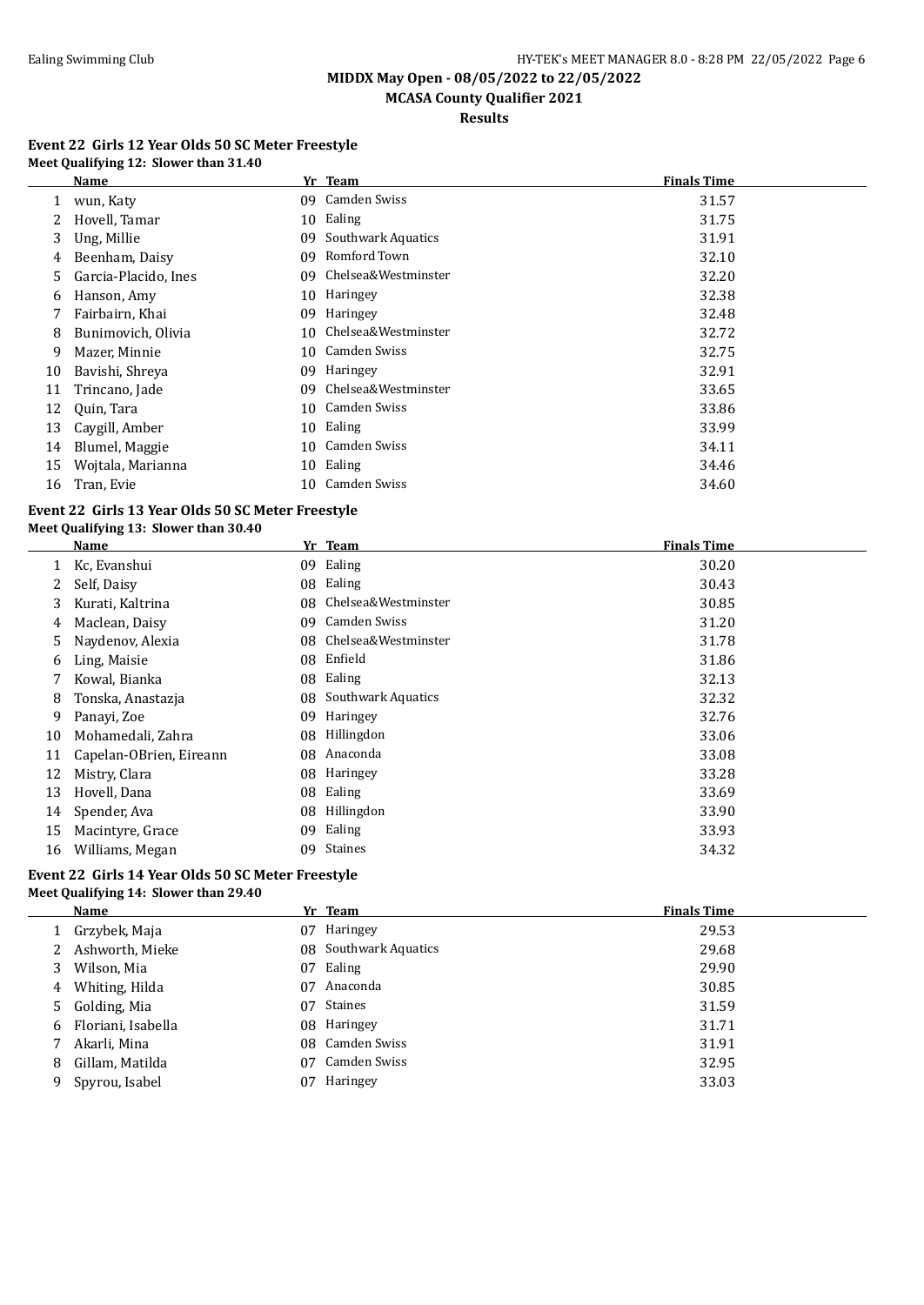**MIDDX May Open - 08/05/2022 to 22/05/2022**

**MCASA County Qualifier 2021**

**Results**

### Event 22 Girls 12 Year Olds 50 SC Meter Freestyle

**Meet Qualifying 12: Slower than 31.40**

| | Name | Yr | Team | Finals Time |
|---|---|---|---|---|
| 1 | wun, Katy | 09 | Camden Swiss | 31.57 |
| 2 | Hovell, Tamar | 10 | Ealing | 31.75 |
| 3 | Ung, Millie | 09 | Southwark Aquatics | 31.91 |
| 4 | Beenham, Daisy | 09 | Romford Town | 32.10 |
| 5 | Garcia-Placido, Ines | 09 | Chelsea&Westminster | 32.20 |
| 6 | Hanson, Amy | 10 | Haringey | 32.38 |
| 7 | Fairbairn, Khai | 09 | Haringey | 32.48 |
| 8 | Bunimovich, Olivia | 10 | Chelsea&Westminster | 32.72 |
| 9 | Mazer, Minnie | 10 | Camden Swiss | 32.75 |
| 10 | Bavishi, Shreya | 09 | Haringey | 32.91 |
| 11 | Trincano, Jade | 09 | Chelsea&Westminster | 33.65 |
| 12 | Quin, Tara | 10 | Camden Swiss | 33.86 |
| 13 | Caygill, Amber | 10 | Ealing | 33.99 |
| 14 | Blumel, Maggie | 10 | Camden Swiss | 34.11 |
| 15 | Wojtala, Marianna | 10 | Ealing | 34.46 |
| 16 | Tran, Evie | 10 | Camden Swiss | 34.60 |

### Event 22 Girls 13 Year Olds 50 SC Meter Freestyle

**Meet Qualifying 13: Slower than 30.40**

| | Name | Yr | Team | Finals Time |
|---|---|---|---|---|
| 1 | Kc, Evanshui | 09 | Ealing | 30.20 |
| 2 | Self, Daisy | 08 | Ealing | 30.43 |
| 3 | Kurati, Kaltrina | 08 | Chelsea&Westminster | 30.85 |
| 4 | Maclean, Daisy | 09 | Camden Swiss | 31.20 |
| 5 | Naydenov, Alexia | 08 | Chelsea&Westminster | 31.78 |
| 6 | Ling, Maisie | 08 | Enfield | 31.86 |
| 7 | Kowal, Bianka | 08 | Ealing | 32.13 |
| 8 | Tonska, Anastazja | 08 | Southwark Aquatics | 32.32 |
| 9 | Panayi, Zoe | 09 | Haringey | 32.76 |
| 10 | Mohamedali, Zahra | 08 | Hillingdon | 33.06 |
| 11 | Capelan-OBrien, Eireann | 08 | Anaconda | 33.08 |
| 12 | Mistry, Clara | 08 | Haringey | 33.28 |
| 13 | Hovell, Dana | 08 | Ealing | 33.69 |
| 14 | Spender, Ava | 08 | Hillingdon | 33.90 |
| 15 | Macintyre, Grace | 09 | Ealing | 33.93 |
| 16 | Williams, Megan | 09 | Staines | 34.32 |

### Event 22 Girls 14 Year Olds 50 SC Meter Freestyle

**Meet Qualifying 14: Slower than 29.40**

| | Name | Yr | Team | Finals Time |
|---|---|---|---|---|
| 1 | Grzybek, Maja | 07 | Haringey | 29.53 |
| 2 | Ashworth, Mieke | 08 | Southwark Aquatics | 29.68 |
| 3 | Wilson, Mia | 07 | Ealing | 29.90 |
| 4 | Whiting, Hilda | 07 | Anaconda | 30.85 |
| 5 | Golding, Mia | 07 | Staines | 31.59 |
| 6 | Floriani, Isabella | 08 | Haringey | 31.71 |
| 7 | Akarli, Mina | 08 | Camden Swiss | 31.91 |
| 8 | Gillam, Matilda | 07 | Camden Swiss | 32.95 |
| 9 | Spyrou, Isabel | 07 | Haringey | 33.03 |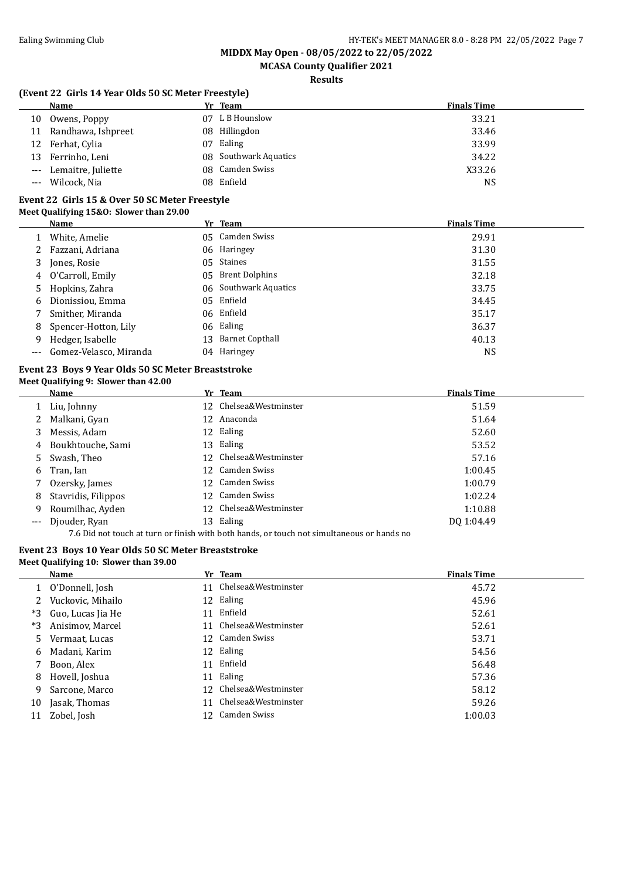## MIDDX May Open - 08/05/2022 to 22/05/2022

### MCASA County Qualifier 2021

**Results**

### (Event 22 Girls 14 Year Olds 50 SC Meter Freestyle)

| | Name | Yr | Team | Finals Time |
|---|---|---|---|---|
| 10 | Owens, Poppy | 07 | L B Hounslow | 33.21 |
| 11 | Randhawa, Ishpreet | 08 | Hillingdon | 33.46 |
| 12 | Ferhat, Cylia | 07 | Ealing | 33.99 |
| 13 | Ferrinho, Leni | 08 | Southwark Aquatics | 34.22 |
| --- | Lemaitre, Juliette | 08 | Camden Swiss | X33.26 |
| --- | Wilcock, Nia | 08 | Enfield | NS |

### Event 22 Girls 15 & Over 50 SC Meter Freestyle

**Meet Qualifying 15&O: Slower than 29.00**

| | Name | Yr | Team | Finals Time |
|---|---|---|---|---|
| 1 | White, Amelie | 05 | Camden Swiss | 29.91 |
| 2 | Fazzani, Adriana | 06 | Haringey | 31.30 |
| 3 | Jones, Rosie | 05 | Staines | 31.55 |
| 4 | O'Carroll, Emily | 05 | Brent Dolphins | 32.18 |
| 5 | Hopkins, Zahra | 06 | Southwark Aquatics | 33.75 |
| 6 | Dionissiou, Emma | 05 | Enfield | 34.45 |
| 7 | Smither, Miranda | 06 | Enfield | 35.17 |
| 8 | Spencer-Hotton, Lily | 06 | Ealing | 36.37 |
| 9 | Hedger, Isabelle | 13 | Barnet Copthall | 40.13 |
| --- | Gomez-Velasco, Miranda | 04 | Haringey | NS |

### Event 23 Boys 9 Year Olds 50 SC Meter Breaststroke

**Meet Qualifying 9: Slower than 42.00**

| | Name | Yr | Team | Finals Time |
|---|---|---|---|---|
| 1 | Liu, Johnny | 12 | Chelsea&Westminster | 51.59 |
| 2 | Malkani, Gyan | 12 | Anaconda | 51.64 |
| 3 | Messis, Adam | 12 | Ealing | 52.60 |
| 4 | Boukhtouche, Sami | 13 | Ealing | 53.52 |
| 5 | Swash, Theo | 12 | Chelsea&Westminster | 57.16 |
| 6 | Tran, Ian | 12 | Camden Swiss | 1:00.45 |
| 7 | Ozersky, James | 12 | Camden Swiss | 1:00.79 |
| 8 | Stavridis, Filippos | 12 | Camden Swiss | 1:02.24 |
| 9 | Roumilhac, Ayden | 12 | Chelsea&Westminster | 1:10.88 |
| --- | Djouder, Ryan | 13 | Ealing | DQ 1:04.49 |

7.6 Did not touch at turn or finish with both hands, or touch not simultaneous or hands no

### Event 23 Boys 10 Year Olds 50 SC Meter Breaststroke

**Meet Qualifying 10: Slower than 39.00**

| | Name | Yr | Team | Finals Time |
|---|---|---|---|---|
| 1 | O'Donnell, Josh | 11 | Chelsea&Westminster | 45.72 |
| 2 | Vuckovic, Mihailo | 12 | Ealing | 45.96 |
| *3 | Guo, Lucas Jia He | 11 | Enfield | 52.61 |
| *3 | Anisimov, Marcel | 11 | Chelsea&Westminster | 52.61 |
| 5 | Vermaat, Lucas | 12 | Camden Swiss | 53.71 |
| 6 | Madani, Karim | 12 | Ealing | 54.56 |
| 7 | Boon, Alex | 11 | Enfield | 56.48 |
| 8 | Hovell, Joshua | 11 | Ealing | 57.36 |
| 9 | Sarcone, Marco | 12 | Chelsea&Westminster | 58.12 |
| 10 | Jasak, Thomas | 11 | Chelsea&Westminster | 59.26 |
| 11 | Zobel, Josh | 12 | Camden Swiss | 1:00.03 |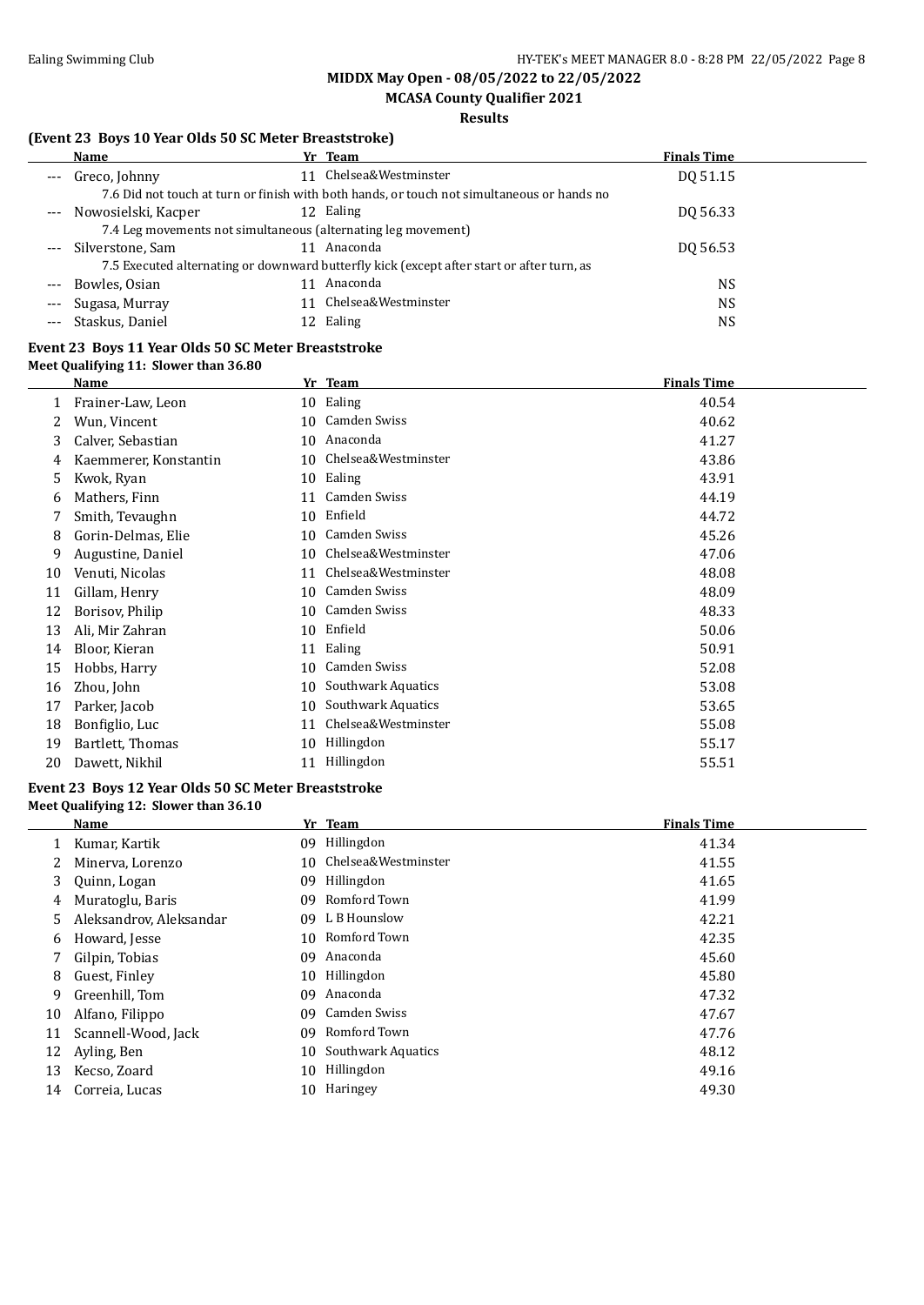**MIDDX May Open - 08/05/2022 to 22/05/2022**

**MCASA County Qualifier 2021**

**Results**

### (Event 23 Boys 10 Year Olds 50 SC Meter Breaststroke)

| | Name | Yr | Team | Finals Time |
|---|---|---|---|---|
| --- | Greco, Johnny | 11 | Chelsea&Westminster | DQ 51.15 |
| | 7.6 Did not touch at turn or finish with both hands, or touch not simultaneous or hands no | | | |
| --- | Nowosielski, Kacper | 12 | Ealing | DQ 56.33 |
| | 7.4 Leg movements not simultaneous (alternating leg movement) | | | |
| --- | Silverstone, Sam | 11 | Anaconda | DQ 56.53 |
| | 7.5 Executed alternating or downward butterfly kick (except after start or after turn, as | | | |
| --- | Bowles, Osian | 11 | Anaconda | NS |
| --- | Sugasa, Murray | 11 | Chelsea&Westminster | NS |
| --- | Staskus, Daniel | 12 | Ealing | NS |

### Event 23 Boys 11 Year Olds 50 SC Meter Breaststroke

**Meet Qualifying 11: Slower than 36.80**

| | Name | Yr | Team | Finals Time |
|---|---|---|---|---|
| 1 | Frainer-Law, Leon | 10 | Ealing | 40.54 |
| 2 | Wun, Vincent | 10 | Camden Swiss | 40.62 |
| 3 | Calver, Sebastian | 10 | Anaconda | 41.27 |
| 4 | Kaemmerer, Konstantin | 10 | Chelsea&Westminster | 43.86 |
| 5 | Kwok, Ryan | 10 | Ealing | 43.91 |
| 6 | Mathers, Finn | 11 | Camden Swiss | 44.19 |
| 7 | Smith, Tevaughn | 10 | Enfield | 44.72 |
| 8 | Gorin-Delmas, Elie | 10 | Camden Swiss | 45.26 |
| 9 | Augustine, Daniel | 10 | Chelsea&Westminster | 47.06 |
| 10 | Venuti, Nicolas | 11 | Chelsea&Westminster | 48.08 |
| 11 | Gillam, Henry | 10 | Camden Swiss | 48.09 |
| 12 | Borisov, Philip | 10 | Camden Swiss | 48.33 |
| 13 | Ali, Mir Zahran | 10 | Enfield | 50.06 |
| 14 | Bloor, Kieran | 11 | Ealing | 50.91 |
| 15 | Hobbs, Harry | 10 | Camden Swiss | 52.08 |
| 16 | Zhou, John | 10 | Southwark Aquatics | 53.08 |
| 17 | Parker, Jacob | 10 | Southwark Aquatics | 53.65 |
| 18 | Bonfiglio, Luc | 11 | Chelsea&Westminster | 55.08 |
| 19 | Bartlett, Thomas | 10 | Hillingdon | 55.17 |
| 20 | Dawett, Nikhil | 11 | Hillingdon | 55.51 |

### Event 23 Boys 12 Year Olds 50 SC Meter Breaststroke

**Meet Qualifying 12: Slower than 36.10**

| | Name | Yr | Team | Finals Time |
|---|---|---|---|---|
| 1 | Kumar, Kartik | 09 | Hillingdon | 41.34 |
| 2 | Minerva, Lorenzo | 10 | Chelsea&Westminster | 41.55 |
| 3 | Quinn, Logan | 09 | Hillingdon | 41.65 |
| 4 | Muratoglu, Baris | 09 | Romford Town | 41.99 |
| 5 | Aleksandrov, Aleksandar | 09 | L B Hounslow | 42.21 |
| 6 | Howard, Jesse | 10 | Romford Town | 42.35 |
| 7 | Gilpin, Tobias | 09 | Anaconda | 45.60 |
| 8 | Guest, Finley | 10 | Hillingdon | 45.80 |
| 9 | Greenhill, Tom | 09 | Anaconda | 47.32 |
| 10 | Alfano, Filippo | 09 | Camden Swiss | 47.67 |
| 11 | Scannell-Wood, Jack | 09 | Romford Town | 47.76 |
| 12 | Ayling, Ben | 10 | Southwark Aquatics | 48.12 |
| 13 | Kecso, Zoard | 10 | Hillingdon | 49.16 |
| 14 | Correia, Lucas | 10 | Haringey | 49.30 |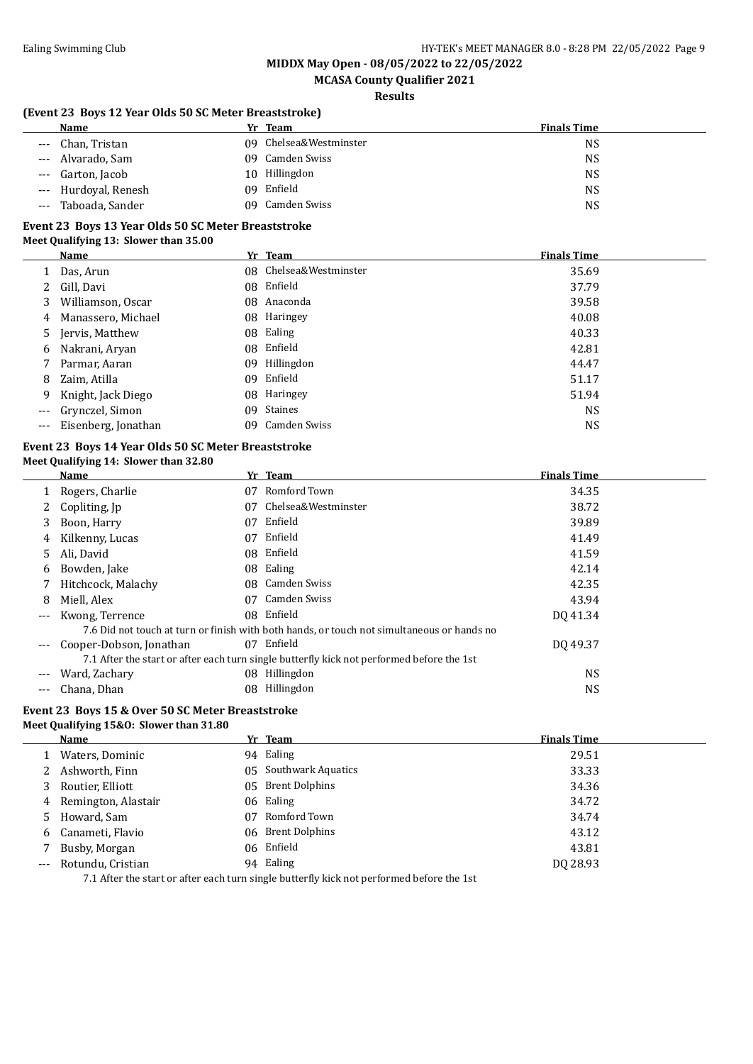## MIDDX May Open - 08/05/2022 to 22/05/2022

## MCASA County Qualifier 2021

### Results

### (Event 23 Boys 12 Year Olds 50 SC Meter Breaststroke)

| | Name | Yr | Team | Finals Time |
|---|---|---|---|---|
| --- | Chan, Tristan | 09 | Chelsea&Westminster | NS |
| --- | Alvarado, Sam | 09 | Camden Swiss | NS |
| --- | Garton, Jacob | 10 | Hillingdon | NS |
| --- | Hurdoyal, Renesh | 09 | Enfield | NS |
| --- | Taboada, Sander | 09 | Camden Swiss | NS |

### Event 23 Boys 13 Year Olds 50 SC Meter Breaststroke

**Meet Qualifying 13: Slower than 35.00**

| | Name | Yr | Team | Finals Time |
|---|---|---|---|---|
| 1 | Das, Arun | 08 | Chelsea&Westminster | 35.69 |
| 2 | Gill, Davi | 08 | Enfield | 37.79 |
| 3 | Williamson, Oscar | 08 | Anaconda | 39.58 |
| 4 | Manassero, Michael | 08 | Haringey | 40.08 |
| 5 | Jervis, Matthew | 08 | Ealing | 40.33 |
| 6 | Nakrani, Aryan | 08 | Enfield | 42.81 |
| 7 | Parmar, Aaran | 09 | Hillingdon | 44.47 |
| 8 | Zaim, Atilla | 09 | Enfield | 51.17 |
| 9 | Knight, Jack Diego | 08 | Haringey | 51.94 |
| --- | Grynczel, Simon | 09 | Staines | NS |
| --- | Eisenberg, Jonathan | 09 | Camden Swiss | NS |

### Event 23 Boys 14 Year Olds 50 SC Meter Breaststroke

**Meet Qualifying 14: Slower than 32.80**

| | Name | Yr | Team | Finals Time |
|---|---|---|---|---|
| 1 | Rogers, Charlie | 07 | Romford Town | 34.35 |
| 2 | Copliting, Jp | 07 | Chelsea&Westminster | 38.72 |
| 3 | Boon, Harry | 07 | Enfield | 39.89 |
| 4 | Kilkenny, Lucas | 07 | Enfield | 41.49 |
| 5 | Ali, David | 08 | Enfield | 41.59 |
| 6 | Bowden, Jake | 08 | Ealing | 42.14 |
| 7 | Hitchcock, Malachy | 08 | Camden Swiss | 42.35 |
| 8 | Miell, Alex | 07 | Camden Swiss | 43.94 |
| --- | Kwong, Terrence | 08 | Enfield | DQ 41.34 |
| | 7.6 Did not touch at turn or finish with both hands, or touch not simultaneous or hands no | | | |
| --- | Cooper-Dobson, Jonathan | 07 | Enfield | DQ 49.37 |
| | 7.1 After the start or after each turn single butterfly kick not performed before the 1st | | | |
| --- | Ward, Zachary | 08 | Hillingdon | NS |
| --- | Chana, Dhan | 08 | Hillingdon | NS |

### Event 23 Boys 15 & Over 50 SC Meter Breaststroke

**Meet Qualifying 15&O: Slower than 31.80**

| | Name | Yr | Team | Finals Time |
|---|---|---|---|---|
| 1 | Waters, Dominic | 94 | Ealing | 29.51 |
| 2 | Ashworth, Finn | 05 | Southwark Aquatics | 33.33 |
| 3 | Routier, Elliott | 05 | Brent Dolphins | 34.36 |
| 4 | Remington, Alastair | 06 | Ealing | 34.72 |
| 5 | Howard, Sam | 07 | Romford Town | 34.74 |
| 6 | Canameti, Flavio | 06 | Brent Dolphins | 43.12 |
| 7 | Busby, Morgan | 06 | Enfield | 43.81 |
| --- | Rotundu, Cristian | 94 | Ealing | DQ 28.93 |
| | 7.1 After the start or after each turn single butterfly kick not performed before the 1st | | | |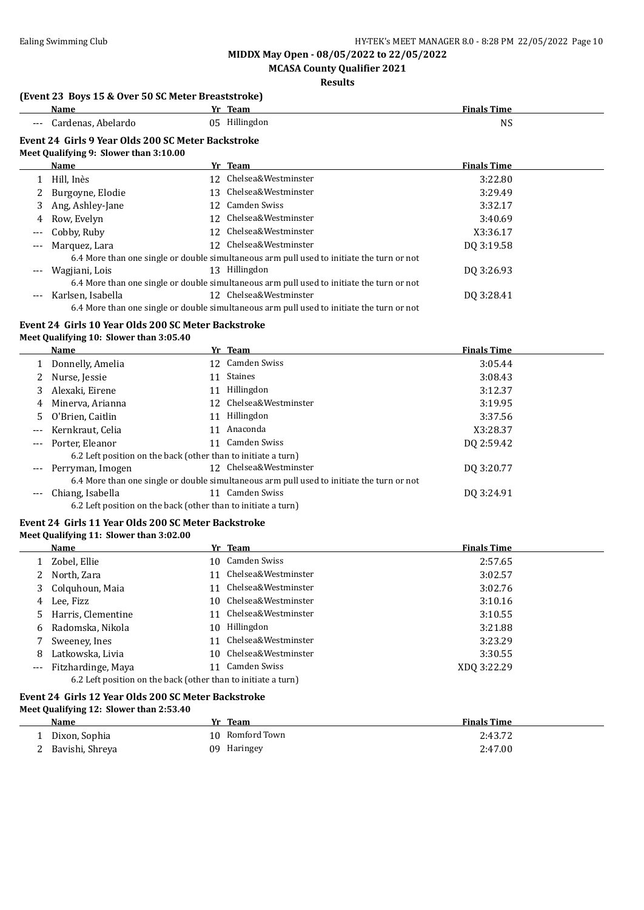**MIDDX May Open - 08/05/2022 to 22/05/2022**

**MCASA County Qualifier 2021**

**Results**

### (Event 23 Boys 15 & Over 50 SC Meter Breaststroke)

| | Name | Yr | Team | Finals Time |
|---|---|---|---|---|
| --- | Cardenas, Abelardo | 05 | Hillingdon | NS |

### Event 24 Girls 9 Year Olds 200 SC Meter Backstroke

**Meet Qualifying 9: Slower than 3:10.00**

| | Name | Yr | Team | Finals Time |
|---|---|---|---|---|
| 1 | Hill, Inès | 12 | Chelsea&Westminster | 3:22.80 |
| 2 | Burgoyne, Elodie | 13 | Chelsea&Westminster | 3:29.49 |
| 3 | Ang, Ashley-Jane | 12 | Camden Swiss | 3:32.17 |
| 4 | Row, Evelyn | 12 | Chelsea&Westminster | 3:40.69 |
| --- | Cobby, Ruby | 12 | Chelsea&Westminster | X3:36.17 |
| --- | Marquez, Lara | 12 | Chelsea&Westminster | DQ 3:19.58 |
| | 6.4 More than one single or double simultaneous arm pull used to initiate the turn or not | | | |
| --- | Wagjiani, Lois | 13 | Hillingdon | DQ 3:26.93 |
| | 6.4 More than one single or double simultaneous arm pull used to initiate the turn or not | | | |
| --- | Karlsen, Isabella | 12 | Chelsea&Westminster | DQ 3:28.41 |
| | 6.4 More than one single or double simultaneous arm pull used to initiate the turn or not | | | |

### Event 24 Girls 10 Year Olds 200 SC Meter Backstroke

**Meet Qualifying 10: Slower than 3:05.40**

| | Name | Yr | Team | Finals Time |
|---|---|---|---|---|
| 1 | Donnelly, Amelia | 12 | Camden Swiss | 3:05.44 |
| 2 | Nurse, Jessie | 11 | Staines | 3:08.43 |
| 3 | Alexaki, Eirene | 11 | Hillingdon | 3:12.37 |
| 4 | Minerva, Arianna | 12 | Chelsea&Westminster | 3:19.95 |
| 5 | O'Brien, Caitlin | 11 | Hillingdon | 3:37.56 |
| --- | Kernkraut, Celia | 11 | Anaconda | X3:28.37 |
| --- | Porter, Eleanor | 11 | Camden Swiss | DQ 2:59.42 |
| | 6.2 Left position on the back (other than to initiate a turn) | | | |
| --- | Perryman, Imogen | 12 | Chelsea&Westminster | DQ 3:20.77 |
| | 6.4 More than one single or double simultaneous arm pull used to initiate the turn or not | | | |
| --- | Chiang, Isabella | 11 | Camden Swiss | DQ 3:24.91 |
| | 6.2 Left position on the back (other than to initiate a turn) | | | |

### Event 24 Girls 11 Year Olds 200 SC Meter Backstroke

**Meet Qualifying 11: Slower than 3:02.00**

| | Name | Yr | Team | Finals Time |
|---|---|---|---|---|
| 1 | Zobel, Ellie | 10 | Camden Swiss | 2:57.65 |
| 2 | North, Zara | 11 | Chelsea&Westminster | 3:02.57 |
| 3 | Colquhoun, Maia | 11 | Chelsea&Westminster | 3:02.76 |
| 4 | Lee, Fizz | 10 | Chelsea&Westminster | 3:10.16 |
| 5 | Harris, Clementine | 11 | Chelsea&Westminster | 3:10.55 |
| 6 | Radomska, Nikola | 10 | Hillingdon | 3:21.88 |
| 7 | Sweeney, Ines | 11 | Chelsea&Westminster | 3:23.29 |
| 8 | Latkowska, Livia | 10 | Chelsea&Westminster | 3:30.55 |
| --- | Fitzhardinge, Maya | 11 | Camden Swiss | XDQ 3:22.29 |
| | 6.2 Left position on the back (other than to initiate a turn) | | | |

### Event 24 Girls 12 Year Olds 200 SC Meter Backstroke

**Meet Qualifying 12: Slower than 2:53.40**

| | Name | Yr | Team | Finals Time |
|---|---|---|---|---|
| 1 | Dixon, Sophia | 10 | Romford Town | 2:43.72 |
| 2 | Bavishi, Shreya | 09 | Haringey | 2:47.00 |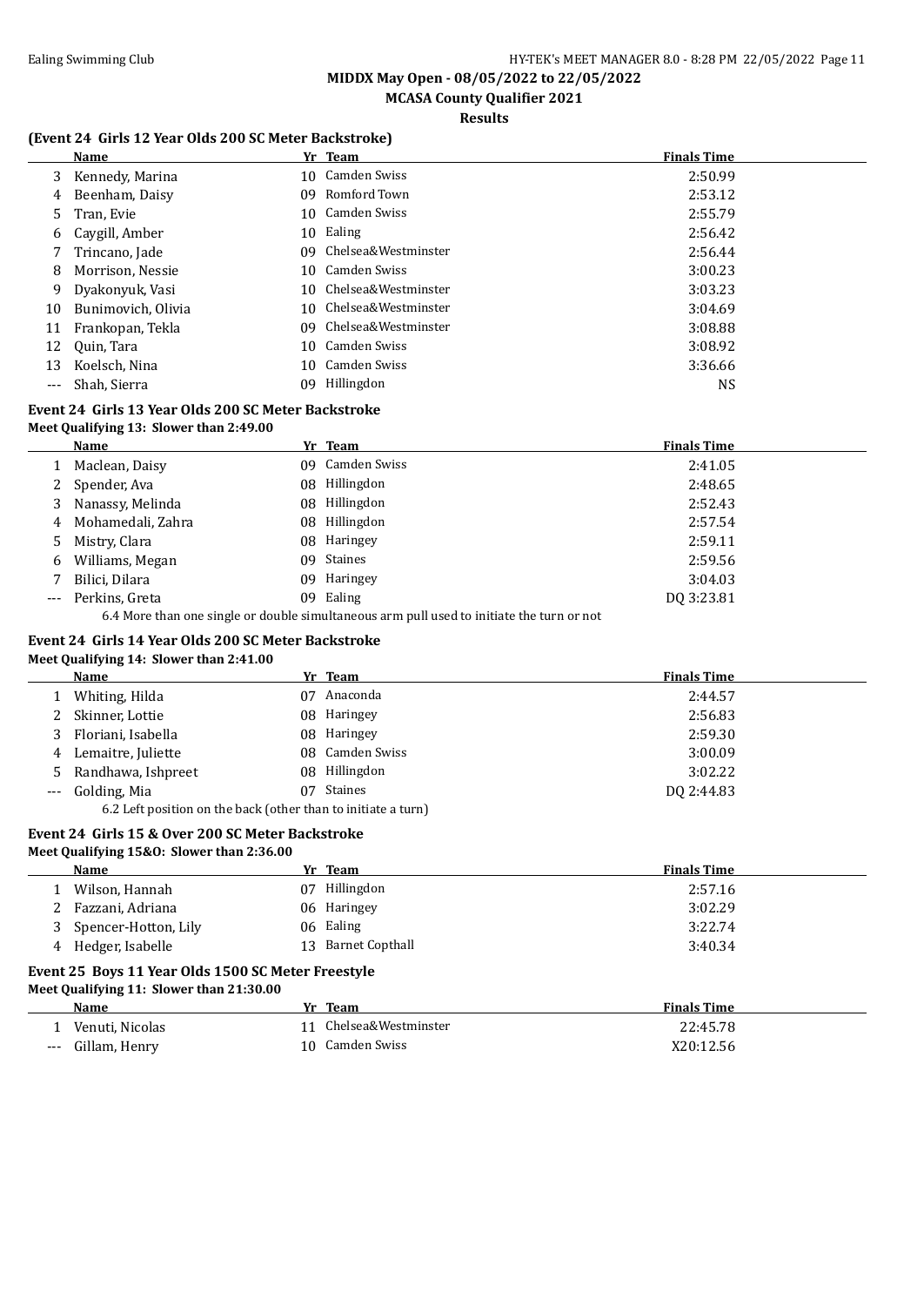**MIDDX May Open - 08/05/2022 to 22/05/2022**

**MCASA County Qualifier 2021**

**Results**

### (Event 24 Girls 12 Year Olds 200 SC Meter Backstroke)

| | Name | Yr | Team | Finals Time |
|---|---|---|---|---|
| 3 | Kennedy, Marina | 10 | Camden Swiss | 2:50.99 |
| 4 | Beenham, Daisy | 09 | Romford Town | 2:53.12 |
| 5 | Tran, Evie | 10 | Camden Swiss | 2:55.79 |
| 6 | Caygill, Amber | 10 | Ealing | 2:56.42 |
| 7 | Trincano, Jade | 09 | Chelsea&Westminster | 2:56.44 |
| 8 | Morrison, Nessie | 10 | Camden Swiss | 3:00.23 |
| 9 | Dyakonyuk, Vasi | 10 | Chelsea&Westminster | 3:03.23 |
| 10 | Bunimovich, Olivia | 10 | Chelsea&Westminster | 3:04.69 |
| 11 | Frankopan, Tekla | 09 | Chelsea&Westminster | 3:08.88 |
| 12 | Quin, Tara | 10 | Camden Swiss | 3:08.92 |
| 13 | Koelsch, Nina | 10 | Camden Swiss | 3:36.66 |
| --- | Shah, Sierra | 09 | Hillingdon | NS |

### Event 24 Girls 13 Year Olds 200 SC Meter Backstroke

**Meet Qualifying 13: Slower than 2:49.00**

| | Name | Yr | Team | Finals Time |
|---|---|---|---|---|
| 1 | Maclean, Daisy | 09 | Camden Swiss | 2:41.05 |
| 2 | Spender, Ava | 08 | Hillingdon | 2:48.65 |
| 3 | Nanassy, Melinda | 08 | Hillingdon | 2:52.43 |
| 4 | Mohamedali, Zahra | 08 | Hillingdon | 2:57.54 |
| 5 | Mistry, Clara | 08 | Haringey | 2:59.11 |
| 6 | Williams, Megan | 09 | Staines | 2:59.56 |
| 7 | Bilici, Dilara | 09 | Haringey | 3:04.03 |
| --- | Perkins, Greta | 09 | Ealing | DQ 3:23.81 |

6.4 More than one single or double simultaneous arm pull used to initiate the turn or not

### Event 24 Girls 14 Year Olds 200 SC Meter Backstroke

**Meet Qualifying 14: Slower than 2:41.00**

| | Name | Yr | Team | Finals Time |
|---|---|---|---|---|
| 1 | Whiting, Hilda | 07 | Anaconda | 2:44.57 |
| 2 | Skinner, Lottie | 08 | Haringey | 2:56.83 |
| 3 | Floriani, Isabella | 08 | Haringey | 2:59.30 |
| 4 | Lemaitre, Juliette | 08 | Camden Swiss | 3:00.09 |
| 5 | Randhawa, Ishpreet | 08 | Hillingdon | 3:02.22 |
| --- | Golding, Mia | 07 | Staines | DQ 2:44.83 |

6.2 Left position on the back (other than to initiate a turn)

### Event 24 Girls 15 & Over 200 SC Meter Backstroke

**Meet Qualifying 15&O: Slower than 2:36.00**

| | Name | Yr | Team | Finals Time |
|---|---|---|---|---|
| 1 | Wilson, Hannah | 07 | Hillingdon | 2:57.16 |
| 2 | Fazzani, Adriana | 06 | Haringey | 3:02.29 |
| 3 | Spencer-Hotton, Lily | 06 | Ealing | 3:22.74 |
| 4 | Hedger, Isabelle | 13 | Barnet Copthall | 3:40.34 |

### Event 25 Boys 11 Year Olds 1500 SC Meter Freestyle

**Meet Qualifying 11: Slower than 21:30.00**

| | Name | Yr | Team | Finals Time |
|---|---|---|---|---|
| 1 | Venuti, Nicolas | 11 | Chelsea&Westminster | 22:45.78 |
| --- | Gillam, Henry | 10 | Camden Swiss | X20:12.56 |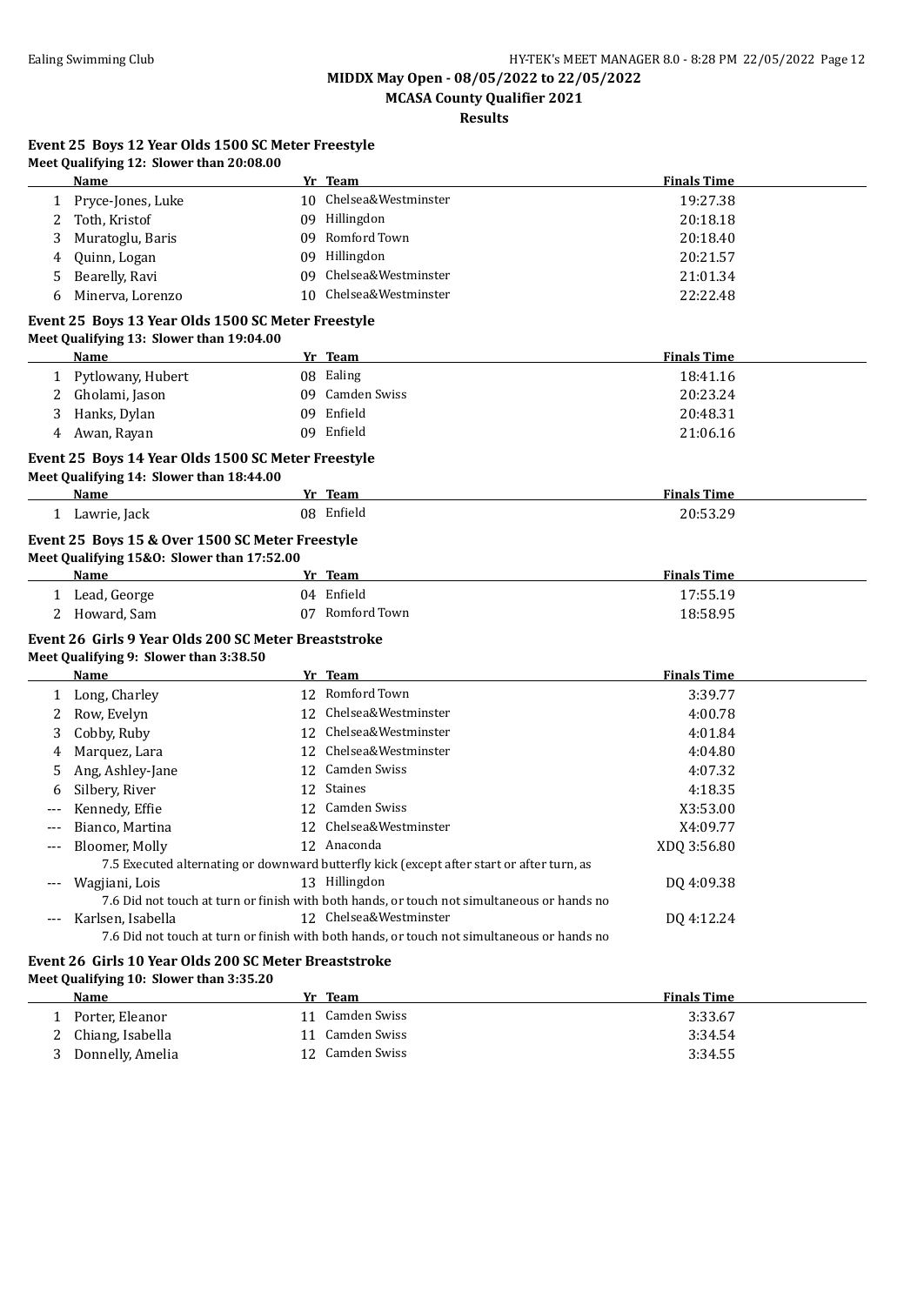## MIDDX May Open - 08/05/2022 to 22/05/2022

### MCASA County Qualifier 2021

#### Results

### Event 25 Boys 12 Year Olds 1500 SC Meter Freestyle

**Meet Qualifying 12: Slower than 20:08.00**

| | Name | Yr | Team | Finals Time |
|---|---|---|---|---|
| 1 | Pryce-Jones, Luke | 10 | Chelsea&Westminster | 19:27.38 |
| 2 | Toth, Kristof | 09 | Hillingdon | 20:18.18 |
| 3 | Muratoglu, Baris | 09 | Romford Town | 20:18.40 |
| 4 | Quinn, Logan | 09 | Hillingdon | 20:21.57 |
| 5 | Bearelly, Ravi | 09 | Chelsea&Westminster | 21:01.34 |
| 6 | Minerva, Lorenzo | 10 | Chelsea&Westminster | 22:22.48 |

### Event 25 Boys 13 Year Olds 1500 SC Meter Freestyle

**Meet Qualifying 13: Slower than 19:04.00**

| | Name | Yr | Team | Finals Time |
|---|---|---|---|---|
| 1 | Pytlowany, Hubert | 08 | Ealing | 18:41.16 |
| 2 | Gholami, Jason | 09 | Camden Swiss | 20:23.24 |
| 3 | Hanks, Dylan | 09 | Enfield | 20:48.31 |
| 4 | Awan, Rayan | 09 | Enfield | 21:06.16 |

### Event 25 Boys 14 Year Olds 1500 SC Meter Freestyle

**Meet Qualifying 14: Slower than 18:44.00**

| | Name | Yr | Team | Finals Time |
|---|---|---|---|---|
| 1 | Lawrie, Jack | 08 | Enfield | 20:53.29 |

### Event 25 Boys 15 & Over 1500 SC Meter Freestyle

**Meet Qualifying 15&O: Slower than 17:52.00**

| | Name | Yr | Team | Finals Time |
|---|---|---|---|---|
| 1 | Lead, George | 04 | Enfield | 17:55.19 |
| 2 | Howard, Sam | 07 | Romford Town | 18:58.95 |

### Event 26 Girls 9 Year Olds 200 SC Meter Breaststroke

**Meet Qualifying 9: Slower than 3:38.50**

| | Name | Yr | Team | Finals Time |
|---|---|---|---|---|
| 1 | Long, Charley | 12 | Romford Town | 3:39.77 |
| 2 | Row, Evelyn | 12 | Chelsea&Westminster | 4:00.78 |
| 3 | Cobby, Ruby | 12 | Chelsea&Westminster | 4:01.84 |
| 4 | Marquez, Lara | 12 | Chelsea&Westminster | 4:04.80 |
| 5 | Ang, Ashley-Jane | 12 | Camden Swiss | 4:07.32 |
| 6 | Silbery, River | 12 | Staines | 4:18.35 |
| --- | Kennedy, Effie | 12 | Camden Swiss | X3:53.00 |
| --- | Bianco, Martina | 12 | Chelsea&Westminster | X4:09.77 |
| --- | Bloomer, Molly | 12 | Anaconda | XDQ 3:56.80 |
| | 7.5 Executed alternating or downward butterfly kick (except after start or after turn, as | | | |
| --- | Wagjiani, Lois | 13 | Hillingdon | DQ 4:09.38 |
| | 7.6 Did not touch at turn or finish with both hands, or touch not simultaneous or hands no | | | |
| --- | Karlsen, Isabella | 12 | Chelsea&Westminster | DQ 4:12.24 |
| | 7.6 Did not touch at turn or finish with both hands, or touch not simultaneous or hands no | | | |

### Event 26 Girls 10 Year Olds 200 SC Meter Breaststroke

**Meet Qualifying 10: Slower than 3:35.20**

| | Name | Yr | Team | Finals Time |
|---|---|---|---|---|
| 1 | Porter, Eleanor | 11 | Camden Swiss | 3:33.67 |
| 2 | Chiang, Isabella | 11 | Camden Swiss | 3:34.54 |
| 3 | Donnelly, Amelia | 12 | Camden Swiss | 3:34.55 |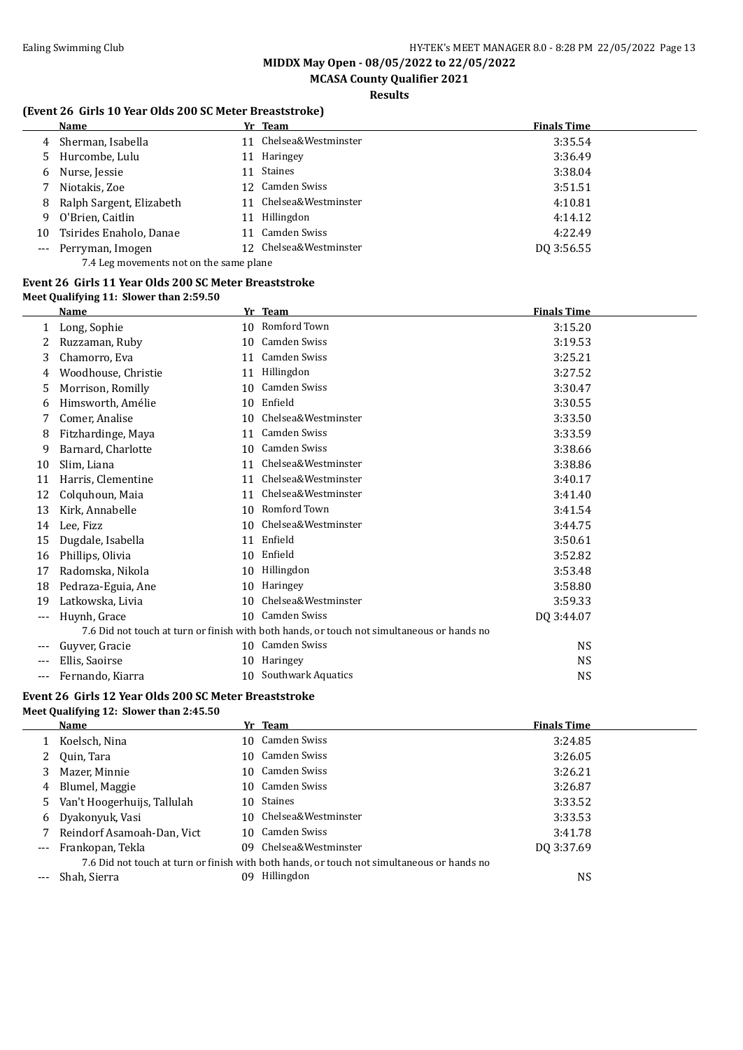## MIDDX May Open - 08/05/2022 to 22/05/2022

## MCASA County Qualifier 2021

### Results

### (Event 26 Girls 10 Year Olds 200 SC Meter Breaststroke)

| | Name | Yr | Team | Finals Time |
|---|---|---|---|---|
| 4 | Sherman, Isabella | 11 | Chelsea&Westminster | 3:35.54 |
| 5 | Hurcombe, Lulu | 11 | Haringey | 3:36.49 |
| 6 | Nurse, Jessie | 11 | Staines | 3:38.04 |
| 7 | Niotakis, Zoe | 12 | Camden Swiss | 3:51.51 |
| 8 | Ralph Sargent, Elizabeth | 11 | Chelsea&Westminster | 4:10.81 |
| 9 | O'Brien, Caitlin | 11 | Hillingdon | 4:14.12 |
| 10 | Tsirides Enaholo, Danae | 11 | Camden Swiss | 4:22.49 |
| --- | Perryman, Imogen | 12 | Chelsea&Westminster | DQ 3:56.55 |
| | 7.4 Leg movements not on the same plane | | | |

### Event 26 Girls 11 Year Olds 200 SC Meter Breaststroke

**Meet Qualifying 11: Slower than 2:59.50**

| | Name | Yr | Team | Finals Time |
|---|---|---|---|---|
| 1 | Long, Sophie | 10 | Romford Town | 3:15.20 |
| 2 | Ruzzaman, Ruby | 10 | Camden Swiss | 3:19.53 |
| 3 | Chamorro, Eva | 11 | Camden Swiss | 3:25.21 |
| 4 | Woodhouse, Christie | 11 | Hillingdon | 3:27.52 |
| 5 | Morrison, Romilly | 10 | Camden Swiss | 3:30.47 |
| 6 | Himsworth, Amélie | 10 | Enfield | 3:30.55 |
| 7 | Comer, Analise | 10 | Chelsea&Westminster | 3:33.50 |
| 8 | Fitzhardinge, Maya | 11 | Camden Swiss | 3:33.59 |
| 9 | Barnard, Charlotte | 10 | Camden Swiss | 3:38.66 |
| 10 | Slim, Liana | 11 | Chelsea&Westminster | 3:38.86 |
| 11 | Harris, Clementine | 11 | Chelsea&Westminster | 3:40.17 |
| 12 | Colquhoun, Maia | 11 | Chelsea&Westminster | 3:41.40 |
| 13 | Kirk, Annabelle | 10 | Romford Town | 3:41.54 |
| 14 | Lee, Fizz | 10 | Chelsea&Westminster | 3:44.75 |
| 15 | Dugdale, Isabella | 11 | Enfield | 3:50.61 |
| 16 | Phillips, Olivia | 10 | Enfield | 3:52.82 |
| 17 | Radomska, Nikola | 10 | Hillingdon | 3:53.48 |
| 18 | Pedraza-Eguia, Ane | 10 | Haringey | 3:58.80 |
| 19 | Latkowska, Livia | 10 | Chelsea&Westminster | 3:59.33 |
| --- | Huynh, Grace | 10 | Camden Swiss | DQ 3:44.07 |
| | 7.6 Did not touch at turn or finish with both hands, or touch not simultaneous or hands no | | | |
| --- | Guyver, Gracie | 10 | Camden Swiss | NS |
| --- | Ellis, Saoirse | 10 | Haringey | NS |
| --- | Fernando, Kiarra | 10 | Southwark Aquatics | NS |

### Event 26 Girls 12 Year Olds 200 SC Meter Breaststroke

**Meet Qualifying 12: Slower than 2:45.50**

| | Name | Yr | Team | Finals Time |
|---|---|---|---|---|
| 1 | Koelsch, Nina | 10 | Camden Swiss | 3:24.85 |
| 2 | Quin, Tara | 10 | Camden Swiss | 3:26.05 |
| 3 | Mazer, Minnie | 10 | Camden Swiss | 3:26.21 |
| 4 | Blumel, Maggie | 10 | Camden Swiss | 3:26.87 |
| 5 | Van't Hoogerhuijs, Tallulah | 10 | Staines | 3:33.52 |
| 6 | Dyakonyuk, Vasi | 10 | Chelsea&Westminster | 3:33.53 |
| 7 | Reindorf Asamoah-Dan, Vict | 10 | Camden Swiss | 3:41.78 |
| --- | Frankopan, Tekla | 09 | Chelsea&Westminster | DQ 3:37.69 |
| | 7.6 Did not touch at turn or finish with both hands, or touch not simultaneous or hands no | | | |
| --- | Shah, Sierra | 09 | Hillingdon | NS |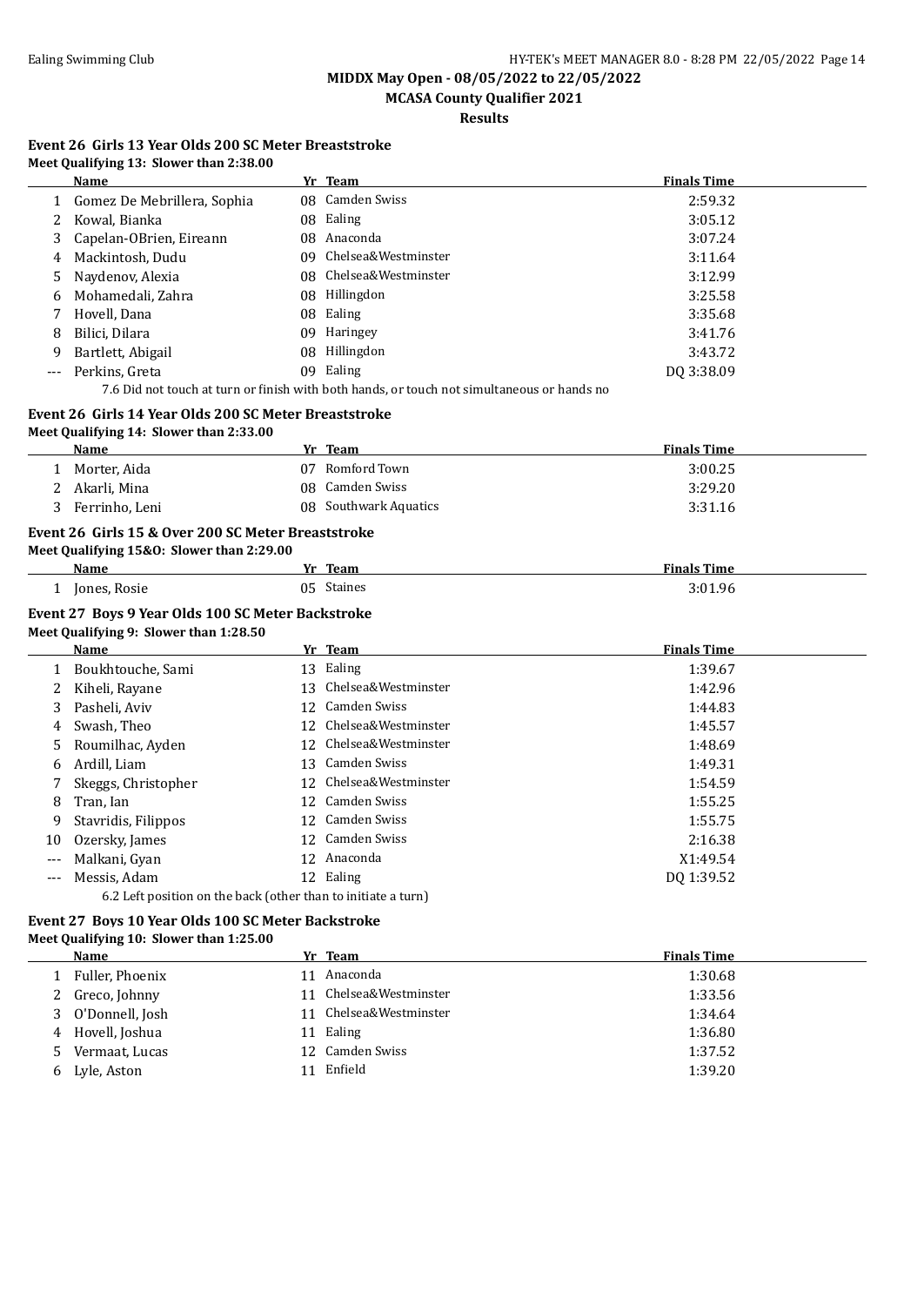## MIDDX May Open - 08/05/2022 to 22/05/2022

### MCASA County Qualifier 2021

**Results**

### Event 26 Girls 13 Year Olds 200 SC Meter Breaststroke

**Meet Qualifying 13: Slower than 2:38.00**

| | Name | Yr | Team | Finals Time |
|---|---|---|---|---|
| 1 | Gomez De Mebrillera, Sophia | 08 | Camden Swiss | 2:59.32 |
| 2 | Kowal, Bianka | 08 | Ealing | 3:05.12 |
| 3 | Capelan-OBrien, Eireann | 08 | Anaconda | 3:07.24 |
| 4 | Mackintosh, Dudu | 09 | Chelsea&Westminster | 3:11.64 |
| 5 | Naydenov, Alexia | 08 | Chelsea&Westminster | 3:12.99 |
| 6 | Mohamedali, Zahra | 08 | Hillingdon | 3:25.58 |
| 7 | Hovell, Dana | 08 | Ealing | 3:35.68 |
| 8 | Bilici, Dilara | 09 | Haringey | 3:41.76 |
| 9 | Bartlett, Abigail | 08 | Hillingdon | 3:43.72 |
| --- | Perkins, Greta | 09 | Ealing | DQ 3:38.09 |

7.6 Did not touch at turn or finish with both hands, or touch not simultaneous or hands no

### Event 26 Girls 14 Year Olds 200 SC Meter Breaststroke

**Meet Qualifying 14: Slower than 2:33.00**

| | Name | Yr | Team | Finals Time |
|---|---|---|---|---|
| 1 | Morter, Aida | 07 | Romford Town | 3:00.25 |
| 2 | Akarli, Mina | 08 | Camden Swiss | 3:29.20 |
| 3 | Ferrinho, Leni | 08 | Southwark Aquatics | 3:31.16 |

### Event 26 Girls 15 & Over 200 SC Meter Breaststroke

**Meet Qualifying 15&O: Slower than 2:29.00**

| | Name | Yr | Team | Finals Time |
|---|---|---|---|---|
| 1 | Jones, Rosie | 05 | Staines | 3:01.96 |

### Event 27 Boys 9 Year Olds 100 SC Meter Backstroke

**Meet Qualifying 9: Slower than 1:28.50**

| | Name | Yr | Team | Finals Time |
|---|---|---|---|---|
| 1 | Boukhtouche, Sami | 13 | Ealing | 1:39.67 |
| 2 | Kiheli, Rayane | 13 | Chelsea&Westminster | 1:42.96 |
| 3 | Pasheli, Aviv | 12 | Camden Swiss | 1:44.83 |
| 4 | Swash, Theo | 12 | Chelsea&Westminster | 1:45.57 |
| 5 | Roumilhac, Ayden | 12 | Chelsea&Westminster | 1:48.69 |
| 6 | Ardill, Liam | 13 | Camden Swiss | 1:49.31 |
| 7 | Skeggs, Christopher | 12 | Chelsea&Westminster | 1:54.59 |
| 8 | Tran, Ian | 12 | Camden Swiss | 1:55.25 |
| 9 | Stavridis, Filippos | 12 | Camden Swiss | 1:55.75 |
| 10 | Ozersky, James | 12 | Camden Swiss | 2:16.38 |
| --- | Malkani, Gyan | 12 | Anaconda | X1:49.54 |
| --- | Messis, Adam | 12 | Ealing | DQ 1:39.52 |

6.2 Left position on the back (other than to initiate a turn)

### Event 27 Boys 10 Year Olds 100 SC Meter Backstroke

**Meet Qualifying 10: Slower than 1:25.00**

| | Name | Yr | Team | Finals Time |
|---|---|---|---|---|
| 1 | Fuller, Phoenix | 11 | Anaconda | 1:30.68 |
| 2 | Greco, Johnny | 11 | Chelsea&Westminster | 1:33.56 |
| 3 | O'Donnell, Josh | 11 | Chelsea&Westminster | 1:34.64 |
| 4 | Hovell, Joshua | 11 | Ealing | 1:36.80 |
| 5 | Vermaat, Lucas | 12 | Camden Swiss | 1:37.52 |
| 6 | Lyle, Aston | 11 | Enfield | 1:39.20 |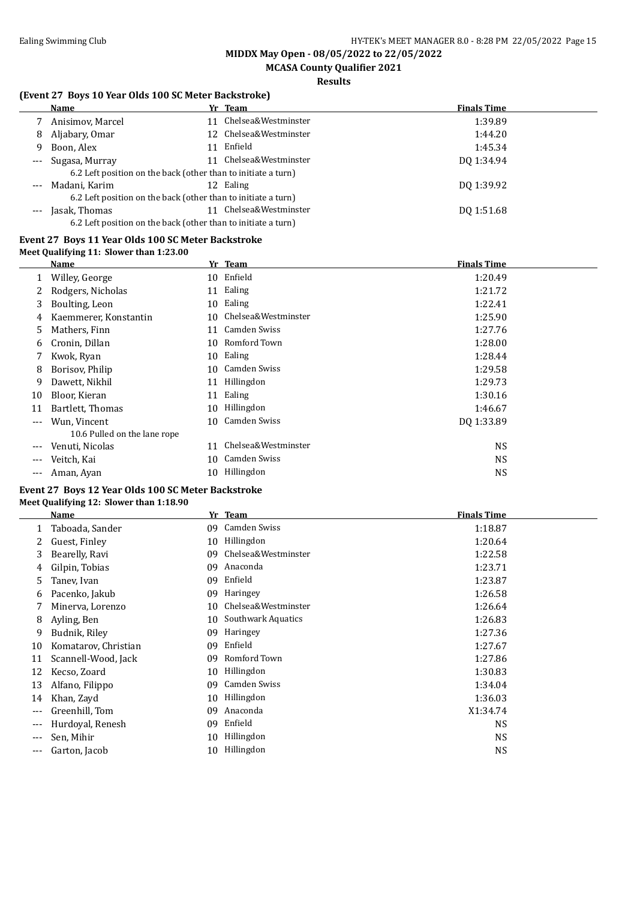**MIDDX May Open - 08/05/2022 to 22/05/2022**

**MCASA County Qualifier 2021**

**Results**

### (Event 27 Boys 10 Year Olds 100 SC Meter Backstroke)

| | Name | Yr | Team | Finals Time |
|---|---|---|---|---|
| 7 | Anisimov, Marcel | 11 | Chelsea&Westminster | 1:39.89 |
| 8 | Aljabary, Omar | 12 | Chelsea&Westminster | 1:44.20 |
| 9 | Boon, Alex | 11 | Enfield | 1:45.34 |
| --- | Sugasa, Murray | 11 | Chelsea&Westminster | DQ 1:34.94 |
| | 6.2 Left position on the back (other than to initiate a turn) | | | |
| --- | Madani, Karim | 12 | Ealing | DQ 1:39.92 |
| | 6.2 Left position on the back (other than to initiate a turn) | | | |
| --- | Jasak, Thomas | 11 | Chelsea&Westminster | DQ 1:51.68 |
| | 6.2 Left position on the back (other than to initiate a turn) | | | |

### Event 27 Boys 11 Year Olds 100 SC Meter Backstroke

**Meet Qualifying 11: Slower than 1:23.00**

| | Name | Yr | Team | Finals Time |
|---|---|---|---|---|
| 1 | Willey, George | 10 | Enfield | 1:20.49 |
| 2 | Rodgers, Nicholas | 11 | Ealing | 1:21.72 |
| 3 | Boulting, Leon | 10 | Ealing | 1:22.41 |
| 4 | Kaemmerer, Konstantin | 10 | Chelsea&Westminster | 1:25.90 |
| 5 | Mathers, Finn | 11 | Camden Swiss | 1:27.76 |
| 6 | Cronin, Dillan | 10 | Romford Town | 1:28.00 |
| 7 | Kwok, Ryan | 10 | Ealing | 1:28.44 |
| 8 | Borisov, Philip | 10 | Camden Swiss | 1:29.58 |
| 9 | Dawett, Nikhil | 11 | Hillingdon | 1:29.73 |
| 10 | Bloor, Kieran | 11 | Ealing | 1:30.16 |
| 11 | Bartlett, Thomas | 10 | Hillingdon | 1:46.67 |
| --- | Wun, Vincent | 10 | Camden Swiss | DQ 1:33.89 |
| | 10.6 Pulled on the lane rope | | | |
| --- | Venuti, Nicolas | 11 | Chelsea&Westminster | NS |
| --- | Veitch, Kai | 10 | Camden Swiss | NS |
| --- | Aman, Ayan | 10 | Hillingdon | NS |

### Event 27 Boys 12 Year Olds 100 SC Meter Backstroke

**Meet Qualifying 12: Slower than 1:18.90**

| | Name | Yr | Team | Finals Time |
|---|---|---|---|---|
| 1 | Taboada, Sander | 09 | Camden Swiss | 1:18.87 |
| 2 | Guest, Finley | 10 | Hillingdon | 1:20.64 |
| 3 | Bearelly, Ravi | 09 | Chelsea&Westminster | 1:22.58 |
| 4 | Gilpin, Tobias | 09 | Anaconda | 1:23.71 |
| 5 | Tanev, Ivan | 09 | Enfield | 1:23.87 |
| 6 | Pacenko, Jakub | 09 | Haringey | 1:26.58 |
| 7 | Minerva, Lorenzo | 10 | Chelsea&Westminster | 1:26.64 |
| 8 | Ayling, Ben | 10 | Southwark Aquatics | 1:26.83 |
| 9 | Budnik, Riley | 09 | Haringey | 1:27.36 |
| 10 | Komatarov, Christian | 09 | Enfield | 1:27.67 |
| 11 | Scannell-Wood, Jack | 09 | Romford Town | 1:27.86 |
| 12 | Kecso, Zoard | 10 | Hillingdon | 1:30.83 |
| 13 | Alfano, Filippo | 09 | Camden Swiss | 1:34.04 |
| 14 | Khan, Zayd | 10 | Hillingdon | 1:36.03 |
| --- | Greenhill, Tom | 09 | Anaconda | X1:34.74 |
| --- | Hurdoyal, Renesh | 09 | Enfield | NS |
| --- | Sen, Mihir | 10 | Hillingdon | NS |
| --- | Garton, Jacob | 10 | Hillingdon | NS |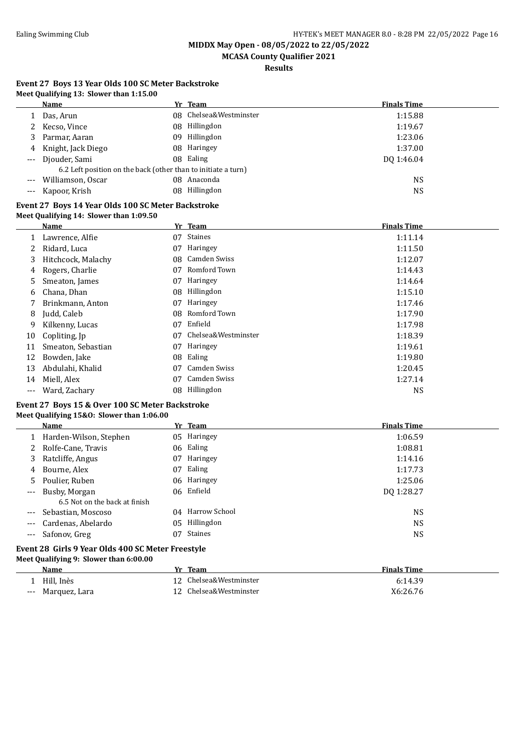## MIDDX May Open - 08/05/2022 to 22/05/2022

### MCASA County Qualifier 2021

### Results

#### Event 27 Boys 13 Year Olds 100 SC Meter Backstroke

**Meet Qualifying 13: Slower than 1:15.00**

| | Name | Yr | Team | Finals Time |
|---|---|---|---|---|
| 1 | Das, Arun | 08 | Chelsea&Westminster | 1:15.88 |
| 2 | Kecso, Vince | 08 | Hillingdon | 1:19.67 |
| 3 | Parmar, Aaran | 09 | Hillingdon | 1:23.06 |
| 4 | Knight, Jack Diego | 08 | Haringey | 1:37.00 |
| --- | Djouder, Sami | 08 | Ealing | DQ 1:46.04 |
| | 6.2 Left position on the back (other than to initiate a turn) | | | |
| --- | Williamson, Oscar | 08 | Anaconda | NS |
| --- | Kapoor, Krish | 08 | Hillingdon | NS |

#### Event 27 Boys 14 Year Olds 100 SC Meter Backstroke

**Meet Qualifying 14: Slower than 1:09.50**

| | Name | Yr | Team | Finals Time |
|---|---|---|---|---|
| 1 | Lawrence, Alfie | 07 | Staines | 1:11.14 |
| 2 | Ridard, Luca | 07 | Haringey | 1:11.50 |
| 3 | Hitchcock, Malachy | 08 | Camden Swiss | 1:12.07 |
| 4 | Rogers, Charlie | 07 | Romford Town | 1:14.43 |
| 5 | Smeaton, James | 07 | Haringey | 1:14.64 |
| 6 | Chana, Dhan | 08 | Hillingdon | 1:15.10 |
| 7 | Brinkmann, Anton | 07 | Haringey | 1:17.46 |
| 8 | Judd, Caleb | 08 | Romford Town | 1:17.90 |
| 9 | Kilkenny, Lucas | 07 | Enfield | 1:17.98 |
| 10 | Copliting, Jp | 07 | Chelsea&Westminster | 1:18.39 |
| 11 | Smeaton, Sebastian | 07 | Haringey | 1:19.61 |
| 12 | Bowden, Jake | 08 | Ealing | 1:19.80 |
| 13 | Abdulahi, Khalid | 07 | Camden Swiss | 1:20.45 |
| 14 | Miell, Alex | 07 | Camden Swiss | 1:27.14 |
| --- | Ward, Zachary | 08 | Hillingdon | NS |

#### Event 27 Boys 15 & Over 100 SC Meter Backstroke

**Meet Qualifying 15&O: Slower than 1:06.00**

| | Name | Yr | Team | Finals Time |
|---|---|---|---|---|
| 1 | Harden-Wilson, Stephen | 05 | Haringey | 1:06.59 |
| 2 | Rolfe-Cane, Travis | 06 | Ealing | 1:08.81 |
| 3 | Ratcliffe, Angus | 07 | Haringey | 1:14.16 |
| 4 | Bourne, Alex | 07 | Ealing | 1:17.73 |
| 5 | Poulier, Ruben | 06 | Haringey | 1:25.06 |
| --- | Busby, Morgan | 06 | Enfield | DQ 1:28.27 |
| | 6.5 Not on the back at finish | | | |
| --- | Sebastian, Moscoso | 04 | Harrow School | NS |
| --- | Cardenas, Abelardo | 05 | Hillingdon | NS |
| --- | Safonov, Greg | 07 | Staines | NS |

#### Event 28 Girls 9 Year Olds 400 SC Meter Freestyle

**Meet Qualifying 9: Slower than 6:00.00**

| | Name | Yr | Team | Finals Time |
|---|---|---|---|---|
| 1 | Hill, Inès | 12 | Chelsea&Westminster | 6:14.39 |
| --- | Marquez, Lara | 12 | Chelsea&Westminster | X6:26.76 |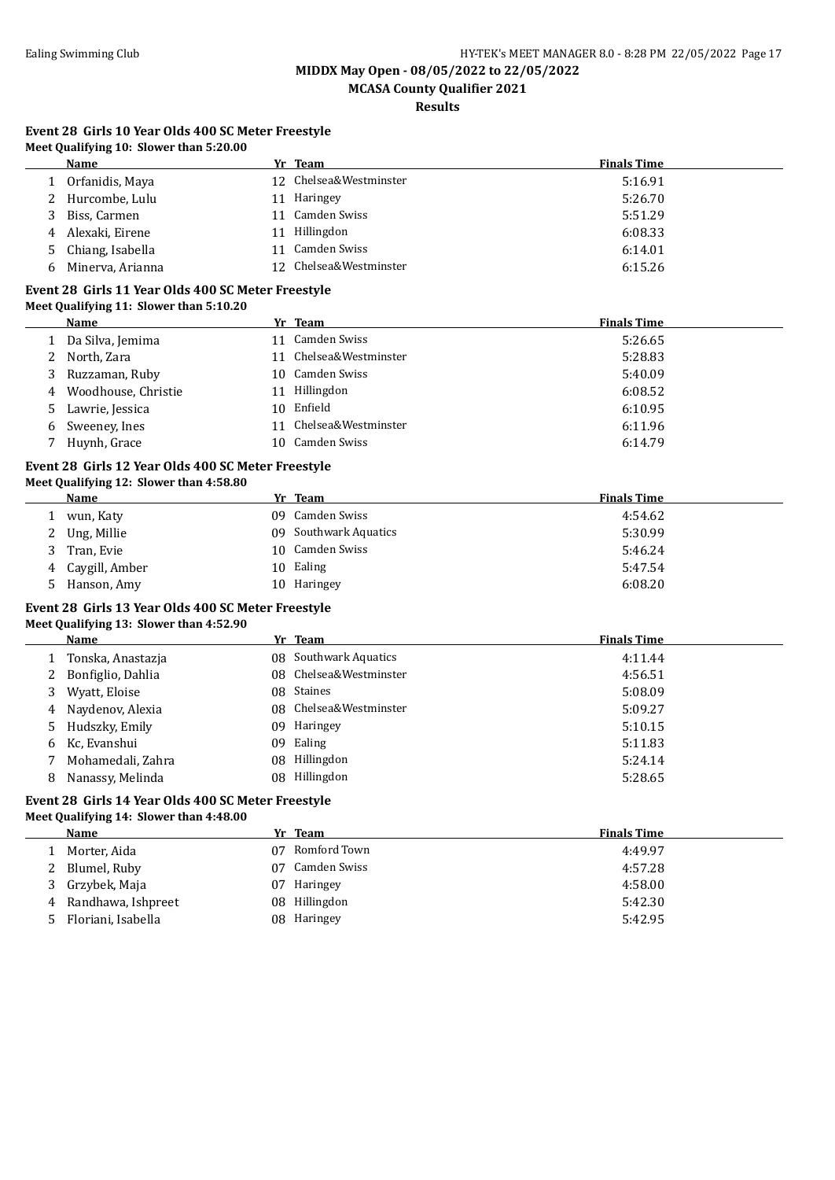**MIDDX May Open - 08/05/2022 to 22/05/2022**

**MCASA County Qualifier 2021**

**Results**

### Event 28 Girls 10 Year Olds 400 SC Meter Freestyle

**Meet Qualifying 10: Slower than 5:20.00**

| | Name | Yr | Team | Finals Time |
|---|---|---|---|---|
| 1 | Orfanidis, Maya | 12 | Chelsea&Westminster | 5:16.91 |
| 2 | Hurcombe, Lulu | 11 | Haringey | 5:26.70 |
| 3 | Biss, Carmen | 11 | Camden Swiss | 5:51.29 |
| 4 | Alexaki, Eirene | 11 | Hillingdon | 6:08.33 |
| 5 | Chiang, Isabella | 11 | Camden Swiss | 6:14.01 |
| 6 | Minerva, Arianna | 12 | Chelsea&Westminster | 6:15.26 |

### Event 28 Girls 11 Year Olds 400 SC Meter Freestyle

**Meet Qualifying 11: Slower than 5:10.20**

| | Name | Yr | Team | Finals Time |
|---|---|---|---|---|
| 1 | Da Silva, Jemima | 11 | Camden Swiss | 5:26.65 |
| 2 | North, Zara | 11 | Chelsea&Westminster | 5:28.83 |
| 3 | Ruzzaman, Ruby | 10 | Camden Swiss | 5:40.09 |
| 4 | Woodhouse, Christie | 11 | Hillingdon | 6:08.52 |
| 5 | Lawrie, Jessica | 10 | Enfield | 6:10.95 |
| 6 | Sweeney, Ines | 11 | Chelsea&Westminster | 6:11.96 |
| 7 | Huynh, Grace | 10 | Camden Swiss | 6:14.79 |

### Event 28 Girls 12 Year Olds 400 SC Meter Freestyle

**Meet Qualifying 12: Slower than 4:58.80**

| | Name | Yr | Team | Finals Time |
|---|---|---|---|---|
| 1 | wun, Katy | 09 | Camden Swiss | 4:54.62 |
| 2 | Ung, Millie | 09 | Southwark Aquatics | 5:30.99 |
| 3 | Tran, Evie | 10 | Camden Swiss | 5:46.24 |
| 4 | Caygill, Amber | 10 | Ealing | 5:47.54 |
| 5 | Hanson, Amy | 10 | Haringey | 6:08.20 |

### Event 28 Girls 13 Year Olds 400 SC Meter Freestyle

**Meet Qualifying 13: Slower than 4:52.90**

| | Name | Yr | Team | Finals Time |
|---|---|---|---|---|
| 1 | Tonska, Anastazja | 08 | Southwark Aquatics | 4:11.44 |
| 2 | Bonfiglio, Dahlia | 08 | Chelsea&Westminster | 4:56.51 |
| 3 | Wyatt, Eloise | 08 | Staines | 5:08.09 |
| 4 | Naydenov, Alexia | 08 | Chelsea&Westminster | 5:09.27 |
| 5 | Hudszky, Emily | 09 | Haringey | 5:10.15 |
| 6 | Kc, Evanshui | 09 | Ealing | 5:11.83 |
| 7 | Mohamedali, Zahra | 08 | Hillingdon | 5:24.14 |
| 8 | Nanassy, Melinda | 08 | Hillingdon | 5:28.65 |

### Event 28 Girls 14 Year Olds 400 SC Meter Freestyle

**Meet Qualifying 14: Slower than 4:48.00**

| | Name | Yr | Team | Finals Time |
|---|---|---|---|---|
| 1 | Morter, Aida | 07 | Romford Town | 4:49.97 |
| 2 | Blumel, Ruby | 07 | Camden Swiss | 4:57.28 |
| 3 | Grzybek, Maja | 07 | Haringey | 4:58.00 |
| 4 | Randhawa, Ishpreet | 08 | Hillingdon | 5:42.30 |
| 5 | Floriani, Isabella | 08 | Haringey | 5:42.95 |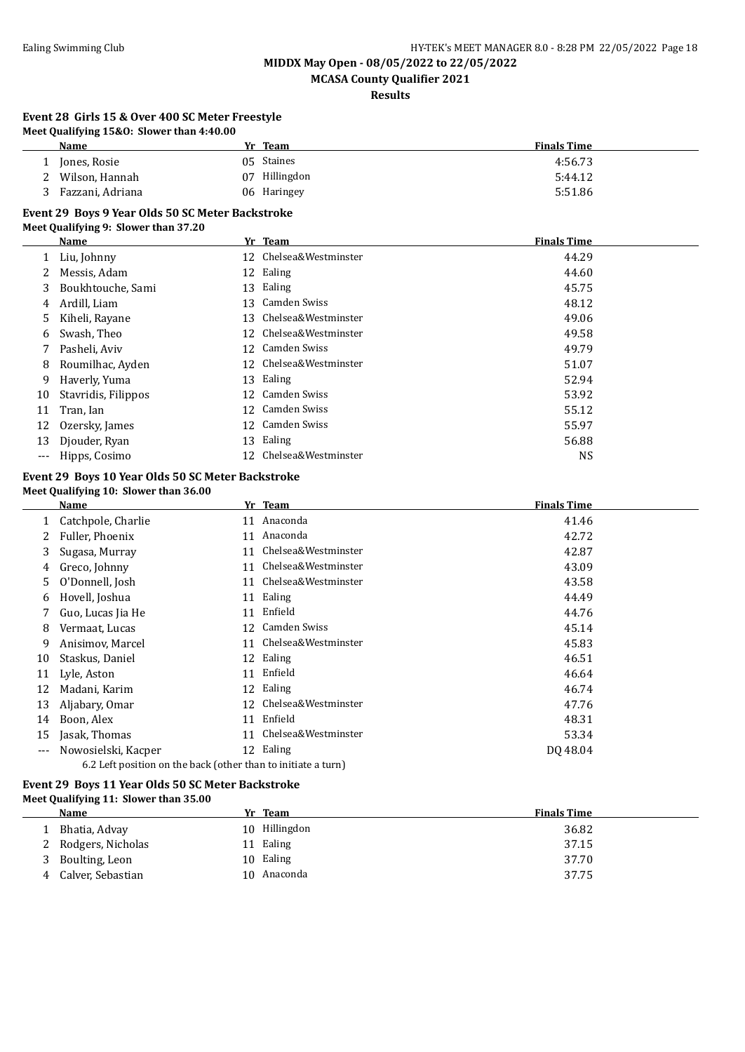MIDDX May Open - 08/05/2022 to 22/05/2022

MCASA County Qualifier 2021

Results

### Event 28 Girls 15 & Over 400 SC Meter Freestyle

**Meet Qualifying 15&O: Slower than 4:40.00**

| | Name | Yr | Team | Finals Time |
|---|---|---|---|---|
| 1 | Jones, Rosie | 05 | Staines | 4:56.73 |
| 2 | Wilson, Hannah | 07 | Hillingdon | 5:44.12 |
| 3 | Fazzani, Adriana | 06 | Haringey | 5:51.86 |

### Event 29 Boys 9 Year Olds 50 SC Meter Backstroke

**Meet Qualifying 9: Slower than 37.20**

| | Name | Yr | Team | Finals Time |
|---|---|---|---|---|
| 1 | Liu, Johnny | 12 | Chelsea&Westminster | 44.29 |
| 2 | Messis, Adam | 12 | Ealing | 44.60 |
| 3 | Boukhtouche, Sami | 13 | Ealing | 45.75 |
| 4 | Ardill, Liam | 13 | Camden Swiss | 48.12 |
| 5 | Kiheli, Rayane | 13 | Chelsea&Westminster | 49.06 |
| 6 | Swash, Theo | 12 | Chelsea&Westminster | 49.58 |
| 7 | Pasheli, Aviv | 12 | Camden Swiss | 49.79 |
| 8 | Roumilhac, Ayden | 12 | Chelsea&Westminster | 51.07 |
| 9 | Haverly, Yuma | 13 | Ealing | 52.94 |
| 10 | Stavridis, Filippos | 12 | Camden Swiss | 53.92 |
| 11 | Tran, Ian | 12 | Camden Swiss | 55.12 |
| 12 | Ozersky, James | 12 | Camden Swiss | 55.97 |
| 13 | Djouder, Ryan | 13 | Ealing | 56.88 |
| --- | Hipps, Cosimo | 12 | Chelsea&Westminster | NS |

### Event 29 Boys 10 Year Olds 50 SC Meter Backstroke

**Meet Qualifying 10: Slower than 36.00**

| | Name | Yr | Team | Finals Time |
|---|---|---|---|---|
| 1 | Catchpole, Charlie | 11 | Anaconda | 41.46 |
| 2 | Fuller, Phoenix | 11 | Anaconda | 42.72 |
| 3 | Sugasa, Murray | 11 | Chelsea&Westminster | 42.87 |
| 4 | Greco, Johnny | 11 | Chelsea&Westminster | 43.09 |
| 5 | O'Donnell, Josh | 11 | Chelsea&Westminster | 43.58 |
| 6 | Hovell, Joshua | 11 | Ealing | 44.49 |
| 7 | Guo, Lucas Jia He | 11 | Enfield | 44.76 |
| 8 | Vermaat, Lucas | 12 | Camden Swiss | 45.14 |
| 9 | Anisimov, Marcel | 11 | Chelsea&Westminster | 45.83 |
| 10 | Staskus, Daniel | 12 | Ealing | 46.51 |
| 11 | Lyle, Aston | 11 | Enfield | 46.64 |
| 12 | Madani, Karim | 12 | Ealing | 46.74 |
| 13 | Aljabary, Omar | 12 | Chelsea&Westminster | 47.76 |
| 14 | Boon, Alex | 11 | Enfield | 48.31 |
| 15 | Jasak, Thomas | 11 | Chelsea&Westminster | 53.34 |
| --- | Nowosielski, Kacper | 12 | Ealing | DQ 48.04 |

6.2 Left position on the back (other than to initiate a turn)

### Event 29 Boys 11 Year Olds 50 SC Meter Backstroke

**Meet Qualifying 11: Slower than 35.00**

| | Name | Yr | Team | Finals Time |
|---|---|---|---|---|
| 1 | Bhatia, Advay | 10 | Hillingdon | 36.82 |
| 2 | Rodgers, Nicholas | 11 | Ealing | 37.15 |
| 3 | Boulting, Leon | 10 | Ealing | 37.70 |
| 4 | Calver, Sebastian | 10 | Anaconda | 37.75 |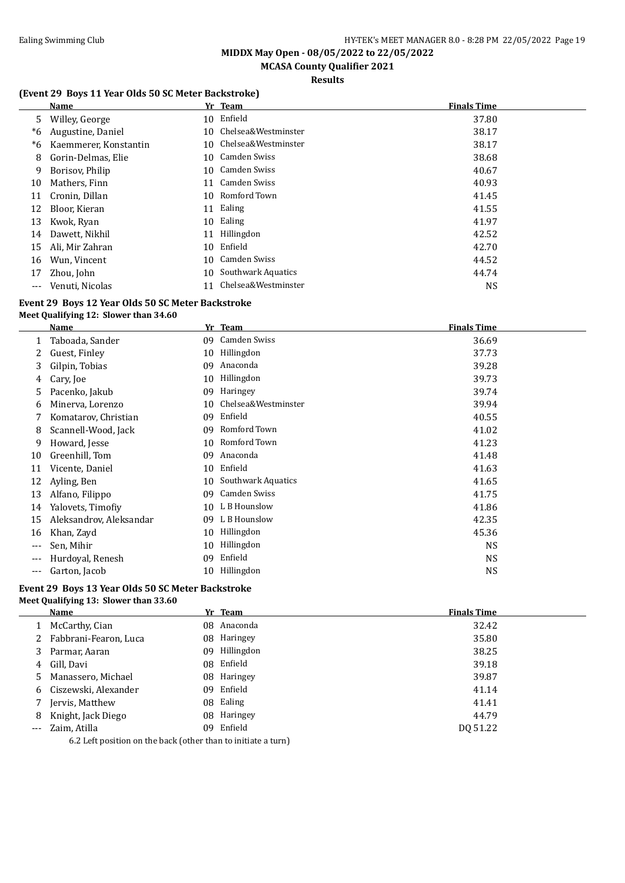## MIDDX May Open - 08/05/2022 to 22/05/2022

### MCASA County Qualifier 2021

**Results**

### (Event 29 Boys 11 Year Olds 50 SC Meter Backstroke)

| | Name | Yr | Team | Finals Time |
|---|---|---|---|---|
| 5 | Willey, George | 10 | Enfield | 37.80 |
| *6 | Augustine, Daniel | 10 | Chelsea&Westminster | 38.17 |
| *6 | Kaemmerer, Konstantin | 10 | Chelsea&Westminster | 38.17 |
| 8 | Gorin-Delmas, Elie | 10 | Camden Swiss | 38.68 |
| 9 | Borisov, Philip | 10 | Camden Swiss | 40.67 |
| 10 | Mathers, Finn | 11 | Camden Swiss | 40.93 |
| 11 | Cronin, Dillan | 10 | Romford Town | 41.45 |
| 12 | Bloor, Kieran | 11 | Ealing | 41.55 |
| 13 | Kwok, Ryan | 10 | Ealing | 41.97 |
| 14 | Dawett, Nikhil | 11 | Hillingdon | 42.52 |
| 15 | Ali, Mir Zahran | 10 | Enfield | 42.70 |
| 16 | Wun, Vincent | 10 | Camden Swiss | 44.52 |
| 17 | Zhou, John | 10 | Southwark Aquatics | 44.74 |
| --- | Venuti, Nicolas | 11 | Chelsea&Westminster | NS |

### Event 29 Boys 12 Year Olds 50 SC Meter Backstroke

**Meet Qualifying 12: Slower than 34.60**

| | Name | Yr | Team | Finals Time |
|---|---|---|---|---|
| 1 | Taboada, Sander | 09 | Camden Swiss | 36.69 |
| 2 | Guest, Finley | 10 | Hillingdon | 37.73 |
| 3 | Gilpin, Tobias | 09 | Anaconda | 39.28 |
| 4 | Cary, Joe | 10 | Hillingdon | 39.73 |
| 5 | Pacenko, Jakub | 09 | Haringey | 39.74 |
| 6 | Minerva, Lorenzo | 10 | Chelsea&Westminster | 39.94 |
| 7 | Komatarov, Christian | 09 | Enfield | 40.55 |
| 8 | Scannell-Wood, Jack | 09 | Romford Town | 41.02 |
| 9 | Howard, Jesse | 10 | Romford Town | 41.23 |
| 10 | Greenhill, Tom | 09 | Anaconda | 41.48 |
| 11 | Vicente, Daniel | 10 | Enfield | 41.63 |
| 12 | Ayling, Ben | 10 | Southwark Aquatics | 41.65 |
| 13 | Alfano, Filippo | 09 | Camden Swiss | 41.75 |
| 14 | Yalovets, Timofiy | 10 | L B Hounslow | 41.86 |
| 15 | Aleksandrov, Aleksandar | 09 | L B Hounslow | 42.35 |
| 16 | Khan, Zayd | 10 | Hillingdon | 45.36 |
| --- | Sen, Mihir | 10 | Hillingdon | NS |
| --- | Hurdoyal, Renesh | 09 | Enfield | NS |
| --- | Garton, Jacob | 10 | Hillingdon | NS |

### Event 29 Boys 13 Year Olds 50 SC Meter Backstroke

**Meet Qualifying 13: Slower than 33.60**

| | Name | Yr | Team | Finals Time |
|---|---|---|---|---|
| 1 | McCarthy, Cian | 08 | Anaconda | 32.42 |
| 2 | Fabbrani-Fearon, Luca | 08 | Haringey | 35.80 |
| 3 | Parmar, Aaran | 09 | Hillingdon | 38.25 |
| 4 | Gill, Davi | 08 | Enfield | 39.18 |
| 5 | Manassero, Michael | 08 | Haringey | 39.87 |
| 6 | Ciszewski, Alexander | 09 | Enfield | 41.14 |
| 7 | Jervis, Matthew | 08 | Ealing | 41.41 |
| 8 | Knight, Jack Diego | 08 | Haringey | 44.79 |
| --- | Zaim, Atilla | 09 | Enfield | DQ 51.22 |

6.2 Left position on the back (other than to initiate a turn)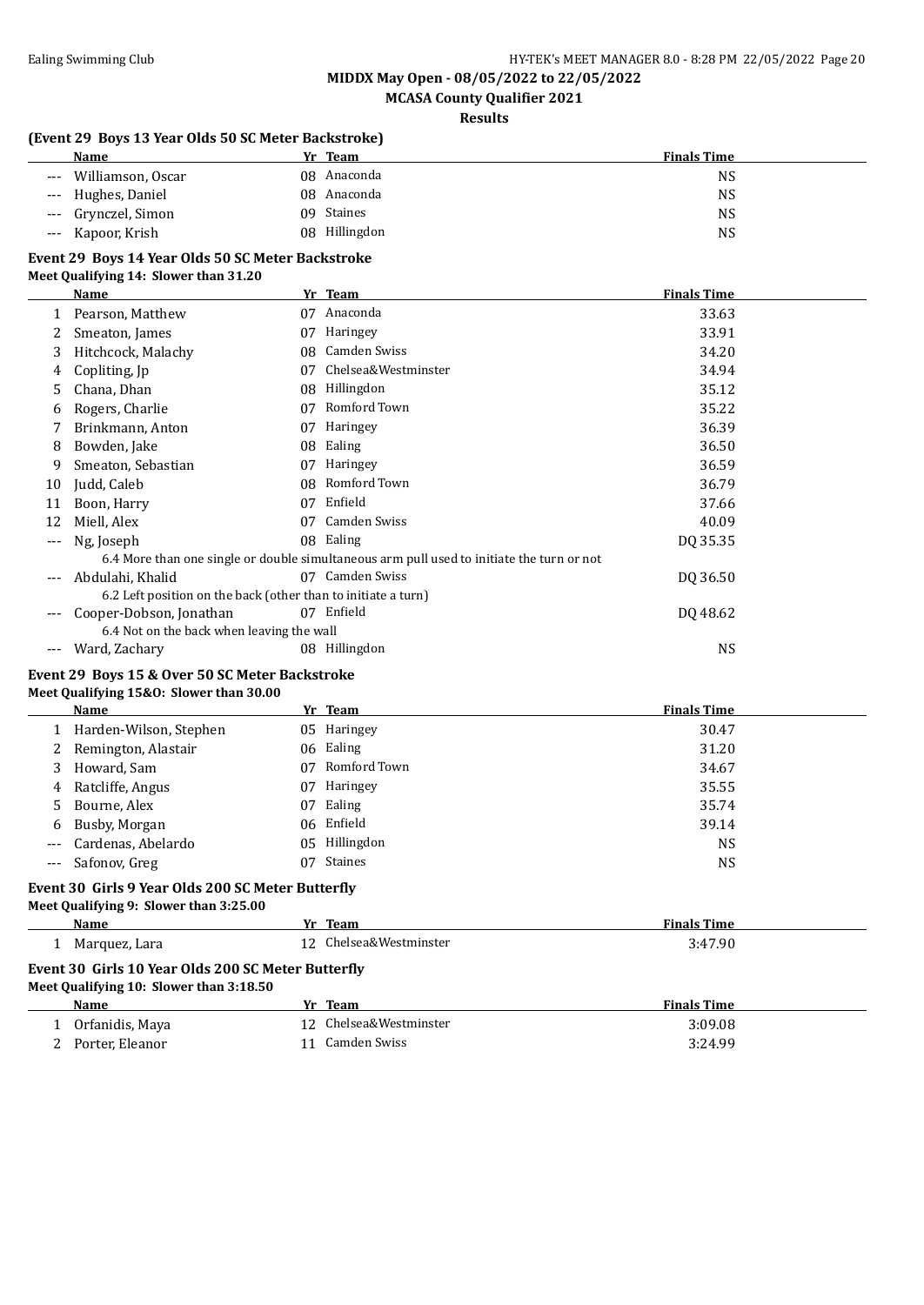**MIDDX May Open - 08/05/2022 to 22/05/2022**

**MCASA County Qualifier 2021**

**Results**

### (Event 29 Boys 13 Year Olds 50 SC Meter Backstroke)

| | Name | Yr | Team | Finals Time |
|---|---|---|---|---|
| --- | Williamson, Oscar | 08 | Anaconda | NS |
| --- | Hughes, Daniel | 08 | Anaconda | NS |
| --- | Grynczel, Simon | 09 | Staines | NS |
| --- | Kapoor, Krish | 08 | Hillingdon | NS |

### Event 29 Boys 14 Year Olds 50 SC Meter Backstroke

**Meet Qualifying 14: Slower than 31.20**

| | Name | Yr | Team | Finals Time |
|---|---|---|---|---|
| 1 | Pearson, Matthew | 07 | Anaconda | 33.63 |
| 2 | Smeaton, James | 07 | Haringey | 33.91 |
| 3 | Hitchcock, Malachy | 08 | Camden Swiss | 34.20 |
| 4 | Copliting, Jp | 07 | Chelsea&Westminster | 34.94 |
| 5 | Chana, Dhan | 08 | Hillingdon | 35.12 |
| 6 | Rogers, Charlie | 07 | Romford Town | 35.22 |
| 7 | Brinkmann, Anton | 07 | Haringey | 36.39 |
| 8 | Bowden, Jake | 08 | Ealing | 36.50 |
| 9 | Smeaton, Sebastian | 07 | Haringey | 36.59 |
| 10 | Judd, Caleb | 08 | Romford Town | 36.79 |
| 11 | Boon, Harry | 07 | Enfield | 37.66 |
| 12 | Miell, Alex | 07 | Camden Swiss | 40.09 |
| --- | Ng, Joseph | 08 | Ealing | DQ 35.35 |
| | 6.4 More than one single or double simultaneous arm pull used to initiate the turn or not | | | |
| --- | Abdulahi, Khalid | 07 | Camden Swiss | DQ 36.50 |
| | 6.2 Left position on the back (other than to initiate a turn) | | | |
| --- | Cooper-Dobson, Jonathan | 07 | Enfield | DQ 48.62 |
| | 6.4 Not on the back when leaving the wall | | | |
| --- | Ward, Zachary | 08 | Hillingdon | NS |

### Event 29 Boys 15 & Over 50 SC Meter Backstroke

**Meet Qualifying 15&O: Slower than 30.00**

| | Name | Yr | Team | Finals Time |
|---|---|---|---|---|
| 1 | Harden-Wilson, Stephen | 05 | Haringey | 30.47 |
| 2 | Remington, Alastair | 06 | Ealing | 31.20 |
| 3 | Howard, Sam | 07 | Romford Town | 34.67 |
| 4 | Ratcliffe, Angus | 07 | Haringey | 35.55 |
| 5 | Bourne, Alex | 07 | Ealing | 35.74 |
| 6 | Busby, Morgan | 06 | Enfield | 39.14 |
| --- | Cardenas, Abelardo | 05 | Hillingdon | NS |
| --- | Safonov, Greg | 07 | Staines | NS |

### Event 30 Girls 9 Year Olds 200 SC Meter Butterfly

**Meet Qualifying 9: Slower than 3:25.00**

| | Name | Yr | Team | Finals Time |
|---|---|---|---|---|
| 1 | Marquez, Lara | 12 | Chelsea&Westminster | 3:47.90 |

### Event 30 Girls 10 Year Olds 200 SC Meter Butterfly

**Meet Qualifying 10: Slower than 3:18.50**

| | Name | Yr | Team | Finals Time |
|---|---|---|---|---|
| 1 | Orfanidis, Maya | 12 | Chelsea&Westminster | 3:09.08 |
| 2 | Porter, Eleanor | 11 | Camden Swiss | 3:24.99 |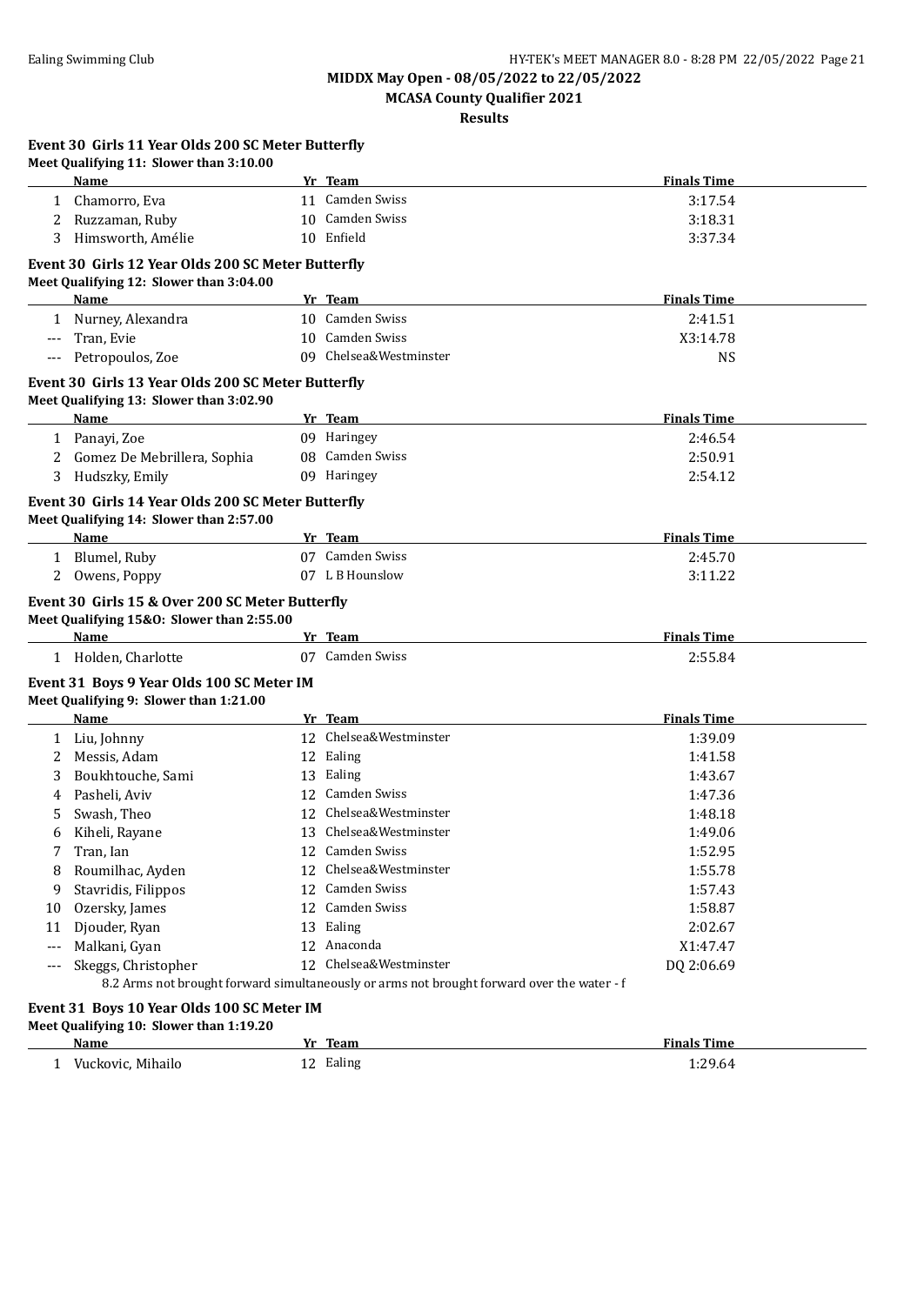**MIDDX May Open - 08/05/2022 to 22/05/2022**

**MCASA County Qualifier 2021**

**Results**

### Event 30 Girls 11 Year Olds 200 SC Meter Butterfly

**Meet Qualifying 11: Slower than 3:10.00**

| | Name | Yr | Team | Finals Time |
|---|---|---|---|---|
| 1 | Chamorro, Eva | 11 | Camden Swiss | 3:17.54 |
| 2 | Ruzzaman, Ruby | 10 | Camden Swiss | 3:18.31 |
| 3 | Himsworth, Amélie | 10 | Enfield | 3:37.34 |

### Event 30 Girls 12 Year Olds 200 SC Meter Butterfly

**Meet Qualifying 12: Slower than 3:04.00**

| | Name | Yr | Team | Finals Time |
|---|---|---|---|---|
| 1 | Nurney, Alexandra | 10 | Camden Swiss | 2:41.51 |
| --- | Tran, Evie | 10 | Camden Swiss | X3:14.78 |
| --- | Petropoulos, Zoe | 09 | Chelsea&Westminster | NS |

### Event 30 Girls 13 Year Olds 200 SC Meter Butterfly

**Meet Qualifying 13: Slower than 3:02.90**

| | Name | Yr | Team | Finals Time |
|---|---|---|---|---|
| 1 | Panayi, Zoe | 09 | Haringey | 2:46.54 |
| 2 | Gomez De Mebrillera, Sophia | 08 | Camden Swiss | 2:50.91 |
| 3 | Hudszky, Emily | 09 | Haringey | 2:54.12 |

### Event 30 Girls 14 Year Olds 200 SC Meter Butterfly

**Meet Qualifying 14: Slower than 2:57.00**

| | Name | Yr | Team | Finals Time |
|---|---|---|---|---|
| 1 | Blumel, Ruby | 07 | Camden Swiss | 2:45.70 |
| 2 | Owens, Poppy | 07 | L B Hounslow | 3:11.22 |

### Event 30 Girls 15 & Over 200 SC Meter Butterfly

**Meet Qualifying 15&O: Slower than 2:55.00**

| | Name | Yr | Team | Finals Time |
|---|---|---|---|---|
| 1 | Holden, Charlotte | 07 | Camden Swiss | 2:55.84 |

### Event 31 Boys 9 Year Olds 100 SC Meter IM

**Meet Qualifying 9: Slower than 1:21.00**

| | Name | Yr | Team | Finals Time |
|---|---|---|---|---|
| 1 | Liu, Johnny | 12 | Chelsea&Westminster | 1:39.09 |
| 2 | Messis, Adam | 12 | Ealing | 1:41.58 |
| 3 | Boukhtouche, Sami | 13 | Ealing | 1:43.67 |
| 4 | Pasheli, Aviv | 12 | Camden Swiss | 1:47.36 |
| 5 | Swash, Theo | 12 | Chelsea&Westminster | 1:48.18 |
| 6 | Kiheli, Rayane | 13 | Chelsea&Westminster | 1:49.06 |
| 7 | Tran, Ian | 12 | Camden Swiss | 1:52.95 |
| 8 | Roumilhac, Ayden | 12 | Chelsea&Westminster | 1:55.78 |
| 9 | Stavridis, Filippos | 12 | Camden Swiss | 1:57.43 |
| 10 | Ozersky, James | 12 | Camden Swiss | 1:58.87 |
| 11 | Djouder, Ryan | 13 | Ealing | 2:02.67 |
| --- | Malkani, Gyan | 12 | Anaconda | X1:47.47 |
| --- | Skeggs, Christopher | 12 | Chelsea&Westminster | DQ 2:06.69 |

8.2 Arms not brought forward simultaneously or arms not brought forward over the water - f

### Event 31 Boys 10 Year Olds 100 SC Meter IM

**Meet Qualifying 10: Slower than 1:19.20**

| | Name | Yr | Team | Finals Time |
|---|---|---|---|---|
| 1 | Vuckovic, Mihailo | 12 | Ealing | 1:29.64 |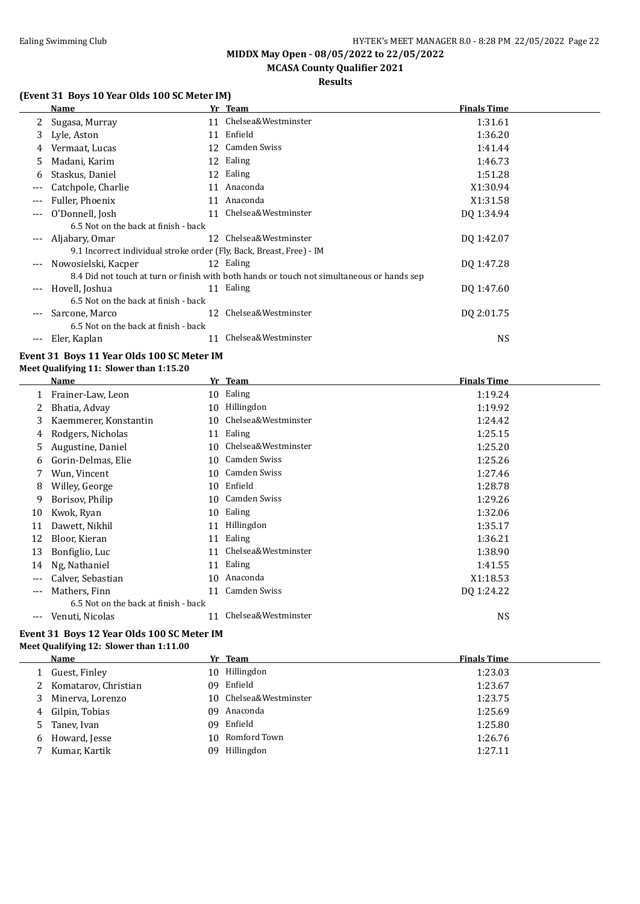## MIDDX May Open - 08/05/2022 to 22/05/2022

## MCASA County Qualifier 2021

### Results

### (Event 31 Boys 10 Year Olds 100 SC Meter IM)

| | Name | Yr | Team | Finals Time |
|---|---|---|---|---|
| 2 | Sugasa, Murray | 11 | Chelsea&Westminster | 1:31.61 |
| 3 | Lyle, Aston | 11 | Enfield | 1:36.20 |
| 4 | Vermaat, Lucas | 12 | Camden Swiss | 1:41.44 |
| 5 | Madani, Karim | 12 | Ealing | 1:46.73 |
| 6 | Staskus, Daniel | 12 | Ealing | 1:51.28 |
| --- | Catchpole, Charlie | 11 | Anaconda | X1:30.94 |
| --- | Fuller, Phoenix | 11 | Anaconda | X1:31.58 |
| --- | O'Donnell, Josh | 11 | Chelsea&Westminster | DQ 1:34.94 |
| | 6.5 Not on the back at finish - back | | | |
| --- | Aljabary, Omar | 12 | Chelsea&Westminster | DQ 1:42.07 |
| | 9.1 Incorrect individual stroke order (Fly, Back, Breast, Free) - IM | | | |
| --- | Nowosielski, Kacper | 12 | Ealing | DQ 1:47.28 |
| | 8.4 Did not touch at turn or finish with both hands or touch not simultaneous or hands sep | | | |
| --- | Hovell, Joshua | 11 | Ealing | DQ 1:47.60 |
| | 6.5 Not on the back at finish - back | | | |
| --- | Sarcone, Marco | 12 | Chelsea&Westminster | DQ 2:01.75 |
| | 6.5 Not on the back at finish - back | | | |
| --- | Eler, Kaplan | 11 | Chelsea&Westminster | NS |

### Event 31 Boys 11 Year Olds 100 SC Meter IM

**Meet Qualifying 11: Slower than 1:15.20**

| | Name | Yr | Team | Finals Time |
|---|---|---|---|---|
| 1 | Frainer-Law, Leon | 10 | Ealing | 1:19.24 |
| 2 | Bhatia, Advay | 10 | Hillingdon | 1:19.92 |
| 3 | Kaemmerer, Konstantin | 10 | Chelsea&Westminster | 1:24.42 |
| 4 | Rodgers, Nicholas | 11 | Ealing | 1:25.15 |
| 5 | Augustine, Daniel | 10 | Chelsea&Westminster | 1:25.20 |
| 6 | Gorin-Delmas, Elie | 10 | Camden Swiss | 1:25.26 |
| 7 | Wun, Vincent | 10 | Camden Swiss | 1:27.46 |
| 8 | Willey, George | 10 | Enfield | 1:28.78 |
| 9 | Borisov, Philip | 10 | Camden Swiss | 1:29.26 |
| 10 | Kwok, Ryan | 10 | Ealing | 1:32.06 |
| 11 | Dawett, Nikhil | 11 | Hillingdon | 1:35.17 |
| 12 | Bloor, Kieran | 11 | Ealing | 1:36.21 |
| 13 | Bonfiglio, Luc | 11 | Chelsea&Westminster | 1:38.90 |
| 14 | Ng, Nathaniel | 11 | Ealing | 1:41.55 |
| --- | Calver, Sebastian | 10 | Anaconda | X1:18.53 |
| --- | Mathers, Finn | 11 | Camden Swiss | DQ 1:24.22 |
| | 6.5 Not on the back at finish - back | | | |
| --- | Venuti, Nicolas | 11 | Chelsea&Westminster | NS |

### Event 31 Boys 12 Year Olds 100 SC Meter IM

**Meet Qualifying 12: Slower than 1:11.00**

| | Name | Yr | Team | Finals Time |
|---|---|---|---|---|
| 1 | Guest, Finley | 10 | Hillingdon | 1:23.03 |
| 2 | Komatarov, Christian | 09 | Enfield | 1:23.67 |
| 3 | Minerva, Lorenzo | 10 | Chelsea&Westminster | 1:23.75 |
| 4 | Gilpin, Tobias | 09 | Anaconda | 1:25.69 |
| 5 | Tanev, Ivan | 09 | Enfield | 1:25.80 |
| 6 | Howard, Jesse | 10 | Romford Town | 1:26.76 |
| 7 | Kumar, Kartik | 09 | Hillingdon | 1:27.11 |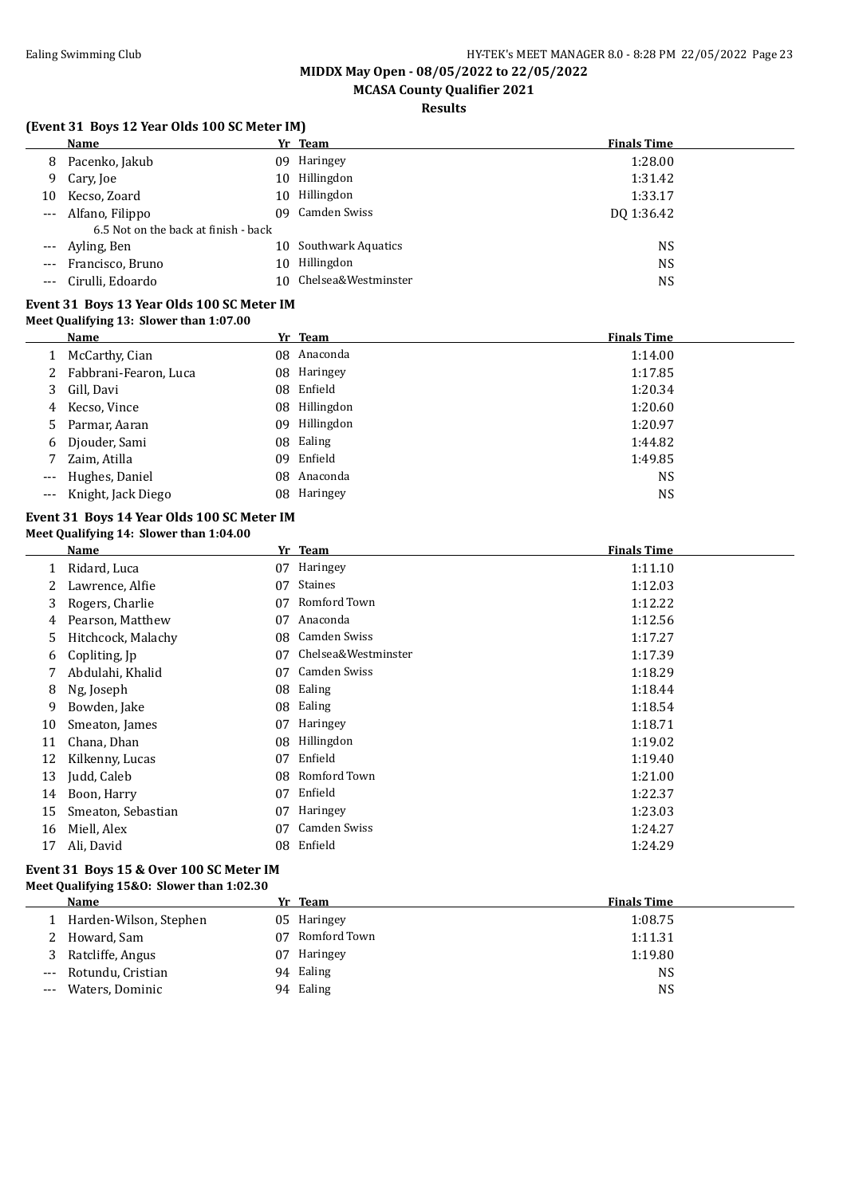## MIDDX May Open - 08/05/2022 to 22/05/2022

## MCASA County Qualifier 2021

### Results

### (Event 31 Boys 12 Year Olds 100 SC Meter IM)

| | Name | Yr | Team | Finals Time |
|---|---|---|---|---|
| 8 | Pacenko, Jakub | 09 | Haringey | 1:28.00 |
| 9 | Cary, Joe | 10 | Hillingdon | 1:31.42 |
| 10 | Kecso, Zoard | 10 | Hillingdon | 1:33.17 |
| --- | Alfano, Filippo | 09 | Camden Swiss | DQ 1:36.42 |
| | 6.5 Not on the back at finish - back | | | |
| --- | Ayling, Ben | 10 | Southwark Aquatics | NS |
| --- | Francisco, Bruno | 10 | Hillingdon | NS |
| --- | Cirulli, Edoardo | 10 | Chelsea&Westminster | NS |

### Event 31 Boys 13 Year Olds 100 SC Meter IM

**Meet Qualifying 13: Slower than 1:07.00**

| | Name | Yr | Team | Finals Time |
|---|---|---|---|---|
| 1 | McCarthy, Cian | 08 | Anaconda | 1:14.00 |
| 2 | Fabbrani-Fearon, Luca | 08 | Haringey | 1:17.85 |
| 3 | Gill, Davi | 08 | Enfield | 1:20.34 |
| 4 | Kecso, Vince | 08 | Hillingdon | 1:20.60 |
| 5 | Parmar, Aaran | 09 | Hillingdon | 1:20.97 |
| 6 | Djouder, Sami | 08 | Ealing | 1:44.82 |
| 7 | Zaim, Atilla | 09 | Enfield | 1:49.85 |
| --- | Hughes, Daniel | 08 | Anaconda | NS |
| --- | Knight, Jack Diego | 08 | Haringey | NS |

### Event 31 Boys 14 Year Olds 100 SC Meter IM

**Meet Qualifying 14: Slower than 1:04.00**

| | Name | Yr | Team | Finals Time |
|---|---|---|---|---|
| 1 | Ridard, Luca | 07 | Haringey | 1:11.10 |
| 2 | Lawrence, Alfie | 07 | Staines | 1:12.03 |
| 3 | Rogers, Charlie | 07 | Romford Town | 1:12.22 |
| 4 | Pearson, Matthew | 07 | Anaconda | 1:12.56 |
| 5 | Hitchcock, Malachy | 08 | Camden Swiss | 1:17.27 |
| 6 | Copliting, Jp | 07 | Chelsea&Westminster | 1:17.39 |
| 7 | Abdulahi, Khalid | 07 | Camden Swiss | 1:18.29 |
| 8 | Ng, Joseph | 08 | Ealing | 1:18.44 |
| 9 | Bowden, Jake | 08 | Ealing | 1:18.54 |
| 10 | Smeaton, James | 07 | Haringey | 1:18.71 |
| 11 | Chana, Dhan | 08 | Hillingdon | 1:19.02 |
| 12 | Kilkenny, Lucas | 07 | Enfield | 1:19.40 |
| 13 | Judd, Caleb | 08 | Romford Town | 1:21.00 |
| 14 | Boon, Harry | 07 | Enfield | 1:22.37 |
| 15 | Smeaton, Sebastian | 07 | Haringey | 1:23.03 |
| 16 | Miell, Alex | 07 | Camden Swiss | 1:24.27 |
| 17 | Ali, David | 08 | Enfield | 1:24.29 |

### Event 31 Boys 15 & Over 100 SC Meter IM

**Meet Qualifying 15&O: Slower than 1:02.30**

| | Name | Yr | Team | Finals Time |
|---|---|---|---|---|
| 1 | Harden-Wilson, Stephen | 05 | Haringey | 1:08.75 |
| 2 | Howard, Sam | 07 | Romford Town | 1:11.31 |
| 3 | Ratcliffe, Angus | 07 | Haringey | 1:19.80 |
| --- | Rotundu, Cristian | 94 | Ealing | NS |
| --- | Waters, Dominic | 94 | Ealing | NS |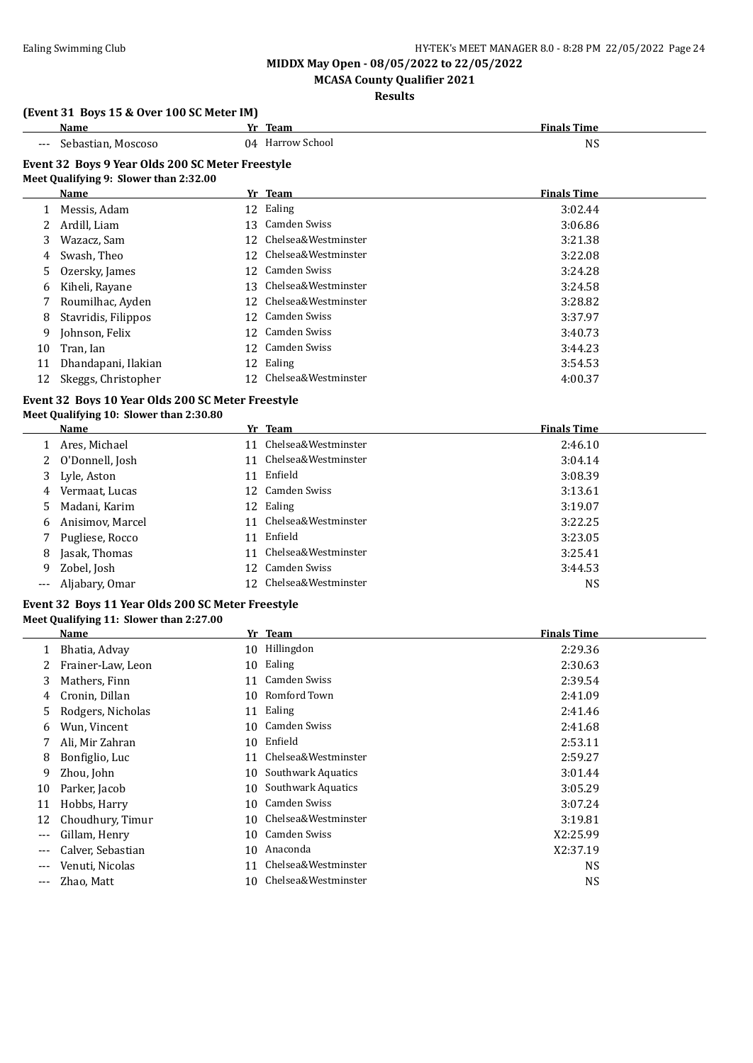**MIDDX May Open - 08/05/2022 to 22/05/2022**

**MCASA County Qualifier 2021**

**Results**

### (Event 31 Boys 15 & Over 100 SC Meter IM)

| | Name | Yr | Team | Finals Time |
|---|---|---|---|---|
| --- | Sebastian, Moscoso | 04 | Harrow School | NS |

### Event 32 Boys 9 Year Olds 200 SC Meter Freestyle

**Meet Qualifying 9: Slower than 2:32.00**

| | Name | Yr | Team | Finals Time |
|---|---|---|---|---|
| 1 | Messis, Adam | 12 | Ealing | 3:02.44 |
| 2 | Ardill, Liam | 13 | Camden Swiss | 3:06.86 |
| 3 | Wazacz, Sam | 12 | Chelsea&Westminster | 3:21.38 |
| 4 | Swash, Theo | 12 | Chelsea&Westminster | 3:22.08 |
| 5 | Ozersky, James | 12 | Camden Swiss | 3:24.28 |
| 6 | Kiheli, Rayane | 13 | Chelsea&Westminster | 3:24.58 |
| 7 | Roumilhac, Ayden | 12 | Chelsea&Westminster | 3:28.82 |
| 8 | Stavridis, Filippos | 12 | Camden Swiss | 3:37.97 |
| 9 | Johnson, Felix | 12 | Camden Swiss | 3:40.73 |
| 10 | Tran, Ian | 12 | Camden Swiss | 3:44.23 |
| 11 | Dhandapani, Ilakian | 12 | Ealing | 3:54.53 |
| 12 | Skeggs, Christopher | 12 | Chelsea&Westminster | 4:00.37 |

### Event 32 Boys 10 Year Olds 200 SC Meter Freestyle

**Meet Qualifying 10: Slower than 2:30.80**

| | Name | Yr | Team | Finals Time |
|---|---|---|---|---|
| 1 | Ares, Michael | 11 | Chelsea&Westminster | 2:46.10 |
| 2 | O'Donnell, Josh | 11 | Chelsea&Westminster | 3:04.14 |
| 3 | Lyle, Aston | 11 | Enfield | 3:08.39 |
| 4 | Vermaat, Lucas | 12 | Camden Swiss | 3:13.61 |
| 5 | Madani, Karim | 12 | Ealing | 3:19.07 |
| 6 | Anisimov, Marcel | 11 | Chelsea&Westminster | 3:22.25 |
| 7 | Pugliese, Rocco | 11 | Enfield | 3:23.05 |
| 8 | Jasak, Thomas | 11 | Chelsea&Westminster | 3:25.41 |
| 9 | Zobel, Josh | 12 | Camden Swiss | 3:44.53 |
| --- | Aljabary, Omar | 12 | Chelsea&Westminster | NS |

### Event 32 Boys 11 Year Olds 200 SC Meter Freestyle

**Meet Qualifying 11: Slower than 2:27.00**

| | Name | Yr | Team | Finals Time |
|---|---|---|---|---|
| 1 | Bhatia, Advay | 10 | Hillingdon | 2:29.36 |
| 2 | Frainer-Law, Leon | 10 | Ealing | 2:30.63 |
| 3 | Mathers, Finn | 11 | Camden Swiss | 2:39.54 |
| 4 | Cronin, Dillan | 10 | Romford Town | 2:41.09 |
| 5 | Rodgers, Nicholas | 11 | Ealing | 2:41.46 |
| 6 | Wun, Vincent | 10 | Camden Swiss | 2:41.68 |
| 7 | Ali, Mir Zahran | 10 | Enfield | 2:53.11 |
| 8 | Bonfiglio, Luc | 11 | Chelsea&Westminster | 2:59.27 |
| 9 | Zhou, John | 10 | Southwark Aquatics | 3:01.44 |
| 10 | Parker, Jacob | 10 | Southwark Aquatics | 3:05.29 |
| 11 | Hobbs, Harry | 10 | Camden Swiss | 3:07.24 |
| 12 | Choudhury, Timur | 10 | Chelsea&Westminster | 3:19.81 |
| --- | Gillam, Henry | 10 | Camden Swiss | X2:25.99 |
| --- | Calver, Sebastian | 10 | Anaconda | X2:37.19 |
| --- | Venuti, Nicolas | 11 | Chelsea&Westminster | NS |
| --- | Zhao, Matt | 10 | Chelsea&Westminster | NS |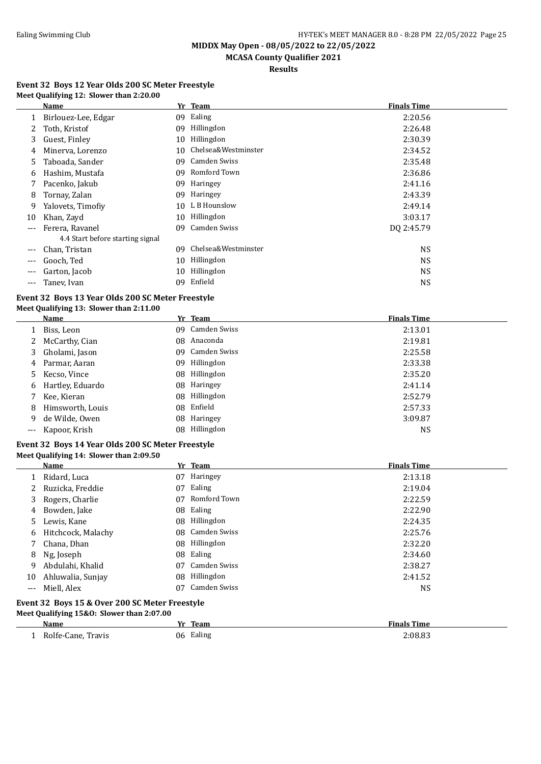## MIDDX May Open - 08/05/2022 to 22/05/2022

## MCASA County Qualifier 2021

### Results

#### Event 32 Boys 12 Year Olds 200 SC Meter Freestyle

**Meet Qualifying 12: Slower than 2:20.00**

| | Name | Yr | Team | Finals Time |
|---|---|---|---|---|
| 1 | Birlouez-Lee, Edgar | 09 | Ealing | 2:20.56 |
| 2 | Toth, Kristof | 09 | Hillingdon | 2:26.48 |
| 3 | Guest, Finley | 10 | Hillingdon | 2:30.39 |
| 4 | Minerva, Lorenzo | 10 | Chelsea&Westminster | 2:34.52 |
| 5 | Taboada, Sander | 09 | Camden Swiss | 2:35.48 |
| 6 | Hashim, Mustafa | 09 | Romford Town | 2:36.86 |
| 7 | Pacenko, Jakub | 09 | Haringey | 2:41.16 |
| 8 | Tornay, Zalan | 09 | Haringey | 2:43.39 |
| 9 | Yalovets, Timofiy | 10 | L B Hounslow | 2:49.14 |
| 10 | Khan, Zayd | 10 | Hillingdon | 3:03.17 |
| --- | Ferera, Ravanel | 09 | Camden Swiss | DQ 2:45.79 |
| | 4.4 Start before starting signal | | | |
| --- | Chan, Tristan | 09 | Chelsea&Westminster | NS |
| --- | Gooch, Ted | 10 | Hillingdon | NS |
| --- | Garton, Jacob | 10 | Hillingdon | NS |
| --- | Tanev, Ivan | 09 | Enfield | NS |

#### Event 32 Boys 13 Year Olds 200 SC Meter Freestyle

**Meet Qualifying 13: Slower than 2:11.00**

| | Name | Yr | Team | Finals Time |
|---|---|---|---|---|
| 1 | Biss, Leon | 09 | Camden Swiss | 2:13.01 |
| 2 | McCarthy, Cian | 08 | Anaconda | 2:19.81 |
| 3 | Gholami, Jason | 09 | Camden Swiss | 2:25.58 |
| 4 | Parmar, Aaran | 09 | Hillingdon | 2:33.38 |
| 5 | Kecso, Vince | 08 | Hillingdon | 2:35.20 |
| 6 | Hartley, Eduardo | 08 | Haringey | 2:41.14 |
| 7 | Kee, Kieran | 08 | Hillingdon | 2:52.79 |
| 8 | Himsworth, Louis | 08 | Enfield | 2:57.33 |
| 9 | de Wilde, Owen | 08 | Haringey | 3:09.87 |
| --- | Kapoor, Krish | 08 | Hillingdon | NS |

#### Event 32 Boys 14 Year Olds 200 SC Meter Freestyle

**Meet Qualifying 14: Slower than 2:09.50**

| | Name | Yr | Team | Finals Time |
|---|---|---|---|---|
| 1 | Ridard, Luca | 07 | Haringey | 2:13.18 |
| 2 | Ruzicka, Freddie | 07 | Ealing | 2:19.04 |
| 3 | Rogers, Charlie | 07 | Romford Town | 2:22.59 |
| 4 | Bowden, Jake | 08 | Ealing | 2:22.90 |
| 5 | Lewis, Kane | 08 | Hillingdon | 2:24.35 |
| 6 | Hitchcock, Malachy | 08 | Camden Swiss | 2:25.76 |
| 7 | Chana, Dhan | 08 | Hillingdon | 2:32.20 |
| 8 | Ng, Joseph | 08 | Ealing | 2:34.60 |
| 9 | Abdulahi, Khalid | 07 | Camden Swiss | 2:38.27 |
| 10 | Ahluwalia, Sunjay | 08 | Hillingdon | 2:41.52 |
| --- | Miell, Alex | 07 | Camden Swiss | NS |

#### Event 32 Boys 15 & Over 200 SC Meter Freestyle

**Meet Qualifying 15&O: Slower than 2:07.00**

| | Name | Yr | Team | Finals Time |
|---|---|---|---|---|
| 1 | Rolfe-Cane, Travis | 06 | Ealing | 2:08.83 |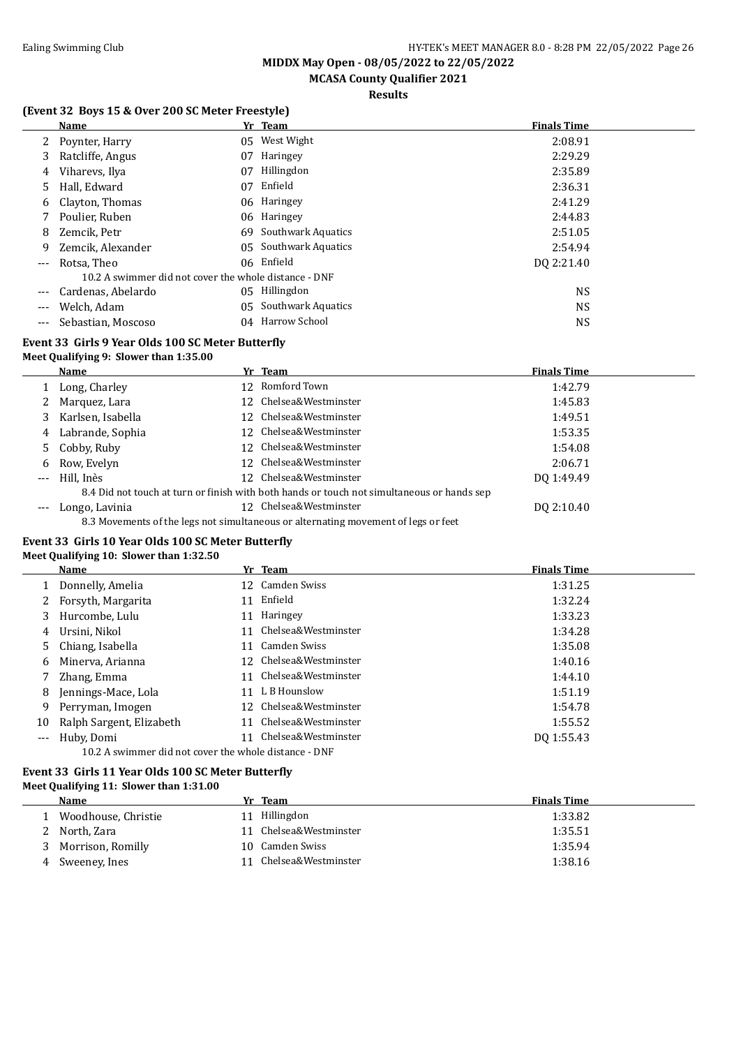## MIDDX May Open - 08/05/2022 to 22/05/2022

## MCASA County Qualifier 2021

### Results

### (Event 32 Boys 15 & Over 200 SC Meter Freestyle)

| | Name | Yr | Team | Finals Time |
|---|---|---|---|---|
| 2 | Poynter, Harry | 05 | West Wight | 2:08.91 |
| 3 | Ratcliffe, Angus | 07 | Haringey | 2:29.29 |
| 4 | Viharevs, Ilya | 07 | Hillingdon | 2:35.89 |
| 5 | Hall, Edward | 07 | Enfield | 2:36.31 |
| 6 | Clayton, Thomas | 06 | Haringey | 2:41.29 |
| 7 | Poulier, Ruben | 06 | Haringey | 2:44.83 |
| 8 | Zemcik, Petr | 69 | Southwark Aquatics | 2:51.05 |
| 9 | Zemcik, Alexander | 05 | Southwark Aquatics | 2:54.94 |
| --- | Rotsa, Theo | 06 | Enfield | DQ 2:21.40 |
| | 10.2 A swimmer did not cover the whole distance - DNF | | | |
| --- | Cardenas, Abelardo | 05 | Hillingdon | NS |
| --- | Welch, Adam | 05 | Southwark Aquatics | NS |
| --- | Sebastian, Moscoso | 04 | Harrow School | NS |

### Event 33 Girls 9 Year Olds 100 SC Meter Butterfly

**Meet Qualifying 9: Slower than 1:35.00**

| | Name | Yr | Team | Finals Time |
|---|---|---|---|---|
| 1 | Long, Charley | 12 | Romford Town | 1:42.79 |
| 2 | Marquez, Lara | 12 | Chelsea&Westminster | 1:45.83 |
| 3 | Karlsen, Isabella | 12 | Chelsea&Westminster | 1:49.51 |
| 4 | Labrande, Sophia | 12 | Chelsea&Westminster | 1:53.35 |
| 5 | Cobby, Ruby | 12 | Chelsea&Westminster | 1:54.08 |
| 6 | Row, Evelyn | 12 | Chelsea&Westminster | 2:06.71 |
| --- | Hill, Inès | 12 | Chelsea&Westminster | DQ 1:49.49 |
| | 8.4 Did not touch at turn or finish with both hands or touch not simultaneous or hands sep | | | |
| --- | Longo, Lavinia | 12 | Chelsea&Westminster | DQ 2:10.40 |
| | 8.3 Movements of the legs not simultaneous or alternating movement of legs or feet | | | |

### Event 33 Girls 10 Year Olds 100 SC Meter Butterfly

**Meet Qualifying 10: Slower than 1:32.50**

| | Name | Yr | Team | Finals Time |
|---|---|---|---|---|
| 1 | Donnelly, Amelia | 12 | Camden Swiss | 1:31.25 |
| 2 | Forsyth, Margarita | 11 | Enfield | 1:32.24 |
| 3 | Hurcombe, Lulu | 11 | Haringey | 1:33.23 |
| 4 | Ursini, Nikol | 11 | Chelsea&Westminster | 1:34.28 |
| 5 | Chiang, Isabella | 11 | Camden Swiss | 1:35.08 |
| 6 | Minerva, Arianna | 12 | Chelsea&Westminster | 1:40.16 |
| 7 | Zhang, Emma | 11 | Chelsea&Westminster | 1:44.10 |
| 8 | Jennings-Mace, Lola | 11 | L B Hounslow | 1:51.19 |
| 9 | Perryman, Imogen | 12 | Chelsea&Westminster | 1:54.78 |
| 10 | Ralph Sargent, Elizabeth | 11 | Chelsea&Westminster | 1:55.52 |
| --- | Huby, Domi | 11 | Chelsea&Westminster | DQ 1:55.43 |
| | 10.2 A swimmer did not cover the whole distance - DNF | | | |

### Event 33 Girls 11 Year Olds 100 SC Meter Butterfly

**Meet Qualifying 11: Slower than 1:31.00**

| | Name | Yr | Team | Finals Time |
|---|---|---|---|---|
| 1 | Woodhouse, Christie | 11 | Hillingdon | 1:33.82 |
| 2 | North, Zara | 11 | Chelsea&Westminster | 1:35.51 |
| 3 | Morrison, Romilly | 10 | Camden Swiss | 1:35.94 |
| 4 | Sweeney, Ines | 11 | Chelsea&Westminster | 1:38.16 |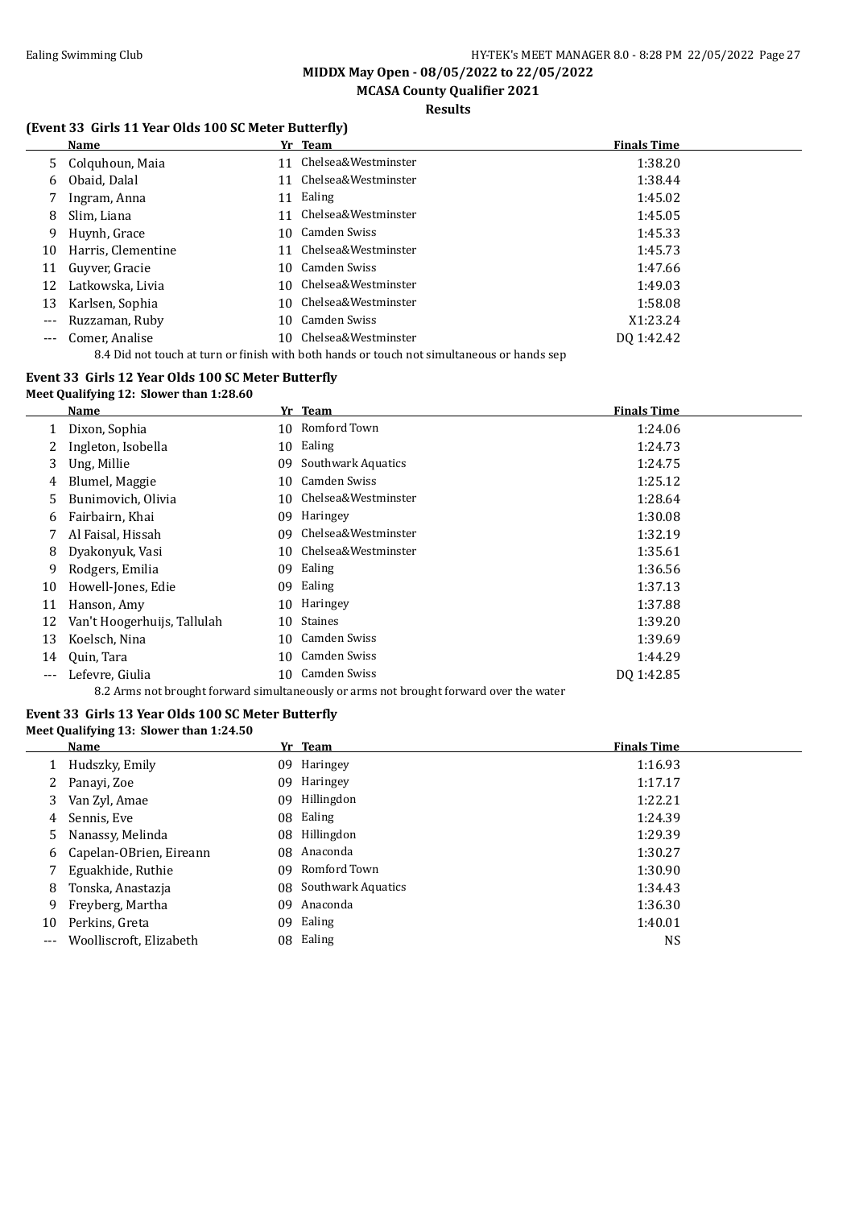**MIDDX May Open - 08/05/2022 to 22/05/2022**

**MCASA County Qualifier 2021**

**Results**

### (Event 33 Girls 11 Year Olds 100 SC Meter Butterfly)

| | Name | Yr | Team | Finals Time |
|---|---|---|---|---|
| 5 | Colquhoun, Maia | 11 | Chelsea&Westminster | 1:38.20 |
| 6 | Obaid, Dalal | 11 | Chelsea&Westminster | 1:38.44 |
| 7 | Ingram, Anna | 11 | Ealing | 1:45.02 |
| 8 | Slim, Liana | 11 | Chelsea&Westminster | 1:45.05 |
| 9 | Huynh, Grace | 10 | Camden Swiss | 1:45.33 |
| 10 | Harris, Clementine | 11 | Chelsea&Westminster | 1:45.73 |
| 11 | Guyver, Gracie | 10 | Camden Swiss | 1:47.66 |
| 12 | Latkowska, Livia | 10 | Chelsea&Westminster | 1:49.03 |
| 13 | Karlsen, Sophia | 10 | Chelsea&Westminster | 1:58.08 |
| --- | Ruzzaman, Ruby | 10 | Camden Swiss | X1:23.24 |
| --- | Comer, Analise | 10 | Chelsea&Westminster | DQ 1:42.42 |

8.4 Did not touch at turn or finish with both hands or touch not simultaneous or hands sep

### Event 33 Girls 12 Year Olds 100 SC Meter Butterfly

**Meet Qualifying 12: Slower than 1:28.60**

| | Name | Yr | Team | Finals Time |
|---|---|---|---|---|
| 1 | Dixon, Sophia | 10 | Romford Town | 1:24.06 |
| 2 | Ingleton, Isobella | 10 | Ealing | 1:24.73 |
| 3 | Ung, Millie | 09 | Southwark Aquatics | 1:24.75 |
| 4 | Blumel, Maggie | 10 | Camden Swiss | 1:25.12 |
| 5 | Bunimovich, Olivia | 10 | Chelsea&Westminster | 1:28.64 |
| 6 | Fairbairn, Khai | 09 | Haringey | 1:30.08 |
| 7 | Al Faisal, Hissah | 09 | Chelsea&Westminster | 1:32.19 |
| 8 | Dyakonyuk, Vasi | 10 | Chelsea&Westminster | 1:35.61 |
| 9 | Rodgers, Emilia | 09 | Ealing | 1:36.56 |
| 10 | Howell-Jones, Edie | 09 | Ealing | 1:37.13 |
| 11 | Hanson, Amy | 10 | Haringey | 1:37.88 |
| 12 | Van't Hoogerhuijs, Tallulah | 10 | Staines | 1:39.20 |
| 13 | Koelsch, Nina | 10 | Camden Swiss | 1:39.69 |
| 14 | Quin, Tara | 10 | Camden Swiss | 1:44.29 |
| --- | Lefevre, Giulia | 10 | Camden Swiss | DQ 1:42.85 |

8.2 Arms not brought forward simultaneously or arms not brought forward over the water

### Event 33 Girls 13 Year Olds 100 SC Meter Butterfly

**Meet Qualifying 13: Slower than 1:24.50**

| | Name | Yr | Team | Finals Time |
|---|---|---|---|---|
| 1 | Hudszky, Emily | 09 | Haringey | 1:16.93 |
| 2 | Panayi, Zoe | 09 | Haringey | 1:17.17 |
| 3 | Van Zyl, Amae | 09 | Hillingdon | 1:22.21 |
| 4 | Sennis, Eve | 08 | Ealing | 1:24.39 |
| 5 | Nanassy, Melinda | 08 | Hillingdon | 1:29.39 |
| 6 | Capelan-OBrien, Eireann | 08 | Anaconda | 1:30.27 |
| 7 | Eguakhide, Ruthie | 09 | Romford Town | 1:30.90 |
| 8 | Tonska, Anastazja | 08 | Southwark Aquatics | 1:34.43 |
| 9 | Freyberg, Martha | 09 | Anaconda | 1:36.30 |
| 10 | Perkins, Greta | 09 | Ealing | 1:40.01 |
| --- | Woolliscroft, Elizabeth | 08 | Ealing | NS |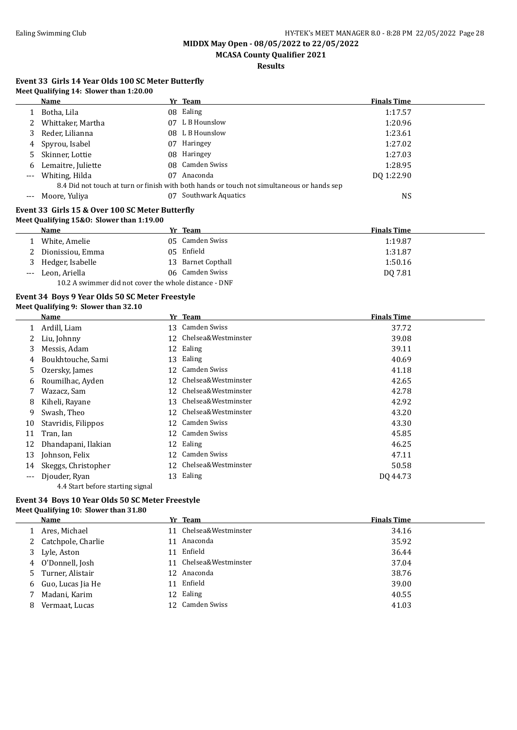## MIDDX May Open - 08/05/2022 to 22/05/2022

## MCASA County Qualifier 2021

## Results

### Event 33 Girls 14 Year Olds 100 SC Meter Butterfly

**Meet Qualifying 14: Slower than 1:20.00**

| | Name | Yr | Team | Finals Time |
|---|---|---|---|---|
| 1 | Botha, Lila | 08 | Ealing | 1:17.57 |
| 2 | Whittaker, Martha | 07 | L B Hounslow | 1:20.96 |
| 3 | Reder, Lilianna | 08 | L B Hounslow | 1:23.61 |
| 4 | Spyrou, Isabel | 07 | Haringey | 1:27.02 |
| 5 | Skinner, Lottie | 08 | Haringey | 1:27.03 |
| 6 | Lemaitre, Juliette | 08 | Camden Swiss | 1:28.95 |
| --- | Whiting, Hilda | 07 | Anaconda | DQ 1:22.90 |
| | 8.4 Did not touch at turn or finish with both hands or touch not simultaneous or hands sep | | | |
| --- | Moore, Yuliya | 07 | Southwark Aquatics | NS |

### Event 33 Girls 15 & Over 100 SC Meter Butterfly

**Meet Qualifying 15&O: Slower than 1:19.00**

| | Name | Yr | Team | Finals Time |
|---|---|---|---|---|
| 1 | White, Amelie | 05 | Camden Swiss | 1:19.87 |
| 2 | Dionissiou, Emma | 05 | Enfield | 1:31.87 |
| 3 | Hedger, Isabelle | 13 | Barnet Copthall | 1:50.16 |
| --- | Leon, Ariella | 06 | Camden Swiss | DQ 7.81 |
| | 10.2 A swimmer did not cover the whole distance - DNF | | | |

### Event 34 Boys 9 Year Olds 50 SC Meter Freestyle

**Meet Qualifying 9: Slower than 32.10**

| | Name | Yr | Team | Finals Time |
|---|---|---|---|---|
| 1 | Ardill, Liam | 13 | Camden Swiss | 37.72 |
| 2 | Liu, Johnny | 12 | Chelsea&Westminster | 39.08 |
| 3 | Messis, Adam | 12 | Ealing | 39.11 |
| 4 | Boukhtouche, Sami | 13 | Ealing | 40.69 |
| 5 | Ozersky, James | 12 | Camden Swiss | 41.18 |
| 6 | Roumilhac, Ayden | 12 | Chelsea&Westminster | 42.65 |
| 7 | Wazacz, Sam | 12 | Chelsea&Westminster | 42.78 |
| 8 | Kiheli, Rayane | 13 | Chelsea&Westminster | 42.92 |
| 9 | Swash, Theo | 12 | Chelsea&Westminster | 43.20 |
| 10 | Stavridis, Filippos | 12 | Camden Swiss | 43.30 |
| 11 | Tran, Ian | 12 | Camden Swiss | 45.85 |
| 12 | Dhandapani, Ilakian | 12 | Ealing | 46.25 |
| 13 | Johnson, Felix | 12 | Camden Swiss | 47.11 |
| 14 | Skeggs, Christopher | 12 | Chelsea&Westminster | 50.58 |
| --- | Djouder, Ryan | 13 | Ealing | DQ 44.73 |
| | 4.4 Start before starting signal | | | |

### Event 34 Boys 10 Year Olds 50 SC Meter Freestyle

**Meet Qualifying 10: Slower than 31.80**

| | Name | Yr | Team | Finals Time |
|---|---|---|---|---|
| 1 | Ares, Michael | 11 | Chelsea&Westminster | 34.16 |
| 2 | Catchpole, Charlie | 11 | Anaconda | 35.92 |
| 3 | Lyle, Aston | 11 | Enfield | 36.44 |
| 4 | O'Donnell, Josh | 11 | Chelsea&Westminster | 37.04 |
| 5 | Turner, Alistair | 12 | Anaconda | 38.76 |
| 6 | Guo, Lucas Jia He | 11 | Enfield | 39.00 |
| 7 | Madani, Karim | 12 | Ealing | 40.55 |
| 8 | Vermaat, Lucas | 12 | Camden Swiss | 41.03 |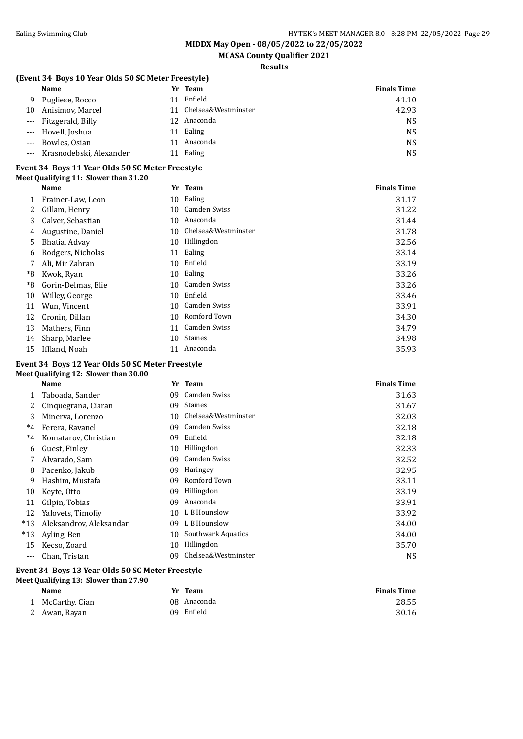## MIDDX May Open - 08/05/2022 to 22/05/2022

## MCASA County Qualifier 2021

### Results

#### (Event 34 Boys 10 Year Olds 50 SC Meter Freestyle)

| | Name | Yr | Team | Finals Time |
|---|---|---|---|---|
| 9 | Pugliese, Rocco | 11 | Enfield | 41.10 |
| 10 | Anisimov, Marcel | 11 | Chelsea&Westminster | 42.93 |
| --- | Fitzgerald, Billy | 12 | Anaconda | NS |
| --- | Hovell, Joshua | 11 | Ealing | NS |
| --- | Bowles, Osian | 11 | Anaconda | NS |
| --- | Krasnodebski, Alexander | 11 | Ealing | NS |

#### Event 34 Boys 11 Year Olds 50 SC Meter Freestyle

**Meet Qualifying 11: Slower than 31.20**

| | Name | Yr | Team | Finals Time |
|---|---|---|---|---|
| 1 | Frainer-Law, Leon | 10 | Ealing | 31.17 |
| 2 | Gillam, Henry | 10 | Camden Swiss | 31.22 |
| 3 | Calver, Sebastian | 10 | Anaconda | 31.44 |
| 4 | Augustine, Daniel | 10 | Chelsea&Westminster | 31.78 |
| 5 | Bhatia, Advay | 10 | Hillingdon | 32.56 |
| 6 | Rodgers, Nicholas | 11 | Ealing | 33.14 |
| 7 | Ali, Mir Zahran | 10 | Enfield | 33.19 |
| *8 | Kwok, Ryan | 10 | Ealing | 33.26 |
| *8 | Gorin-Delmas, Elie | 10 | Camden Swiss | 33.26 |
| 10 | Willey, George | 10 | Enfield | 33.46 |
| 11 | Wun, Vincent | 10 | Camden Swiss | 33.91 |
| 12 | Cronin, Dillan | 10 | Romford Town | 34.30 |
| 13 | Mathers, Finn | 11 | Camden Swiss | 34.79 |
| 14 | Sharp, Marlee | 10 | Staines | 34.98 |
| 15 | Iffland, Noah | 11 | Anaconda | 35.93 |

#### Event 34 Boys 12 Year Olds 50 SC Meter Freestyle

**Meet Qualifying 12: Slower than 30.00**

| | Name | Yr | Team | Finals Time |
|---|---|---|---|---|
| 1 | Taboada, Sander | 09 | Camden Swiss | 31.63 |
| 2 | Cinquegrana, Ciaran | 09 | Staines | 31.67 |
| 3 | Minerva, Lorenzo | 10 | Chelsea&Westminster | 32.03 |
| *4 | Ferera, Ravanel | 09 | Camden Swiss | 32.18 |
| *4 | Komatarov, Christian | 09 | Enfield | 32.18 |
| 6 | Guest, Finley | 10 | Hillingdon | 32.33 |
| 7 | Alvarado, Sam | 09 | Camden Swiss | 32.52 |
| 8 | Pacenko, Jakub | 09 | Haringey | 32.95 |
| 9 | Hashim, Mustafa | 09 | Romford Town | 33.11 |
| 10 | Keyte, Otto | 09 | Hillingdon | 33.19 |
| 11 | Gilpin, Tobias | 09 | Anaconda | 33.91 |
| 12 | Yalovets, Timofiy | 10 | L B Hounslow | 33.92 |
| *13 | Aleksandrov, Aleksandar | 09 | L B Hounslow | 34.00 |
| *13 | Ayling, Ben | 10 | Southwark Aquatics | 34.00 |
| 15 | Kecso, Zoard | 10 | Hillingdon | 35.70 |
| --- | Chan, Tristan | 09 | Chelsea&Westminster | NS |

#### Event 34 Boys 13 Year Olds 50 SC Meter Freestyle

**Meet Qualifying 13: Slower than 27.90**

| | Name | Yr | Team | Finals Time |
|---|---|---|---|---|
| 1 | McCarthy, Cian | 08 | Anaconda | 28.55 |
| 2 | Awan, Rayan | 09 | Enfield | 30.16 |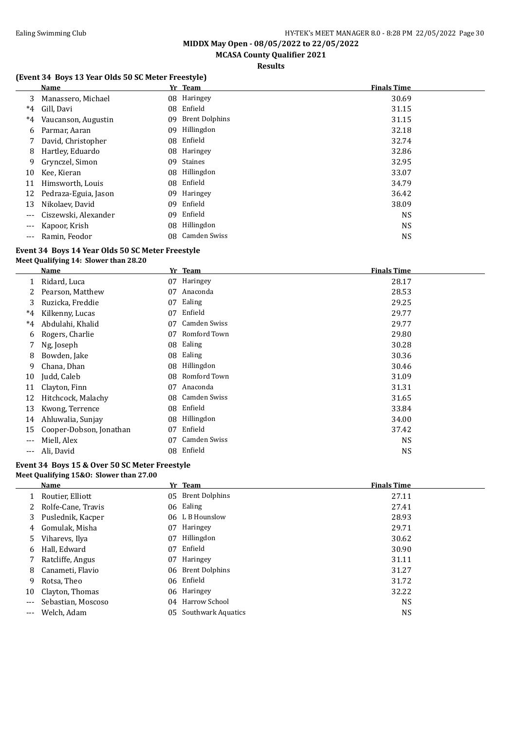# MIDDX May Open - 08/05/2022 to 22/05/2022

## MCASA County Qualifier 2021

### Results

#### (Event 34 Boys 13 Year Olds 50 SC Meter Freestyle)

| | Name | Yr | Team | Finals Time |
|---|---|---|---|---|
| 3 | Manassero, Michael | 08 | Haringey | 30.69 |
| *4 | Gill, Davi | 08 | Enfield | 31.15 |
| *4 | Vaucanson, Augustin | 09 | Brent Dolphins | 31.15 |
| 6 | Parmar, Aaran | 09 | Hillingdon | 32.18 |
| 7 | David, Christopher | 08 | Enfield | 32.74 |
| 8 | Hartley, Eduardo | 08 | Haringey | 32.86 |
| 9 | Grynczel, Simon | 09 | Staines | 32.95 |
| 10 | Kee, Kieran | 08 | Hillingdon | 33.07 |
| 11 | Himsworth, Louis | 08 | Enfield | 34.79 |
| 12 | Pedraza-Eguia, Jason | 09 | Haringey | 36.42 |
| 13 | Nikolaev, David | 09 | Enfield | 38.09 |
| --- | Ciszewski, Alexander | 09 | Enfield | NS |
| --- | Kapoor, Krish | 08 | Hillingdon | NS |
| --- | Ramin, Feodor | 08 | Camden Swiss | NS |

#### Event 34 Boys 14 Year Olds 50 SC Meter Freestyle

**Meet Qualifying 14: Slower than 28.20**

| | Name | Yr | Team | Finals Time |
|---|---|---|---|---|
| 1 | Ridard, Luca | 07 | Haringey | 28.17 |
| 2 | Pearson, Matthew | 07 | Anaconda | 28.53 |
| 3 | Ruzicka, Freddie | 07 | Ealing | 29.25 |
| *4 | Kilkenny, Lucas | 07 | Enfield | 29.77 |
| *4 | Abdulahi, Khalid | 07 | Camden Swiss | 29.77 |
| 6 | Rogers, Charlie | 07 | Romford Town | 29.80 |
| 7 | Ng, Joseph | 08 | Ealing | 30.28 |
| 8 | Bowden, Jake | 08 | Ealing | 30.36 |
| 9 | Chana, Dhan | 08 | Hillingdon | 30.46 |
| 10 | Judd, Caleb | 08 | Romford Town | 31.09 |
| 11 | Clayton, Finn | 07 | Anaconda | 31.31 |
| 12 | Hitchcock, Malachy | 08 | Camden Swiss | 31.65 |
| 13 | Kwong, Terrence | 08 | Enfield | 33.84 |
| 14 | Ahluwalia, Sunjay | 08 | Hillingdon | 34.00 |
| 15 | Cooper-Dobson, Jonathan | 07 | Enfield | 37.42 |
| --- | Miell, Alex | 07 | Camden Swiss | NS |
| --- | Ali, David | 08 | Enfield | NS |

#### Event 34 Boys 15 & Over 50 SC Meter Freestyle

**Meet Qualifying 15&O: Slower than 27.00**

| | Name | Yr | Team | Finals Time |
|---|---|---|---|---|
| 1 | Routier, Elliott | 05 | Brent Dolphins | 27.11 |
| 2 | Rolfe-Cane, Travis | 06 | Ealing | 27.41 |
| 3 | Puslednik, Kacper | 06 | L B Hounslow | 28.93 |
| 4 | Gomulak, Misha | 07 | Haringey | 29.71 |
| 5 | Viharevs, Ilya | 07 | Hillingdon | 30.62 |
| 6 | Hall, Edward | 07 | Enfield | 30.90 |
| 7 | Ratcliffe, Angus | 07 | Haringey | 31.11 |
| 8 | Canameti, Flavio | 06 | Brent Dolphins | 31.27 |
| 9 | Rotsa, Theo | 06 | Enfield | 31.72 |
| 10 | Clayton, Thomas | 06 | Haringey | 32.22 |
| --- | Sebastian, Moscoso | 04 | Harrow School | NS |
| --- | Welch, Adam | 05 | Southwark Aquatics | NS |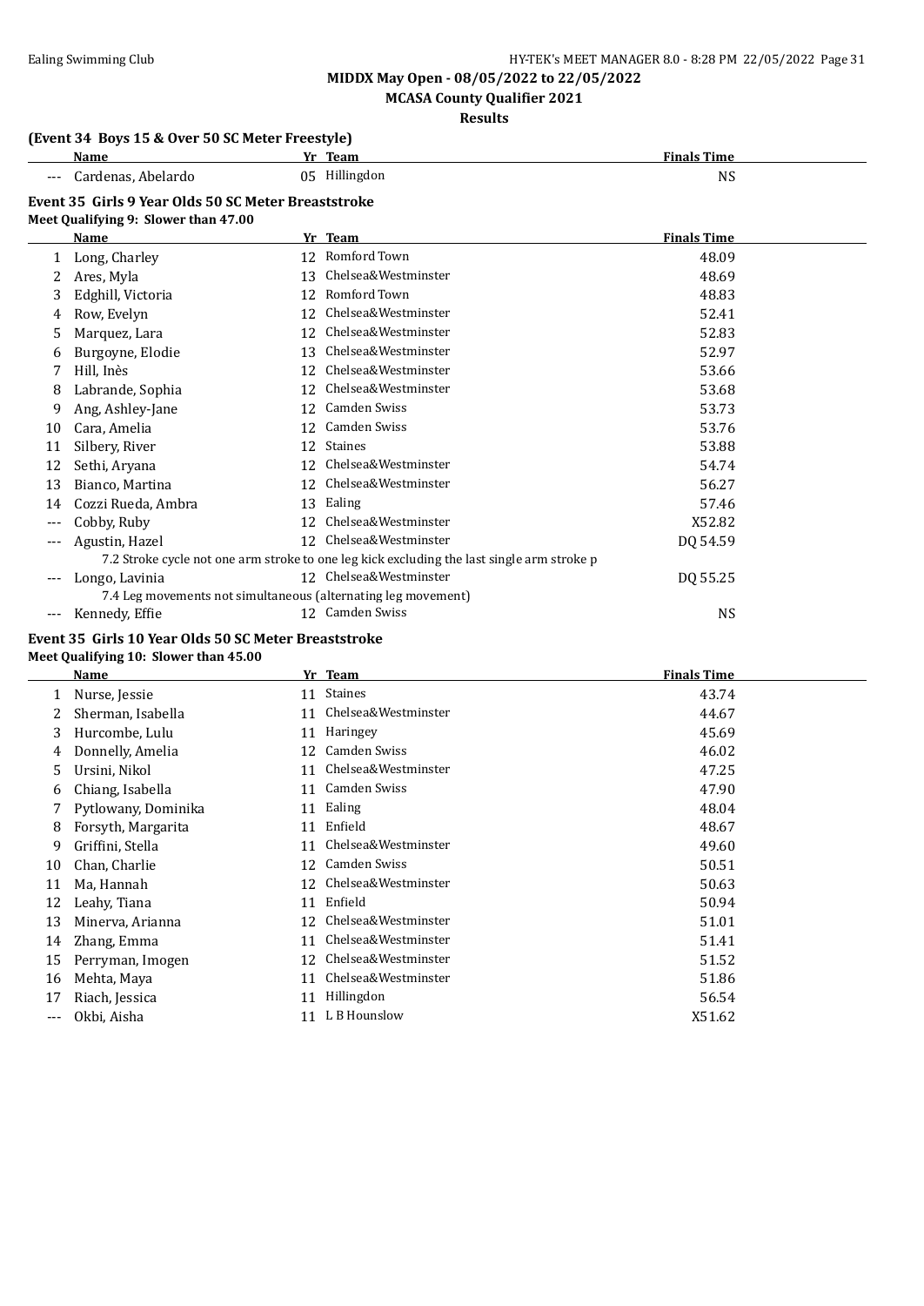**MIDDX May Open - 08/05/2022 to 22/05/2022**

**MCASA County Qualifier 2021**

**Results**

**(Event 34 Boys 15 & Over 50 SC Meter Freestyle)**

| | Name | Yr | Team | Finals Time |
|---|---|---|---|---|
| --- | Cardenas, Abelardo | 05 | Hillingdon | NS |

**Event 35 Girls 9 Year Olds 50 SC Meter Breaststroke**

**Meet Qualifying 9: Slower than 47.00**

| | Name | Yr | Team | Finals Time |
|---|---|---|---|---|
| 1 | Long, Charley | 12 | Romford Town | 48.09 |
| 2 | Ares, Myla | 13 | Chelsea&Westminster | 48.69 |
| 3 | Edghill, Victoria | 12 | Romford Town | 48.83 |
| 4 | Row, Evelyn | 12 | Chelsea&Westminster | 52.41 |
| 5 | Marquez, Lara | 12 | Chelsea&Westminster | 52.83 |
| 6 | Burgoyne, Elodie | 13 | Chelsea&Westminster | 52.97 |
| 7 | Hill, Inès | 12 | Chelsea&Westminster | 53.66 |
| 8 | Labrande, Sophia | 12 | Chelsea&Westminster | 53.68 |
| 9 | Ang, Ashley-Jane | 12 | Camden Swiss | 53.73 |
| 10 | Cara, Amelia | 12 | Camden Swiss | 53.76 |
| 11 | Silbery, River | 12 | Staines | 53.88 |
| 12 | Sethi, Aryana | 12 | Chelsea&Westminster | 54.74 |
| 13 | Bianco, Martina | 12 | Chelsea&Westminster | 56.27 |
| 14 | Cozzi Rueda, Ambra | 13 | Ealing | 57.46 |
| --- | Cobby, Ruby | 12 | Chelsea&Westminster | X52.82 |
| --- | Agustin, Hazel | 12 | Chelsea&Westminster | DQ 54.59 |
| | 7.2 Stroke cycle not one arm stroke to one leg kick excluding the last single arm stroke p | | | |
| --- | Longo, Lavinia | 12 | Chelsea&Westminster | DQ 55.25 |
| | 7.4 Leg movements not simultaneous (alternating leg movement) | | | |
| --- | Kennedy, Effie | 12 | Camden Swiss | NS |

**Event 35 Girls 10 Year Olds 50 SC Meter Breaststroke**

**Meet Qualifying 10: Slower than 45.00**

| | Name | Yr | Team | Finals Time |
|---|---|---|---|---|
| 1 | Nurse, Jessie | 11 | Staines | 43.74 |
| 2 | Sherman, Isabella | 11 | Chelsea&Westminster | 44.67 |
| 3 | Hurcombe, Lulu | 11 | Haringey | 45.69 |
| 4 | Donnelly, Amelia | 12 | Camden Swiss | 46.02 |
| 5 | Ursini, Nikol | 11 | Chelsea&Westminster | 47.25 |
| 6 | Chiang, Isabella | 11 | Camden Swiss | 47.90 |
| 7 | Pytlowany, Dominika | 11 | Ealing | 48.04 |
| 8 | Forsyth, Margarita | 11 | Enfield | 48.67 |
| 9 | Griffini, Stella | 11 | Chelsea&Westminster | 49.60 |
| 10 | Chan, Charlie | 12 | Camden Swiss | 50.51 |
| 11 | Ma, Hannah | 12 | Chelsea&Westminster | 50.63 |
| 12 | Leahy, Tiana | 11 | Enfield | 50.94 |
| 13 | Minerva, Arianna | 12 | Chelsea&Westminster | 51.01 |
| 14 | Zhang, Emma | 11 | Chelsea&Westminster | 51.41 |
| 15 | Perryman, Imogen | 12 | Chelsea&Westminster | 51.52 |
| 16 | Mehta, Maya | 11 | Chelsea&Westminster | 51.86 |
| 17 | Riach, Jessica | 11 | Hillingdon | 56.54 |
| --- | Okbi, Aisha | 11 | L B Hounslow | X51.62 |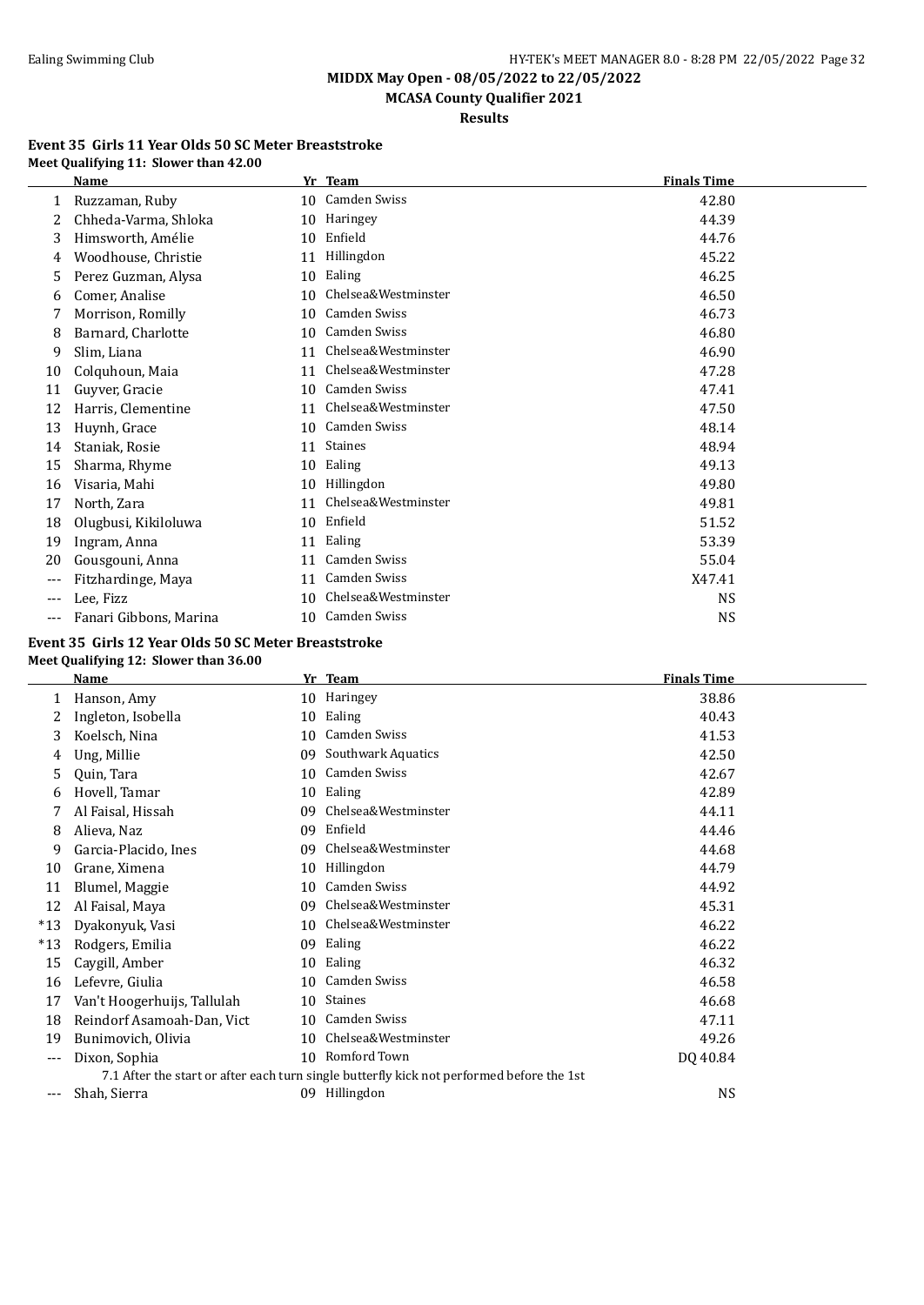## MIDDX May Open - 08/05/2022 to 22/05/2022

## MCASA County Qualifier 2021

### Results

### Event 35 Girls 11 Year Olds 50 SC Meter Breaststroke

**Meet Qualifying 11: Slower than 42.00**

| | Name | Yr | Team | Finals Time |
|---|---|---|---|---|
| 1 | Ruzzaman, Ruby | 10 | Camden Swiss | 42.80 |
| 2 | Chheda-Varma, Shloka | 10 | Haringey | 44.39 |
| 3 | Himsworth, Amélie | 10 | Enfield | 44.76 |
| 4 | Woodhouse, Christie | 11 | Hillingdon | 45.22 |
| 5 | Perez Guzman, Alysa | 10 | Ealing | 46.25 |
| 6 | Comer, Analise | 10 | Chelsea&Westminster | 46.50 |
| 7 | Morrison, Romilly | 10 | Camden Swiss | 46.73 |
| 8 | Barnard, Charlotte | 10 | Camden Swiss | 46.80 |
| 9 | Slim, Liana | 11 | Chelsea&Westminster | 46.90 |
| 10 | Colquhoun, Maia | 11 | Chelsea&Westminster | 47.28 |
| 11 | Guyver, Gracie | 10 | Camden Swiss | 47.41 |
| 12 | Harris, Clementine | 11 | Chelsea&Westminster | 47.50 |
| 13 | Huynh, Grace | 10 | Camden Swiss | 48.14 |
| 14 | Staniak, Rosie | 11 | Staines | 48.94 |
| 15 | Sharma, Rhyme | 10 | Ealing | 49.13 |
| 16 | Visaria, Mahi | 10 | Hillingdon | 49.80 |
| 17 | North, Zara | 11 | Chelsea&Westminster | 49.81 |
| 18 | Olugbusi, Kikiloluwa | 10 | Enfield | 51.52 |
| 19 | Ingram, Anna | 11 | Ealing | 53.39 |
| 20 | Gousgouni, Anna | 11 | Camden Swiss | 55.04 |
| --- | Fitzhardinge, Maya | 11 | Camden Swiss | X47.41 |
| --- | Lee, Fizz | 10 | Chelsea&Westminster | NS |
| --- | Fanari Gibbons, Marina | 10 | Camden Swiss | NS |

### Event 35 Girls 12 Year Olds 50 SC Meter Breaststroke

**Meet Qualifying 12: Slower than 36.00**

| | Name | Yr | Team | Finals Time |
|---|---|---|---|---|
| 1 | Hanson, Amy | 10 | Haringey | 38.86 |
| 2 | Ingleton, Isobella | 10 | Ealing | 40.43 |
| 3 | Koelsch, Nina | 10 | Camden Swiss | 41.53 |
| 4 | Ung, Millie | 09 | Southwark Aquatics | 42.50 |
| 5 | Quin, Tara | 10 | Camden Swiss | 42.67 |
| 6 | Hovell, Tamar | 10 | Ealing | 42.89 |
| 7 | Al Faisal, Hissah | 09 | Chelsea&Westminster | 44.11 |
| 8 | Alieva, Naz | 09 | Enfield | 44.46 |
| 9 | Garcia-Placido, Ines | 09 | Chelsea&Westminster | 44.68 |
| 10 | Grane, Ximena | 10 | Hillingdon | 44.79 |
| 11 | Blumel, Maggie | 10 | Camden Swiss | 44.92 |
| 12 | Al Faisal, Maya | 09 | Chelsea&Westminster | 45.31 |
| *13 | Dyakonyuk, Vasi | 10 | Chelsea&Westminster | 46.22 |
| *13 | Rodgers, Emilia | 09 | Ealing | 46.22 |
| 15 | Caygill, Amber | 10 | Ealing | 46.32 |
| 16 | Lefevre, Giulia | 10 | Camden Swiss | 46.58 |
| 17 | Van't Hoogerhuijs, Tallulah | 10 | Staines | 46.68 |
| 18 | Reindorf Asamoah-Dan, Vict | 10 | Camden Swiss | 47.11 |
| 19 | Bunimovich, Olivia | 10 | Chelsea&Westminster | 49.26 |
| --- | Dixon, Sophia | 10 | Romford Town | DQ 40.84 |
| | 7.1 After the start or after each turn single butterfly kick not performed before the 1st | | | |
| --- | Shah, Sierra | 09 | Hillingdon | NS |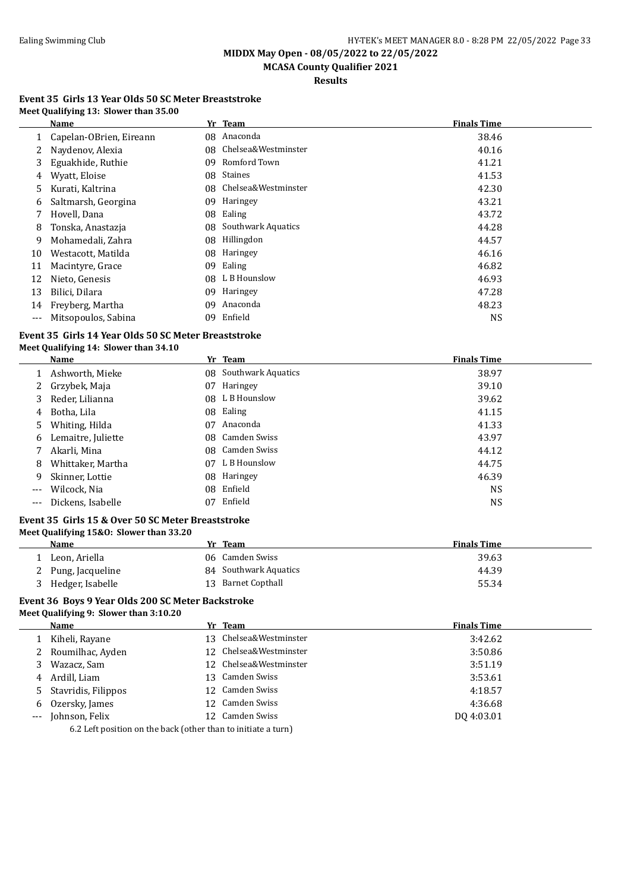## MIDDX May Open - 08/05/2022 to 22/05/2022

### MCASA County Qualifier 2021

#### Results

### Event 35 Girls 13 Year Olds 50 SC Meter Breaststroke

**Meet Qualifying 13: Slower than 35.00**

| | Name | Yr | Team | Finals Time |
|---|---|---|---|---|
| 1 | Capelan-OBrien, Eireann | 08 | Anaconda | 38.46 |
| 2 | Naydenov, Alexia | 08 | Chelsea&Westminster | 40.16 |
| 3 | Eguakhide, Ruthie | 09 | Romford Town | 41.21 |
| 4 | Wyatt, Eloise | 08 | Staines | 41.53 |
| 5 | Kurati, Kaltrina | 08 | Chelsea&Westminster | 42.30 |
| 6 | Saltmarsh, Georgina | 09 | Haringey | 43.21 |
| 7 | Hovell, Dana | 08 | Ealing | 43.72 |
| 8 | Tonska, Anastazja | 08 | Southwark Aquatics | 44.28 |
| 9 | Mohamedali, Zahra | 08 | Hillingdon | 44.57 |
| 10 | Westacott, Matilda | 08 | Haringey | 46.16 |
| 11 | Macintyre, Grace | 09 | Ealing | 46.82 |
| 12 | Nieto, Genesis | 08 | L B Hounslow | 46.93 |
| 13 | Bilici, Dilara | 09 | Haringey | 47.28 |
| 14 | Freyberg, Martha | 09 | Anaconda | 48.23 |
| --- | Mitsopoulos, Sabina | 09 | Enfield | NS |

### Event 35 Girls 14 Year Olds 50 SC Meter Breaststroke

**Meet Qualifying 14: Slower than 34.10**

| | Name | Yr | Team | Finals Time |
|---|---|---|---|---|
| 1 | Ashworth, Mieke | 08 | Southwark Aquatics | 38.97 |
| 2 | Grzybek, Maja | 07 | Haringey | 39.10 |
| 3 | Reder, Lilianna | 08 | L B Hounslow | 39.62 |
| 4 | Botha, Lila | 08 | Ealing | 41.15 |
| 5 | Whiting, Hilda | 07 | Anaconda | 41.33 |
| 6 | Lemaitre, Juliette | 08 | Camden Swiss | 43.97 |
| 7 | Akarli, Mina | 08 | Camden Swiss | 44.12 |
| 8 | Whittaker, Martha | 07 | L B Hounslow | 44.75 |
| 9 | Skinner, Lottie | 08 | Haringey | 46.39 |
| --- | Wilcock, Nia | 08 | Enfield | NS |
| --- | Dickens, Isabelle | 07 | Enfield | NS |

### Event 35 Girls 15 & Over 50 SC Meter Breaststroke

**Meet Qualifying 15&O: Slower than 33.20**

| | Name | Yr | Team | Finals Time |
|---|---|---|---|---|
| 1 | Leon, Ariella | 06 | Camden Swiss | 39.63 |
| 2 | Pung, Jacqueline | 84 | Southwark Aquatics | 44.39 |
| 3 | Hedger, Isabelle | 13 | Barnet Copthall | 55.34 |

### Event 36 Boys 9 Year Olds 200 SC Meter Backstroke

**Meet Qualifying 9: Slower than 3:10.20**

| | Name | Yr | Team | Finals Time |
|---|---|---|---|---|
| 1 | Kiheli, Rayane | 13 | Chelsea&Westminster | 3:42.62 |
| 2 | Roumilhac, Ayden | 12 | Chelsea&Westminster | 3:50.86 |
| 3 | Wazacz, Sam | 12 | Chelsea&Westminster | 3:51.19 |
| 4 | Ardill, Liam | 13 | Camden Swiss | 3:53.61 |
| 5 | Stavridis, Filippos | 12 | Camden Swiss | 4:18.57 |
| 6 | Ozersky, James | 12 | Camden Swiss | 4:36.68 |
| --- | Johnson, Felix | 12 | Camden Swiss | DQ 4:03.01 |

6.2 Left position on the back (other than to initiate a turn)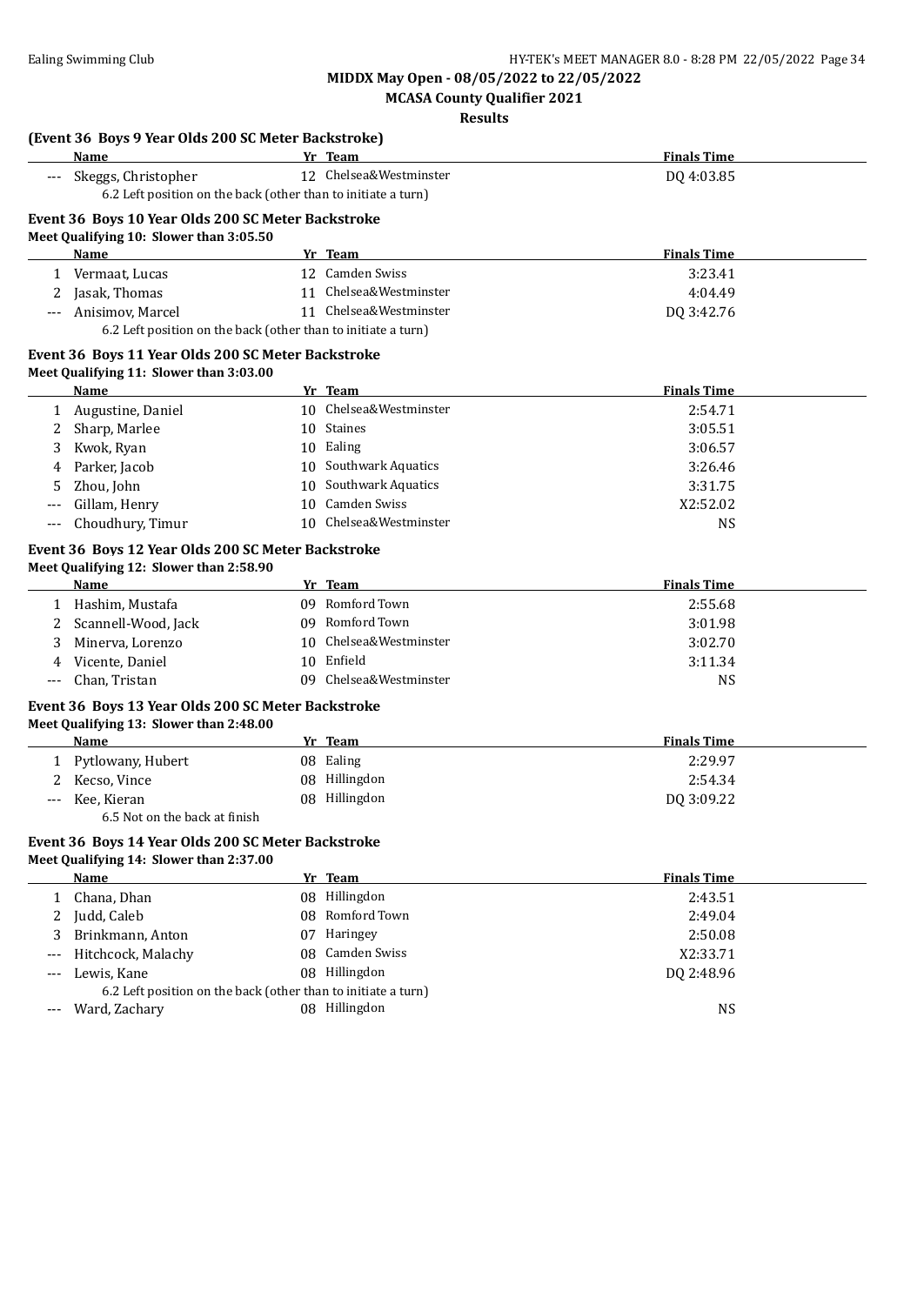**MIDDX May Open - 08/05/2022 to 22/05/2022**

**MCASA County Qualifier 2021**

**Results**

### (Event 36 Boys 9 Year Olds 200 SC Meter Backstroke)

| | Name | Yr | Team | Finals Time |
|---|---|---|---|---|
| --- | Skeggs, Christopher | 12 | Chelsea&Westminster | DQ 4:03.85 |
| | 6.2 Left position on the back (other than to initiate a turn) | | | |

### Event 36 Boys 10 Year Olds 200 SC Meter Backstroke

Meet Qualifying 10: Slower than 3:05.50

| | Name | Yr | Team | Finals Time |
|---|---|---|---|---|
| 1 | Vermaat, Lucas | 12 | Camden Swiss | 3:23.41 |
| 2 | Jasak, Thomas | 11 | Chelsea&Westminster | 4:04.49 |
| --- | Anisimov, Marcel | 11 | Chelsea&Westminster | DQ 3:42.76 |
| | 6.2 Left position on the back (other than to initiate a turn) | | | |

### Event 36 Boys 11 Year Olds 200 SC Meter Backstroke

Meet Qualifying 11: Slower than 3:03.00

| | Name | Yr | Team | Finals Time |
|---|---|---|---|---|
| 1 | Augustine, Daniel | 10 | Chelsea&Westminster | 2:54.71 |
| 2 | Sharp, Marlee | 10 | Staines | 3:05.51 |
| 3 | Kwok, Ryan | 10 | Ealing | 3:06.57 |
| 4 | Parker, Jacob | 10 | Southwark Aquatics | 3:26.46 |
| 5 | Zhou, John | 10 | Southwark Aquatics | 3:31.75 |
| --- | Gillam, Henry | 10 | Camden Swiss | X2:52.02 |
| --- | Choudhury, Timur | 10 | Chelsea&Westminster | NS |

### Event 36 Boys 12 Year Olds 200 SC Meter Backstroke

Meet Qualifying 12: Slower than 2:58.90

| | Name | Yr | Team | Finals Time |
|---|---|---|---|---|
| 1 | Hashim, Mustafa | 09 | Romford Town | 2:55.68 |
| 2 | Scannell-Wood, Jack | 09 | Romford Town | 3:01.98 |
| 3 | Minerva, Lorenzo | 10 | Chelsea&Westminster | 3:02.70 |
| 4 | Vicente, Daniel | 10 | Enfield | 3:11.34 |
| --- | Chan, Tristan | 09 | Chelsea&Westminster | NS |

### Event 36 Boys 13 Year Olds 200 SC Meter Backstroke

Meet Qualifying 13: Slower than 2:48.00

| | Name | Yr | Team | Finals Time |
|---|---|---|---|---|
| 1 | Pytlowany, Hubert | 08 | Ealing | 2:29.97 |
| 2 | Kecso, Vince | 08 | Hillingdon | 2:54.34 |
| --- | Kee, Kieran | 08 | Hillingdon | DQ 3:09.22 |
| | 6.5 Not on the back at finish | | | |

### Event 36 Boys 14 Year Olds 200 SC Meter Backstroke

Meet Qualifying 14: Slower than 2:37.00

| | Name | Yr | Team | Finals Time |
|---|---|---|---|---|
| 1 | Chana, Dhan | 08 | Hillingdon | 2:43.51 |
| 2 | Judd, Caleb | 08 | Romford Town | 2:49.04 |
| 3 | Brinkmann, Anton | 07 | Haringey | 2:50.08 |
| --- | Hitchcock, Malachy | 08 | Camden Swiss | X2:33.71 |
| --- | Lewis, Kane | 08 | Hillingdon | DQ 2:48.96 |
| | 6.2 Left position on the back (other than to initiate a turn) | | | |
| --- | Ward, Zachary | 08 | Hillingdon | NS |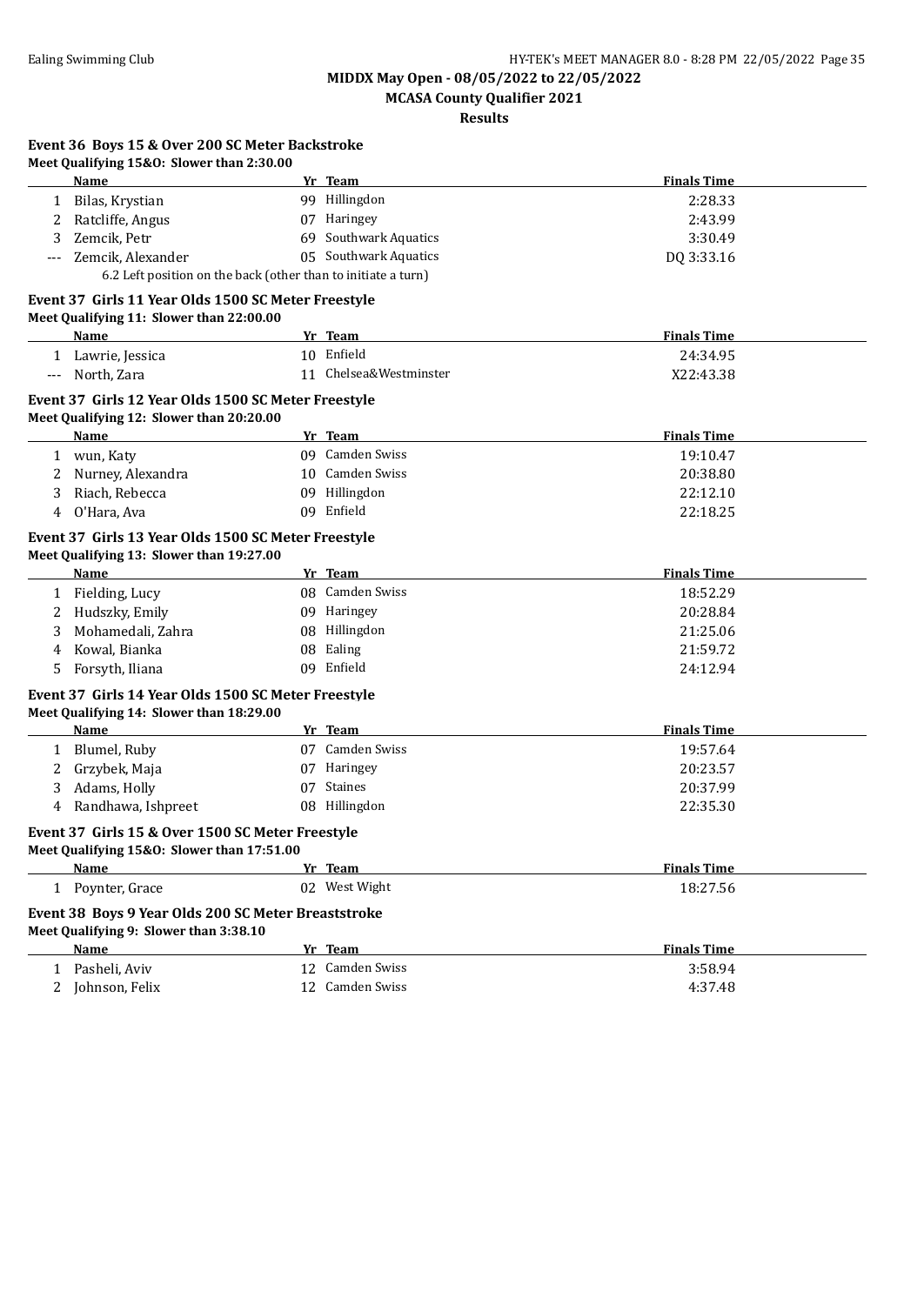**MIDDX May Open - 08/05/2022 to 22/05/2022**

**MCASA County Qualifier 2021**

**Results**

### Event 36 Boys 15 & Over 200 SC Meter Backstroke

**Meet Qualifying 15&O: Slower than 2:30.00**

| | Name | Yr | Team | Finals Time |
|---|---|---|---|---|
| 1 | Bilas, Krystian | 99 | Hillingdon | 2:28.33 |
| 2 | Ratcliffe, Angus | 07 | Haringey | 2:43.99 |
| 3 | Zemcik, Petr | 69 | Southwark Aquatics | 3:30.49 |
| --- | Zemcik, Alexander | 05 | Southwark Aquatics | DQ 3:33.16 |
| | 6.2 Left position on the back (other than to initiate a turn) | | | |

### Event 37 Girls 11 Year Olds 1500 SC Meter Freestyle

**Meet Qualifying 11: Slower than 22:00.00**

| | Name | Yr | Team | Finals Time |
|---|---|---|---|---|
| 1 | Lawrie, Jessica | 10 | Enfield | 24:34.95 |
| --- | North, Zara | 11 | Chelsea&Westminster | X22:43.38 |

### Event 37 Girls 12 Year Olds 1500 SC Meter Freestyle

**Meet Qualifying 12: Slower than 20:20.00**

| | Name | Yr | Team | Finals Time |
|---|---|---|---|---|
| 1 | wun, Katy | 09 | Camden Swiss | 19:10.47 |
| 2 | Nurney, Alexandra | 10 | Camden Swiss | 20:38.80 |
| 3 | Riach, Rebecca | 09 | Hillingdon | 22:12.10 |
| 4 | O'Hara, Ava | 09 | Enfield | 22:18.25 |

### Event 37 Girls 13 Year Olds 1500 SC Meter Freestyle

**Meet Qualifying 13: Slower than 19:27.00**

| | Name | Yr | Team | Finals Time |
|---|---|---|---|---|
| 1 | Fielding, Lucy | 08 | Camden Swiss | 18:52.29 |
| 2 | Hudszky, Emily | 09 | Haringey | 20:28.84 |
| 3 | Mohamedali, Zahra | 08 | Hillingdon | 21:25.06 |
| 4 | Kowal, Bianka | 08 | Ealing | 21:59.72 |
| 5 | Forsyth, Iliana | 09 | Enfield | 24:12.94 |

### Event 37 Girls 14 Year Olds 1500 SC Meter Freestyle

**Meet Qualifying 14: Slower than 18:29.00**

| | Name | Yr | Team | Finals Time |
|---|---|---|---|---|
| 1 | Blumel, Ruby | 07 | Camden Swiss | 19:57.64 |
| 2 | Grzybek, Maja | 07 | Haringey | 20:23.57 |
| 3 | Adams, Holly | 07 | Staines | 20:37.99 |
| 4 | Randhawa, Ishpreet | 08 | Hillingdon | 22:35.30 |

### Event 37 Girls 15 & Over 1500 SC Meter Freestyle

**Meet Qualifying 15&O: Slower than 17:51.00**

| | Name | Yr | Team | Finals Time |
|---|---|---|---|---|
| 1 | Poynter, Grace | 02 | West Wight | 18:27.56 |

### Event 38 Boys 9 Year Olds 200 SC Meter Breaststroke

**Meet Qualifying 9: Slower than 3:38.10**

| | Name | Yr | Team | Finals Time |
|---|---|---|---|---|
| 1 | Pasheli, Aviv | 12 | Camden Swiss | 3:58.94 |
| 2 | Johnson, Felix | 12 | Camden Swiss | 4:37.48 |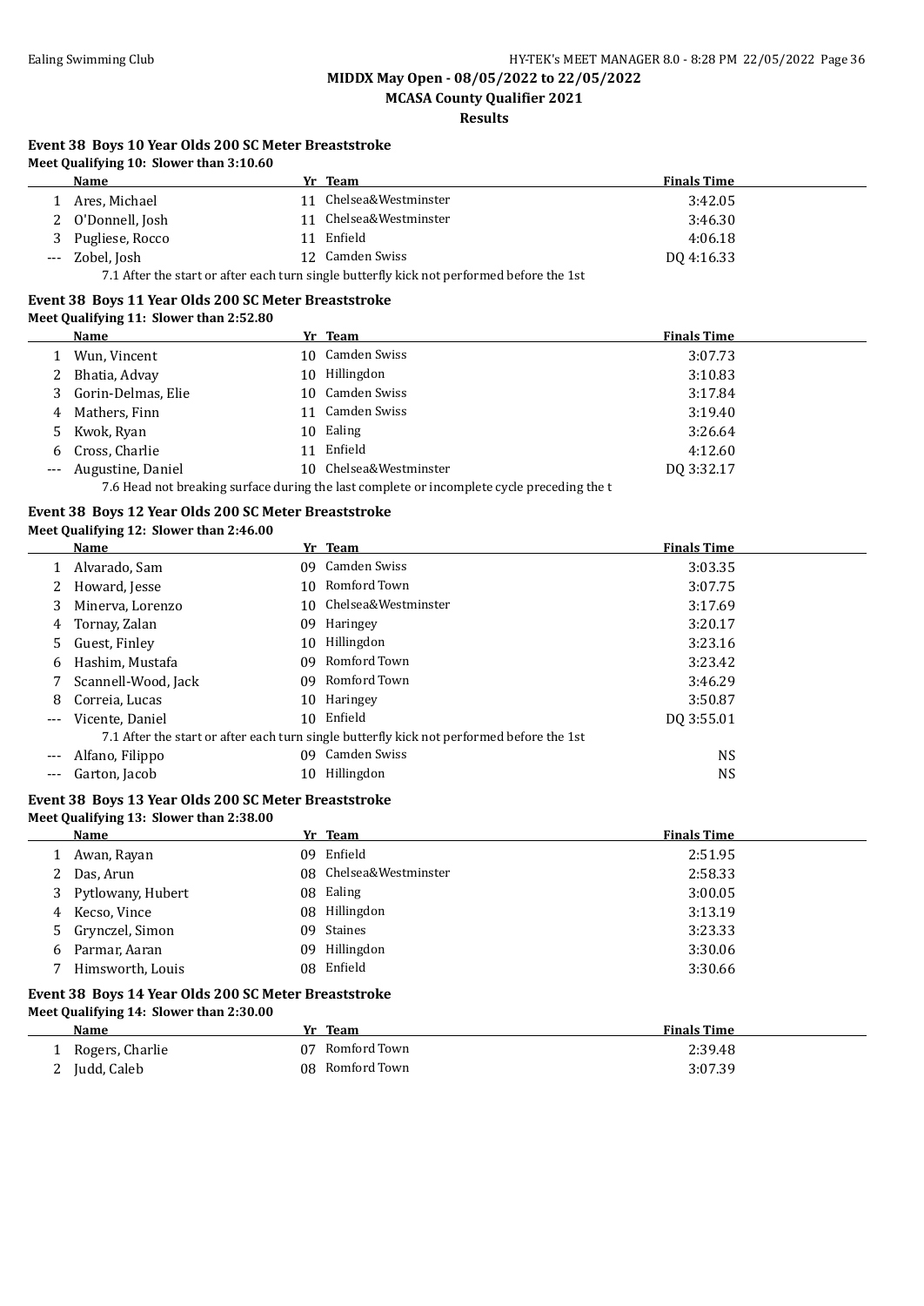**MIDDX May Open - 08/05/2022 to 22/05/2022**

**MCASA County Qualifier 2021**

**Results**

### Event 38 Boys 10 Year Olds 200 SC Meter Breaststroke

**Meet Qualifying 10: Slower than 3:10.60**

| | Name | Yr | Team | Finals Time |
|---|---|---|---|---|
| 1 | Ares, Michael | 11 | Chelsea&Westminster | 3:42.05 |
| 2 | O'Donnell, Josh | 11 | Chelsea&Westminster | 3:46.30 |
| 3 | Pugliese, Rocco | 11 | Enfield | 4:06.18 |
| --- | Zobel, Josh | 12 | Camden Swiss | DQ 4:16.33 |
| | 7.1 After the start or after each turn single butterfly kick not performed before the 1st | | | |

### Event 38 Boys 11 Year Olds 200 SC Meter Breaststroke

**Meet Qualifying 11: Slower than 2:52.80**

| | Name | Yr | Team | Finals Time |
|---|---|---|---|---|
| 1 | Wun, Vincent | 10 | Camden Swiss | 3:07.73 |
| 2 | Bhatia, Advay | 10 | Hillingdon | 3:10.83 |
| 3 | Gorin-Delmas, Elie | 10 | Camden Swiss | 3:17.84 |
| 4 | Mathers, Finn | 11 | Camden Swiss | 3:19.40 |
| 5 | Kwok, Ryan | 10 | Ealing | 3:26.64 |
| 6 | Cross, Charlie | 11 | Enfield | 4:12.60 |
| --- | Augustine, Daniel | 10 | Chelsea&Westminster | DQ 3:32.17 |
| | 7.6 Head not breaking surface during the last complete or incomplete cycle preceding the t | | | |

### Event 38 Boys 12 Year Olds 200 SC Meter Breaststroke

**Meet Qualifying 12: Slower than 2:46.00**

| | Name | Yr | Team | Finals Time |
|---|---|---|---|---|
| 1 | Alvarado, Sam | 09 | Camden Swiss | 3:03.35 |
| 2 | Howard, Jesse | 10 | Romford Town | 3:07.75 |
| 3 | Minerva, Lorenzo | 10 | Chelsea&Westminster | 3:17.69 |
| 4 | Tornay, Zalan | 09 | Haringey | 3:20.17 |
| 5 | Guest, Finley | 10 | Hillingdon | 3:23.16 |
| 6 | Hashim, Mustafa | 09 | Romford Town | 3:23.42 |
| 7 | Scannell-Wood, Jack | 09 | Romford Town | 3:46.29 |
| 8 | Correia, Lucas | 10 | Haringey | 3:50.87 |
| --- | Vicente, Daniel | 10 | Enfield | DQ 3:55.01 |
| | 7.1 After the start or after each turn single butterfly kick not performed before the 1st | | | |
| --- | Alfano, Filippo | 09 | Camden Swiss | NS |
| --- | Garton, Jacob | 10 | Hillingdon | NS |

### Event 38 Boys 13 Year Olds 200 SC Meter Breaststroke

**Meet Qualifying 13: Slower than 2:38.00**

| | Name | Yr | Team | Finals Time |
|---|---|---|---|---|
| 1 | Awan, Rayan | 09 | Enfield | 2:51.95 |
| 2 | Das, Arun | 08 | Chelsea&Westminster | 2:58.33 |
| 3 | Pytlowany, Hubert | 08 | Ealing | 3:00.05 |
| 4 | Kecso, Vince | 08 | Hillingdon | 3:13.19 |
| 5 | Grynczel, Simon | 09 | Staines | 3:23.33 |
| 6 | Parmar, Aaran | 09 | Hillingdon | 3:30.06 |
| 7 | Himsworth, Louis | 08 | Enfield | 3:30.66 |

### Event 38 Boys 14 Year Olds 200 SC Meter Breaststroke

**Meet Qualifying 14: Slower than 2:30.00**

| | Name | Yr | Team | Finals Time |
|---|---|---|---|---|
| 1 | Rogers, Charlie | 07 | Romford Town | 2:39.48 |
| 2 | Judd, Caleb | 08 | Romford Town | 3:07.39 |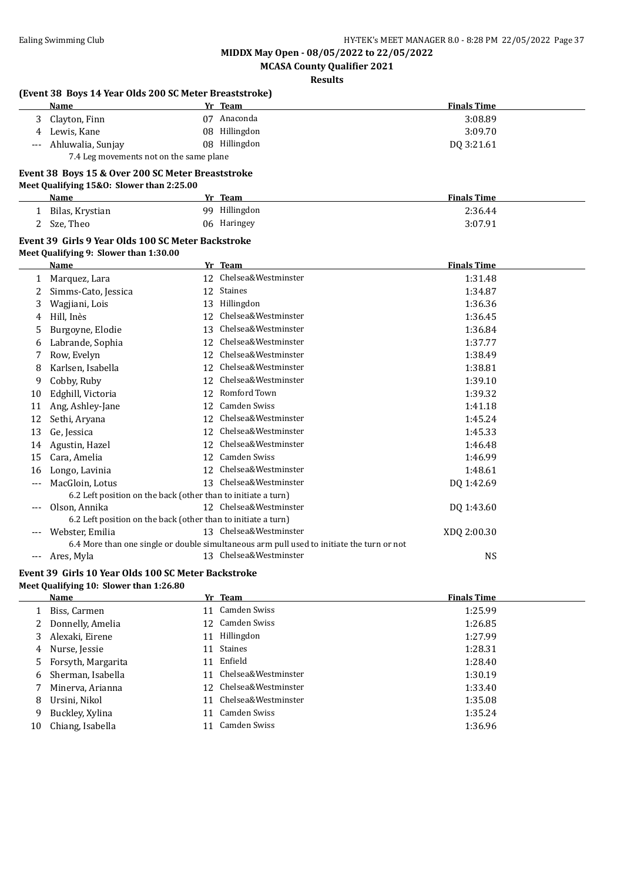**MIDDX May Open - 08/05/2022 to 22/05/2022**

**MCASA County Qualifier 2021**

**Results**

### (Event 38 Boys 14 Year Olds 200 SC Meter Breaststroke)

| | Name | Yr | Team | Finals Time |
|---|---|---|---|---|
| 3 | Clayton, Finn | 07 | Anaconda | 3:08.89 |
| 4 | Lewis, Kane | 08 | Hillingdon | 3:09.70 |
| --- | Ahluwalia, Sunjay | 08 | Hillingdon | DQ 3:21.61 |
| | 7.4 Leg movements not on the same plane | | | |

### Event 38 Boys 15 & Over 200 SC Meter Breaststroke

**Meet Qualifying 15&O: Slower than 2:25.00**

| | Name | Yr | Team | Finals Time |
|---|---|---|---|---|
| 1 | Bilas, Krystian | 99 | Hillingdon | 2:36.44 |
| 2 | Sze, Theo | 06 | Haringey | 3:07.91 |

### Event 39 Girls 9 Year Olds 100 SC Meter Backstroke

**Meet Qualifying 9: Slower than 1:30.00**

| | Name | Yr | Team | Finals Time |
|---|---|---|---|---|
| 1 | Marquez, Lara | 12 | Chelsea&Westminster | 1:31.48 |
| 2 | Simms-Cato, Jessica | 12 | Staines | 1:34.87 |
| 3 | Wagjiani, Lois | 13 | Hillingdon | 1:36.36 |
| 4 | Hill, Inès | 12 | Chelsea&Westminster | 1:36.45 |
| 5 | Burgoyne, Elodie | 13 | Chelsea&Westminster | 1:36.84 |
| 6 | Labrande, Sophia | 12 | Chelsea&Westminster | 1:37.77 |
| 7 | Row, Evelyn | 12 | Chelsea&Westminster | 1:38.49 |
| 8 | Karlsen, Isabella | 12 | Chelsea&Westminster | 1:38.81 |
| 9 | Cobby, Ruby | 12 | Chelsea&Westminster | 1:39.10 |
| 10 | Edghill, Victoria | 12 | Romford Town | 1:39.32 |
| 11 | Ang, Ashley-Jane | 12 | Camden Swiss | 1:41.18 |
| 12 | Sethi, Aryana | 12 | Chelsea&Westminster | 1:45.24 |
| 13 | Ge, Jessica | 12 | Chelsea&Westminster | 1:45.33 |
| 14 | Agustin, Hazel | 12 | Chelsea&Westminster | 1:46.48 |
| 15 | Cara, Amelia | 12 | Camden Swiss | 1:46.99 |
| 16 | Longo, Lavinia | 12 | Chelsea&Westminster | 1:48.61 |
| --- | MacGloin, Lotus | 13 | Chelsea&Westminster | DQ 1:42.69 |
| | 6.2 Left position on the back (other than to initiate a turn) | | | |
| --- | Olson, Annika | 12 | Chelsea&Westminster | DQ 1:43.60 |
| | 6.2 Left position on the back (other than to initiate a turn) | | | |
| --- | Webster, Emilia | 13 | Chelsea&Westminster | XDQ 2:00.30 |
| | 6.4 More than one single or double simultaneous arm pull used to initiate the turn or not | | | |
| --- | Ares, Myla | 13 | Chelsea&Westminster | NS |

### Event 39 Girls 10 Year Olds 100 SC Meter Backstroke

**Meet Qualifying 10: Slower than 1:26.80**

| | Name | Yr | Team | Finals Time |
|---|---|---|---|---|
| 1 | Biss, Carmen | 11 | Camden Swiss | 1:25.99 |
| 2 | Donnelly, Amelia | 12 | Camden Swiss | 1:26.85 |
| 3 | Alexaki, Eirene | 11 | Hillingdon | 1:27.99 |
| 4 | Nurse, Jessie | 11 | Staines | 1:28.31 |
| 5 | Forsyth, Margarita | 11 | Enfield | 1:28.40 |
| 6 | Sherman, Isabella | 11 | Chelsea&Westminster | 1:30.19 |
| 7 | Minerva, Arianna | 12 | Chelsea&Westminster | 1:33.40 |
| 8 | Ursini, Nikol | 11 | Chelsea&Westminster | 1:35.08 |
| 9 | Buckley, Xylina | 11 | Camden Swiss | 1:35.24 |
| 10 | Chiang, Isabella | 11 | Camden Swiss | 1:36.96 |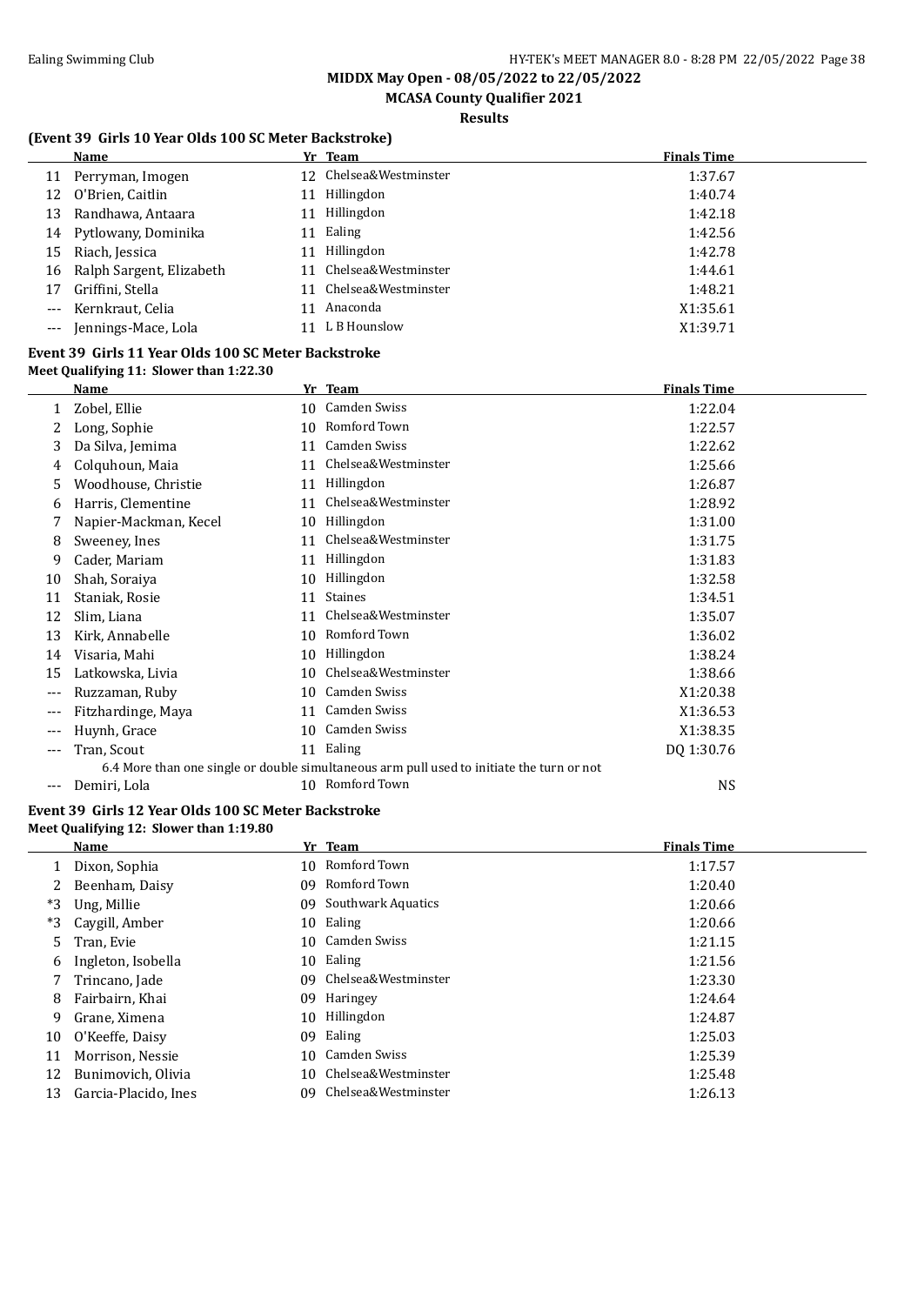**MIDDX May Open - 08/05/2022 to 22/05/2022**

**MCASA County Qualifier 2021**

**Results**

### (Event 39 Girls 10 Year Olds 100 SC Meter Backstroke)

| | Name | Yr | Team | Finals Time |
|---|---|---|---|---|
| 11 | Perryman, Imogen | 12 | Chelsea&Westminster | 1:37.67 |
| 12 | O'Brien, Caitlin | 11 | Hillingdon | 1:40.74 |
| 13 | Randhawa, Antaara | 11 | Hillingdon | 1:42.18 |
| 14 | Pytlowany, Dominika | 11 | Ealing | 1:42.56 |
| 15 | Riach, Jessica | 11 | Hillingdon | 1:42.78 |
| 16 | Ralph Sargent, Elizabeth | 11 | Chelsea&Westminster | 1:44.61 |
| 17 | Griffini, Stella | 11 | Chelsea&Westminster | 1:48.21 |
| --- | Kernkraut, Celia | 11 | Anaconda | X1:35.61 |
| --- | Jennings-Mace, Lola | 11 | L B Hounslow | X1:39.71 |

### Event 39 Girls 11 Year Olds 100 SC Meter Backstroke

**Meet Qualifying 11: Slower than 1:22.30**

| | Name | Yr | Team | Finals Time |
|---|---|---|---|---|
| 1 | Zobel, Ellie | 10 | Camden Swiss | 1:22.04 |
| 2 | Long, Sophie | 10 | Romford Town | 1:22.57 |
| 3 | Da Silva, Jemima | 11 | Camden Swiss | 1:22.62 |
| 4 | Colquhoun, Maia | 11 | Chelsea&Westminster | 1:25.66 |
| 5 | Woodhouse, Christie | 11 | Hillingdon | 1:26.87 |
| 6 | Harris, Clementine | 11 | Chelsea&Westminster | 1:28.92 |
| 7 | Napier-Mackman, Kecel | 10 | Hillingdon | 1:31.00 |
| 8 | Sweeney, Ines | 11 | Chelsea&Westminster | 1:31.75 |
| 9 | Cader, Mariam | 11 | Hillingdon | 1:31.83 |
| 10 | Shah, Soraiya | 10 | Hillingdon | 1:32.58 |
| 11 | Staniak, Rosie | 11 | Staines | 1:34.51 |
| 12 | Slim, Liana | 11 | Chelsea&Westminster | 1:35.07 |
| 13 | Kirk, Annabelle | 10 | Romford Town | 1:36.02 |
| 14 | Visaria, Mahi | 10 | Hillingdon | 1:38.24 |
| 15 | Latkowska, Livia | 10 | Chelsea&Westminster | 1:38.66 |
| --- | Ruzzaman, Ruby | 10 | Camden Swiss | X1:20.38 |
| --- | Fitzhardinge, Maya | 11 | Camden Swiss | X1:36.53 |
| --- | Huynh, Grace | 10 | Camden Swiss | X1:38.35 |
| --- | Tran, Scout | 11 | Ealing | DQ 1:30.76 |
| | 6.4 More than one single or double simultaneous arm pull used to initiate the turn or not | | | |
| --- | Demiri, Lola | 10 | Romford Town | NS |

### Event 39 Girls 12 Year Olds 100 SC Meter Backstroke

**Meet Qualifying 12: Slower than 1:19.80**

| | Name | Yr | Team | Finals Time |
|---|---|---|---|---|
| 1 | Dixon, Sophia | 10 | Romford Town | 1:17.57 |
| 2 | Beenham, Daisy | 09 | Romford Town | 1:20.40 |
| *3 | Ung, Millie | 09 | Southwark Aquatics | 1:20.66 |
| *3 | Caygill, Amber | 10 | Ealing | 1:20.66 |
| 5 | Tran, Evie | 10 | Camden Swiss | 1:21.15 |
| 6 | Ingleton, Isobella | 10 | Ealing | 1:21.56 |
| 7 | Trincano, Jade | 09 | Chelsea&Westminster | 1:23.30 |
| 8 | Fairbairn, Khai | 09 | Haringey | 1:24.64 |
| 9 | Grane, Ximena | 10 | Hillingdon | 1:24.87 |
| 10 | O'Keeffe, Daisy | 09 | Ealing | 1:25.03 |
| 11 | Morrison, Nessie | 10 | Camden Swiss | 1:25.39 |
| 12 | Bunimovich, Olivia | 10 | Chelsea&Westminster | 1:25.48 |
| 13 | Garcia-Placido, Ines | 09 | Chelsea&Westminster | 1:26.13 |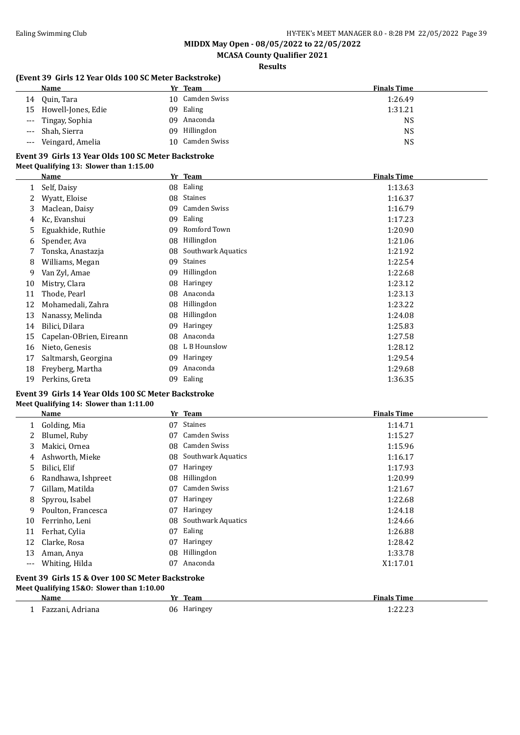## MIDDX May Open - 08/05/2022 to 22/05/2022

### MCASA County Qualifier 2021

**Results**

### (Event 39 Girls 12 Year Olds 100 SC Meter Backstroke)

| | Name | Yr | Team | Finals Time |
|---|---|---|---|---|
| 14 | Quin, Tara | 10 | Camden Swiss | 1:26.49 |
| 15 | Howell-Jones, Edie | 09 | Ealing | 1:31.21 |
| --- | Tingay, Sophia | 09 | Anaconda | NS |
| --- | Shah, Sierra | 09 | Hillingdon | NS |
| --- | Veingard, Amelia | 10 | Camden Swiss | NS |

### Event 39 Girls 13 Year Olds 100 SC Meter Backstroke

**Meet Qualifying 13: Slower than 1:15.00**

| | Name | Yr | Team | Finals Time |
|---|---|---|---|---|
| 1 | Self, Daisy | 08 | Ealing | 1:13.63 |
| 2 | Wyatt, Eloise | 08 | Staines | 1:16.37 |
| 3 | Maclean, Daisy | 09 | Camden Swiss | 1:16.79 |
| 4 | Kc, Evanshui | 09 | Ealing | 1:17.23 |
| 5 | Eguakhide, Ruthie | 09 | Romford Town | 1:20.90 |
| 6 | Spender, Ava | 08 | Hillingdon | 1:21.06 |
| 7 | Tonska, Anastazja | 08 | Southwark Aquatics | 1:21.92 |
| 8 | Williams, Megan | 09 | Staines | 1:22.54 |
| 9 | Van Zyl, Amae | 09 | Hillingdon | 1:22.68 |
| 10 | Mistry, Clara | 08 | Haringey | 1:23.12 |
| 11 | Thode, Pearl | 08 | Anaconda | 1:23.13 |
| 12 | Mohamedali, Zahra | 08 | Hillingdon | 1:23.22 |
| 13 | Nanassy, Melinda | 08 | Hillingdon | 1:24.08 |
| 14 | Bilici, Dilara | 09 | Haringey | 1:25.83 |
| 15 | Capelan-OBrien, Eireann | 08 | Anaconda | 1:27.58 |
| 16 | Nieto, Genesis | 08 | L B Hounslow | 1:28.12 |
| 17 | Saltmarsh, Georgina | 09 | Haringey | 1:29.54 |
| 18 | Freyberg, Martha | 09 | Anaconda | 1:29.68 |
| 19 | Perkins, Greta | 09 | Ealing | 1:36.35 |

### Event 39 Girls 14 Year Olds 100 SC Meter Backstroke

**Meet Qualifying 14: Slower than 1:11.00**

| | Name | Yr | Team | Finals Time |
|---|---|---|---|---|
| 1 | Golding, Mia | 07 | Staines | 1:14.71 |
| 2 | Blumel, Ruby | 07 | Camden Swiss | 1:15.27 |
| 3 | Makici, Ornea | 08 | Camden Swiss | 1:15.96 |
| 4 | Ashworth, Mieke | 08 | Southwark Aquatics | 1:16.17 |
| 5 | Bilici, Elif | 07 | Haringey | 1:17.93 |
| 6 | Randhawa, Ishpreet | 08 | Hillingdon | 1:20.99 |
| 7 | Gillam, Matilda | 07 | Camden Swiss | 1:21.67 |
| 8 | Spyrou, Isabel | 07 | Haringey | 1:22.68 |
| 9 | Poulton, Francesca | 07 | Haringey | 1:24.18 |
| 10 | Ferrinho, Leni | 08 | Southwark Aquatics | 1:24.66 |
| 11 | Ferhat, Cylia | 07 | Ealing | 1:26.88 |
| 12 | Clarke, Rosa | 07 | Haringey | 1:28.42 |
| 13 | Aman, Anya | 08 | Hillingdon | 1:33.78 |
| --- | Whiting, Hilda | 07 | Anaconda | X1:17.01 |

### Event 39 Girls 15 & Over 100 SC Meter Backstroke

**Meet Qualifying 15&O: Slower than 1:10.00**

| | Name | Yr | Team | Finals Time |
|---|---|---|---|---|
| 1 | Fazzani, Adriana | 06 | Haringey | 1:22.23 |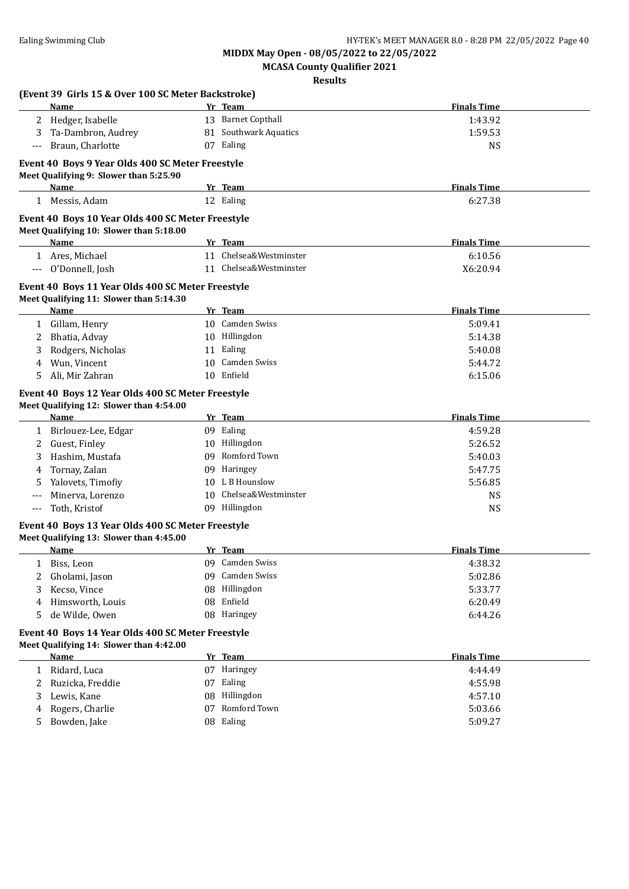**MIDDX May Open - 08/05/2022 to 22/05/2022**

**MCASA County Qualifier 2021**

**Results**

### (Event 39 Girls 15 & Over 100 SC Meter Backstroke)

| | Name | Yr | Team | Finals Time |
|---|---|---|---|---|
| 2 | Hedger, Isabelle | 13 | Barnet Copthall | 1:43.92 |
| 3 | Ta-Dambron, Audrey | 81 | Southwark Aquatics | 1:59.53 |
| --- | Braun, Charlotte | 07 | Ealing | NS |

### Event 40 Boys 9 Year Olds 400 SC Meter Freestyle

Meet Qualifying 9: Slower than 5:25.90

| | Name | Yr | Team | Finals Time |
|---|---|---|---|---|
| 1 | Messis, Adam | 12 | Ealing | 6:27.38 |

### Event 40 Boys 10 Year Olds 400 SC Meter Freestyle

Meet Qualifying 10: Slower than 5:18.00

| | Name | Yr | Team | Finals Time |
|---|---|---|---|---|
| 1 | Ares, Michael | 11 | Chelsea&Westminster | 6:10.56 |
| --- | O'Donnell, Josh | 11 | Chelsea&Westminster | X6:20.94 |

### Event 40 Boys 11 Year Olds 400 SC Meter Freestyle

Meet Qualifying 11: Slower than 5:14.30

| | Name | Yr | Team | Finals Time |
|---|---|---|---|---|
| 1 | Gillam, Henry | 10 | Camden Swiss | 5:09.41 |
| 2 | Bhatia, Advay | 10 | Hillingdon | 5:14.38 |
| 3 | Rodgers, Nicholas | 11 | Ealing | 5:40.08 |
| 4 | Wun, Vincent | 10 | Camden Swiss | 5:44.72 |
| 5 | Ali, Mir Zahran | 10 | Enfield | 6:15.06 |

### Event 40 Boys 12 Year Olds 400 SC Meter Freestyle

Meet Qualifying 12: Slower than 4:54.00

| | Name | Yr | Team | Finals Time |
|---|---|---|---|---|
| 1 | Birlouez-Lee, Edgar | 09 | Ealing | 4:59.28 |
| 2 | Guest, Finley | 10 | Hillingdon | 5:26.52 |
| 3 | Hashim, Mustafa | 09 | Romford Town | 5:40.03 |
| 4 | Tornay, Zalan | 09 | Haringey | 5:47.75 |
| 5 | Yalovets, Timofiy | 10 | L B Hounslow | 5:56.85 |
| --- | Minerva, Lorenzo | 10 | Chelsea&Westminster | NS |
| --- | Toth, Kristof | 09 | Hillingdon | NS |

### Event 40 Boys 13 Year Olds 400 SC Meter Freestyle

Meet Qualifying 13: Slower than 4:45.00

| | Name | Yr | Team | Finals Time |
|---|---|---|---|---|
| 1 | Biss, Leon | 09 | Camden Swiss | 4:38.32 |
| 2 | Gholami, Jason | 09 | Camden Swiss | 5:02.86 |
| 3 | Kecso, Vince | 08 | Hillingdon | 5:33.77 |
| 4 | Himsworth, Louis | 08 | Enfield | 6:20.49 |
| 5 | de Wilde, Owen | 08 | Haringey | 6:44.26 |

### Event 40 Boys 14 Year Olds 400 SC Meter Freestyle

Meet Qualifying 14: Slower than 4:42.00

| | Name | Yr | Team | Finals Time |
|---|---|---|---|---|
| 1 | Ridard, Luca | 07 | Haringey | 4:44.49 |
| 2 | Ruzicka, Freddie | 07 | Ealing | 4:55.98 |
| 3 | Lewis, Kane | 08 | Hillingdon | 4:57.10 |
| 4 | Rogers, Charlie | 07 | Romford Town | 5:03.66 |
| 5 | Bowden, Jake | 08 | Ealing | 5:09.27 |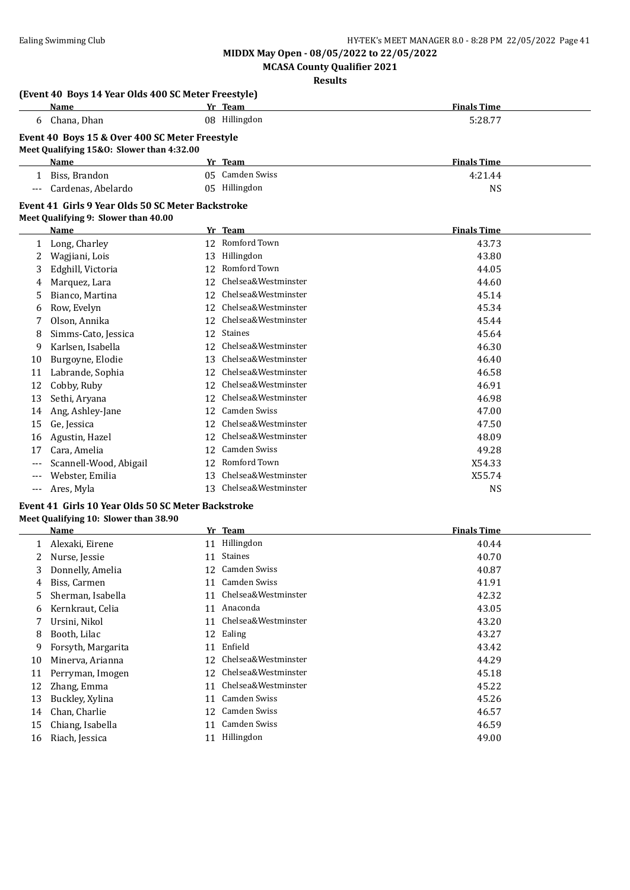**MIDDX May Open - 08/05/2022 to 22/05/2022**

**MCASA County Qualifier 2021**

**Results**

### (Event 40 Boys 14 Year Olds 400 SC Meter Freestyle)

| | Name | Yr | Team | Finals Time |
|---|---|---|---|---|
| 6 | Chana, Dhan | 08 | Hillingdon | 5:28.77 |

### Event 40 Boys 15 & Over 400 SC Meter Freestyle

**Meet Qualifying 15&O: Slower than 4:32.00**

| | Name | Yr | Team | Finals Time |
|---|---|---|---|---|
| 1 | Biss, Brandon | 05 | Camden Swiss | 4:21.44 |
| --- | Cardenas, Abelardo | 05 | Hillingdon | NS |

### Event 41 Girls 9 Year Olds 50 SC Meter Backstroke

**Meet Qualifying 9: Slower than 40.00**

| | Name | Yr | Team | Finals Time |
|---|---|---|---|---|
| 1 | Long, Charley | 12 | Romford Town | 43.73 |
| 2 | Wagjiani, Lois | 13 | Hillingdon | 43.80 |
| 3 | Edghill, Victoria | 12 | Romford Town | 44.05 |
| 4 | Marquez, Lara | 12 | Chelsea&Westminster | 44.60 |
| 5 | Bianco, Martina | 12 | Chelsea&Westminster | 45.14 |
| 6 | Row, Evelyn | 12 | Chelsea&Westminster | 45.34 |
| 7 | Olson, Annika | 12 | Chelsea&Westminster | 45.44 |
| 8 | Simms-Cato, Jessica | 12 | Staines | 45.64 |
| 9 | Karlsen, Isabella | 12 | Chelsea&Westminster | 46.30 |
| 10 | Burgoyne, Elodie | 13 | Chelsea&Westminster | 46.40 |
| 11 | Labrande, Sophia | 12 | Chelsea&Westminster | 46.58 |
| 12 | Cobby, Ruby | 12 | Chelsea&Westminster | 46.91 |
| 13 | Sethi, Aryana | 12 | Chelsea&Westminster | 46.98 |
| 14 | Ang, Ashley-Jane | 12 | Camden Swiss | 47.00 |
| 15 | Ge, Jessica | 12 | Chelsea&Westminster | 47.50 |
| 16 | Agustin, Hazel | 12 | Chelsea&Westminster | 48.09 |
| 17 | Cara, Amelia | 12 | Camden Swiss | 49.28 |
| --- | Scannell-Wood, Abigail | 12 | Romford Town | X54.33 |
| --- | Webster, Emilia | 13 | Chelsea&Westminster | X55.74 |
| --- | Ares, Myla | 13 | Chelsea&Westminster | NS |

### Event 41 Girls 10 Year Olds 50 SC Meter Backstroke

**Meet Qualifying 10: Slower than 38.90**

| | Name | Yr | Team | Finals Time |
|---|---|---|---|---|
| 1 | Alexaki, Eirene | 11 | Hillingdon | 40.44 |
| 2 | Nurse, Jessie | 11 | Staines | 40.70 |
| 3 | Donnelly, Amelia | 12 | Camden Swiss | 40.87 |
| 4 | Biss, Carmen | 11 | Camden Swiss | 41.91 |
| 5 | Sherman, Isabella | 11 | Chelsea&Westminster | 42.32 |
| 6 | Kernkraut, Celia | 11 | Anaconda | 43.05 |
| 7 | Ursini, Nikol | 11 | Chelsea&Westminster | 43.20 |
| 8 | Booth, Lilac | 12 | Ealing | 43.27 |
| 9 | Forsyth, Margarita | 11 | Enfield | 43.42 |
| 10 | Minerva, Arianna | 12 | Chelsea&Westminster | 44.29 |
| 11 | Perryman, Imogen | 12 | Chelsea&Westminster | 45.18 |
| 12 | Zhang, Emma | 11 | Chelsea&Westminster | 45.22 |
| 13 | Buckley, Xylina | 11 | Camden Swiss | 45.26 |
| 14 | Chan, Charlie | 12 | Camden Swiss | 46.57 |
| 15 | Chiang, Isabella | 11 | Camden Swiss | 46.59 |
| 16 | Riach, Jessica | 11 | Hillingdon | 49.00 |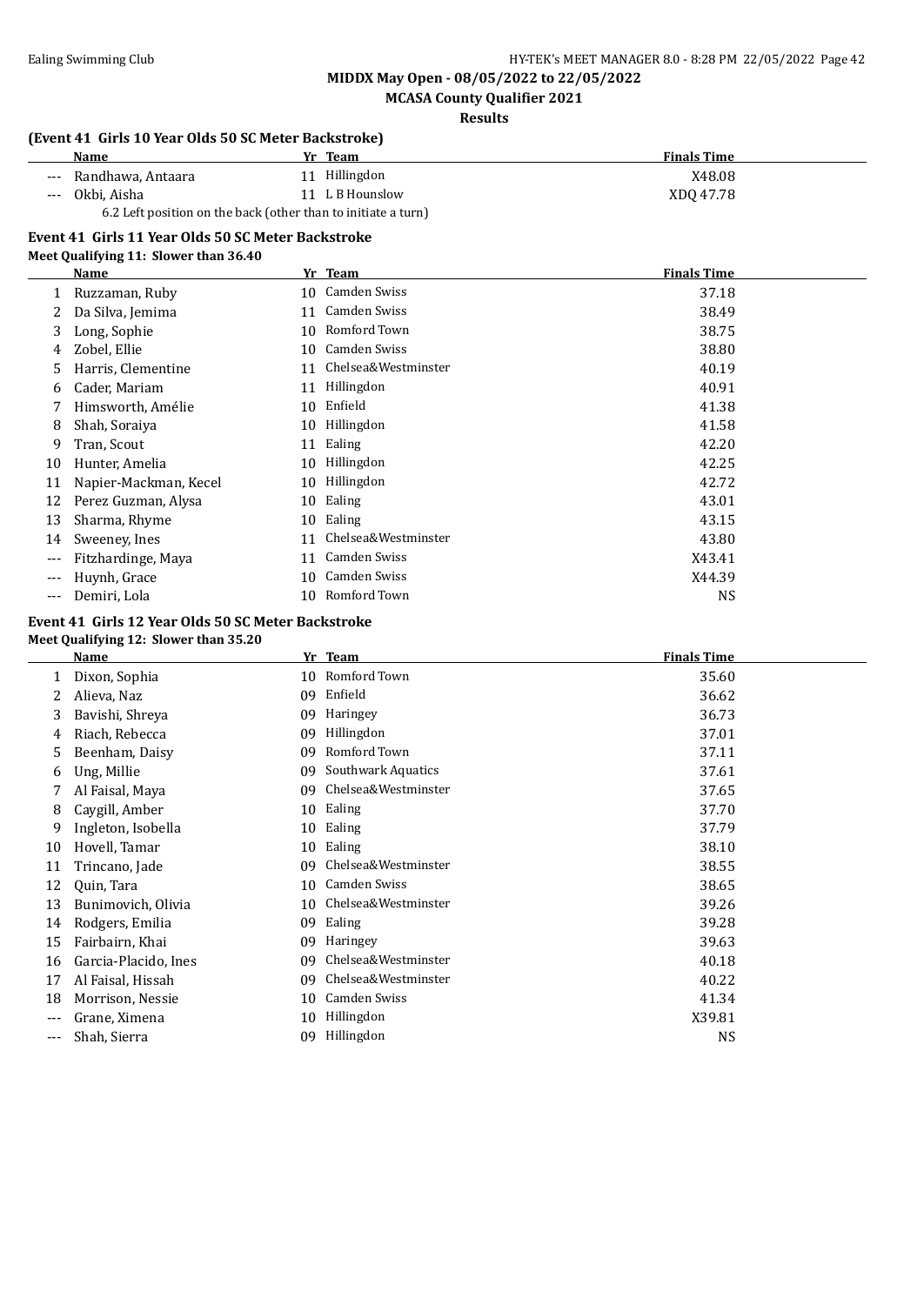**MIDDX May Open - 08/05/2022 to 22/05/2022**

**MCASA County Qualifier 2021**

**Results**

### (Event 41 Girls 10 Year Olds 50 SC Meter Backstroke)

| | Name | Yr | Team | Finals Time |
|---|---|---|---|---|
| --- | Randhawa, Antaara | 11 | Hillingdon | X48.08 |
| --- | Okbi, Aisha | 11 | L B Hounslow | XDQ 47.78 |
| | 6.2 Left position on the back (other than to initiate a turn) | | | |

### Event 41 Girls 11 Year Olds 50 SC Meter Backstroke

**Meet Qualifying 11: Slower than 36.40**

| | Name | Yr | Team | Finals Time |
|---|---|---|---|---|
| 1 | Ruzzaman, Ruby | 10 | Camden Swiss | 37.18 |
| 2 | Da Silva, Jemima | 11 | Camden Swiss | 38.49 |
| 3 | Long, Sophie | 10 | Romford Town | 38.75 |
| 4 | Zobel, Ellie | 10 | Camden Swiss | 38.80 |
| 5 | Harris, Clementine | 11 | Chelsea&Westminster | 40.19 |
| 6 | Cader, Mariam | 11 | Hillingdon | 40.91 |
| 7 | Himsworth, Amélie | 10 | Enfield | 41.38 |
| 8 | Shah, Soraiya | 10 | Hillingdon | 41.58 |
| 9 | Tran, Scout | 11 | Ealing | 42.20 |
| 10 | Hunter, Amelia | 10 | Hillingdon | 42.25 |
| 11 | Napier-Mackman, Kecel | 10 | Hillingdon | 42.72 |
| 12 | Perez Guzman, Alysa | 10 | Ealing | 43.01 |
| 13 | Sharma, Rhyme | 10 | Ealing | 43.15 |
| 14 | Sweeney, Ines | 11 | Chelsea&Westminster | 43.80 |
| --- | Fitzhardinge, Maya | 11 | Camden Swiss | X43.41 |
| --- | Huynh, Grace | 10 | Camden Swiss | X44.39 |
| --- | Demiri, Lola | 10 | Romford Town | NS |

### Event 41 Girls 12 Year Olds 50 SC Meter Backstroke

**Meet Qualifying 12: Slower than 35.20**

| | Name | Yr | Team | Finals Time |
|---|---|---|---|---|
| 1 | Dixon, Sophia | 10 | Romford Town | 35.60 |
| 2 | Alieva, Naz | 09 | Enfield | 36.62 |
| 3 | Bavishi, Shreya | 09 | Haringey | 36.73 |
| 4 | Riach, Rebecca | 09 | Hillingdon | 37.01 |
| 5 | Beenham, Daisy | 09 | Romford Town | 37.11 |
| 6 | Ung, Millie | 09 | Southwark Aquatics | 37.61 |
| 7 | Al Faisal, Maya | 09 | Chelsea&Westminster | 37.65 |
| 8 | Caygill, Amber | 10 | Ealing | 37.70 |
| 9 | Ingleton, Isobella | 10 | Ealing | 37.79 |
| 10 | Hovell, Tamar | 10 | Ealing | 38.10 |
| 11 | Trincano, Jade | 09 | Chelsea&Westminster | 38.55 |
| 12 | Quin, Tara | 10 | Camden Swiss | 38.65 |
| 13 | Bunimovich, Olivia | 10 | Chelsea&Westminster | 39.26 |
| 14 | Rodgers, Emilia | 09 | Ealing | 39.28 |
| 15 | Fairbairn, Khai | 09 | Haringey | 39.63 |
| 16 | Garcia-Placido, Ines | 09 | Chelsea&Westminster | 40.18 |
| 17 | Al Faisal, Hissah | 09 | Chelsea&Westminster | 40.22 |
| 18 | Morrison, Nessie | 10 | Camden Swiss | 41.34 |
| --- | Grane, Ximena | 10 | Hillingdon | X39.81 |
| --- | Shah, Sierra | 09 | Hillingdon | NS |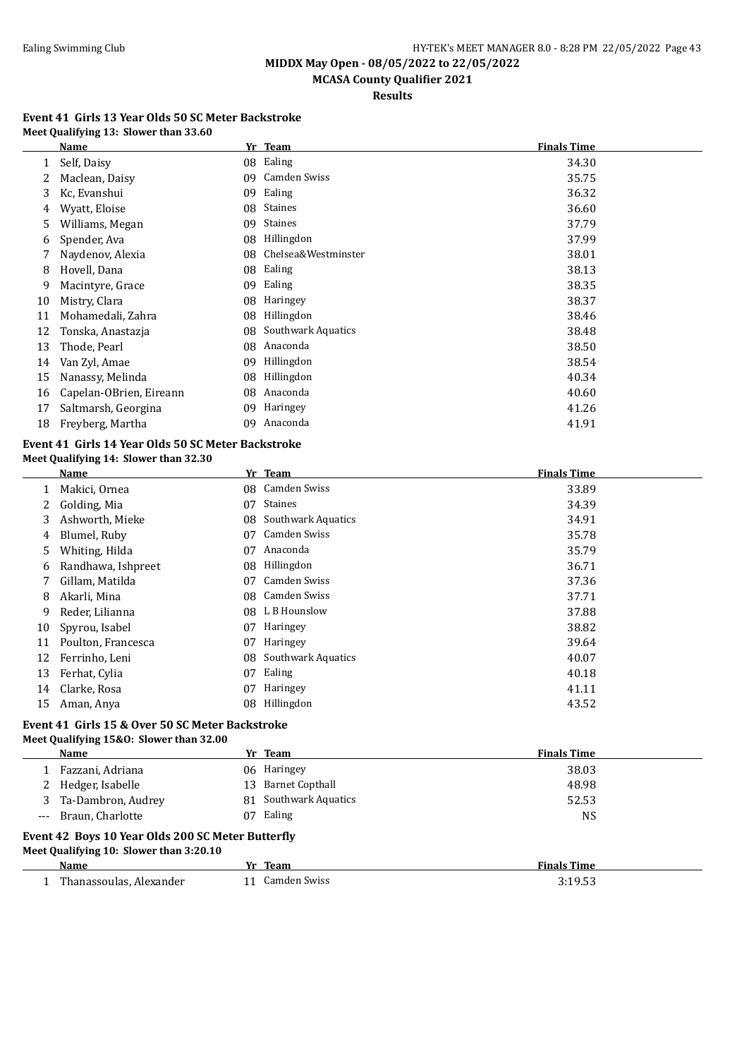## MIDDX May Open - 08/05/2022 to 22/05/2022

### MCASA County Qualifier 2021

### Results

#### Event 41 Girls 13 Year Olds 50 SC Meter Backstroke

**Meet Qualifying 13: Slower than 33.60**

| | Name | Yr | Team | Finals Time |
|---|---|---|---|---|
| 1 | Self, Daisy | 08 | Ealing | 34.30 |
| 2 | Maclean, Daisy | 09 | Camden Swiss | 35.75 |
| 3 | Kc, Evanshui | 09 | Ealing | 36.32 |
| 4 | Wyatt, Eloise | 08 | Staines | 36.60 |
| 5 | Williams, Megan | 09 | Staines | 37.79 |
| 6 | Spender, Ava | 08 | Hillingdon | 37.99 |
| 7 | Naydenov, Alexia | 08 | Chelsea&Westminster | 38.01 |
| 8 | Hovell, Dana | 08 | Ealing | 38.13 |
| 9 | Macintyre, Grace | 09 | Ealing | 38.35 |
| 10 | Mistry, Clara | 08 | Haringey | 38.37 |
| 11 | Mohamedali, Zahra | 08 | Hillingdon | 38.46 |
| 12 | Tonska, Anastazja | 08 | Southwark Aquatics | 38.48 |
| 13 | Thode, Pearl | 08 | Anaconda | 38.50 |
| 14 | Van Zyl, Amae | 09 | Hillingdon | 38.54 |
| 15 | Nanassy, Melinda | 08 | Hillingdon | 40.34 |
| 16 | Capelan-OBrien, Eireann | 08 | Anaconda | 40.60 |
| 17 | Saltmarsh, Georgina | 09 | Haringey | 41.26 |
| 18 | Freyberg, Martha | 09 | Anaconda | 41.91 |

#### Event 41 Girls 14 Year Olds 50 SC Meter Backstroke

**Meet Qualifying 14: Slower than 32.30**

| | Name | Yr | Team | Finals Time |
|---|---|---|---|---|
| 1 | Makici, Ornea | 08 | Camden Swiss | 33.89 |
| 2 | Golding, Mia | 07 | Staines | 34.39 |
| 3 | Ashworth, Mieke | 08 | Southwark Aquatics | 34.91 |
| 4 | Blumel, Ruby | 07 | Camden Swiss | 35.78 |
| 5 | Whiting, Hilda | 07 | Anaconda | 35.79 |
| 6 | Randhawa, Ishpreet | 08 | Hillingdon | 36.71 |
| 7 | Gillam, Matilda | 07 | Camden Swiss | 37.36 |
| 8 | Akarli, Mina | 08 | Camden Swiss | 37.71 |
| 9 | Reder, Lilianna | 08 | L B Hounslow | 37.88 |
| 10 | Spyrou, Isabel | 07 | Haringey | 38.82 |
| 11 | Poulton, Francesca | 07 | Haringey | 39.64 |
| 12 | Ferrinho, Leni | 08 | Southwark Aquatics | 40.07 |
| 13 | Ferhat, Cylia | 07 | Ealing | 40.18 |
| 14 | Clarke, Rosa | 07 | Haringey | 41.11 |
| 15 | Aman, Anya | 08 | Hillingdon | 43.52 |

#### Event 41 Girls 15 & Over 50 SC Meter Backstroke

**Meet Qualifying 15&O: Slower than 32.00**

| | Name | Yr | Team | Finals Time |
|---|---|---|---|---|
| 1 | Fazzani, Adriana | 06 | Haringey | 38.03 |
| 2 | Hedger, Isabelle | 13 | Barnet Copthall | 48.98 |
| 3 | Ta-Dambron, Audrey | 81 | Southwark Aquatics | 52.53 |
| --- | Braun, Charlotte | 07 | Ealing | NS |

#### Event 42 Boys 10 Year Olds 200 SC Meter Butterfly

**Meet Qualifying 10: Slower than 3:20.10**

| | Name | Yr | Team | Finals Time |
|---|---|---|---|---|
| 1 | Thanassoulas, Alexander | 11 | Camden Swiss | 3:19.53 |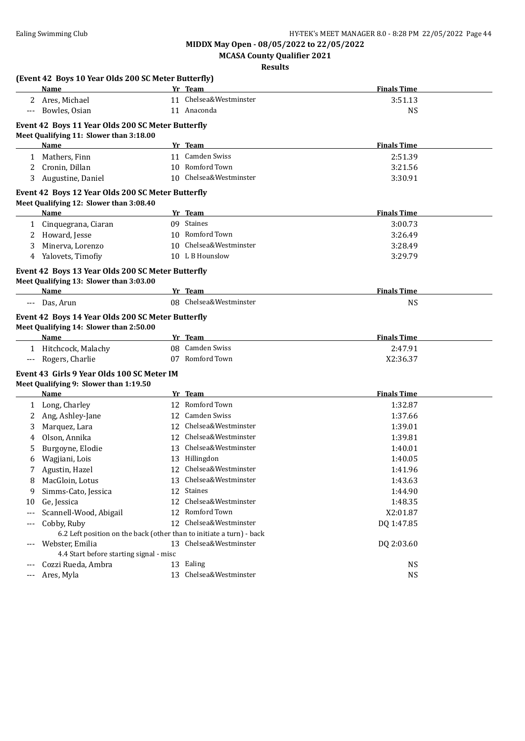**MIDDX May Open - 08/05/2022 to 22/05/2022**

**MCASA County Qualifier 2021**

**Results**

**(Event 42 Boys 10 Year Olds 200 SC Meter Butterfly)**

| | Name | Yr | Team | Finals Time |
|---|---|---|---|---|
| 2 | Ares, Michael | 11 | Chelsea&Westminster | 3:51.13 |
| --- | Bowles, Osian | 11 | Anaconda | NS |

**Event 42 Boys 11 Year Olds 200 SC Meter Butterfly**

Meet Qualifying 11: Slower than 3:18.00

| | Name | Yr | Team | Finals Time |
|---|---|---|---|---|
| 1 | Mathers, Finn | 11 | Camden Swiss | 2:51.39 |
| 2 | Cronin, Dillan | 10 | Romford Town | 3:21.56 |
| 3 | Augustine, Daniel | 10 | Chelsea&Westminster | 3:30.91 |

**Event 42 Boys 12 Year Olds 200 SC Meter Butterfly**

Meet Qualifying 12: Slower than 3:08.40

| | Name | Yr | Team | Finals Time |
|---|---|---|---|---|
| 1 | Cinquegrana, Ciaran | 09 | Staines | 3:00.73 |
| 2 | Howard, Jesse | 10 | Romford Town | 3:26.49 |
| 3 | Minerva, Lorenzo | 10 | Chelsea&Westminster | 3:28.49 |
| 4 | Yalovets, Timofiy | 10 | L B Hounslow | 3:29.79 |

**Event 42 Boys 13 Year Olds 200 SC Meter Butterfly**

Meet Qualifying 13: Slower than 3:03.00

| | Name | Yr | Team | Finals Time |
|---|---|---|---|---|
| --- | Das, Arun | 08 | Chelsea&Westminster | NS |

**Event 42 Boys 14 Year Olds 200 SC Meter Butterfly**

Meet Qualifying 14: Slower than 2:50.00

| | Name | Yr | Team | Finals Time |
|---|---|---|---|---|
| 1 | Hitchcock, Malachy | 08 | Camden Swiss | 2:47.91 |
| --- | Rogers, Charlie | 07 | Romford Town | X2:36.37 |

**Event 43 Girls 9 Year Olds 100 SC Meter IM**

Meet Qualifying 9: Slower than 1:19.50

| | Name | Yr | Team | Finals Time |
|---|---|---|---|---|
| 1 | Long, Charley | 12 | Romford Town | 1:32.87 |
| 2 | Ang, Ashley-Jane | 12 | Camden Swiss | 1:37.66 |
| 3 | Marquez, Lara | 12 | Chelsea&Westminster | 1:39.01 |
| 4 | Olson, Annika | 12 | Chelsea&Westminster | 1:39.81 |
| 5 | Burgoyne, Elodie | 13 | Chelsea&Westminster | 1:40.01 |
| 6 | Wagjiani, Lois | 13 | Hillingdon | 1:40.05 |
| 7 | Agustin, Hazel | 12 | Chelsea&Westminster | 1:41.96 |
| 8 | MacGloin, Lotus | 13 | Chelsea&Westminster | 1:43.63 |
| 9 | Simms-Cato, Jessica | 12 | Staines | 1:44.90 |
| 10 | Ge, Jessica | 12 | Chelsea&Westminster | 1:48.35 |
| --- | Scannell-Wood, Abigail | 12 | Romford Town | X2:01.87 |
| --- | Cobby, Ruby | 12 | Chelsea&Westminster | DQ 1:47.85 |
| | 6.2 Left position on the back (other than to initiate a turn) - back | | | |
| --- | Webster, Emilia | 13 | Chelsea&Westminster | DQ 2:03.60 |
| | 4.4 Start before starting signal - misc | | | |
| --- | Cozzi Rueda, Ambra | 13 | Ealing | NS |
| --- | Ares, Myla | 13 | Chelsea&Westminster | NS |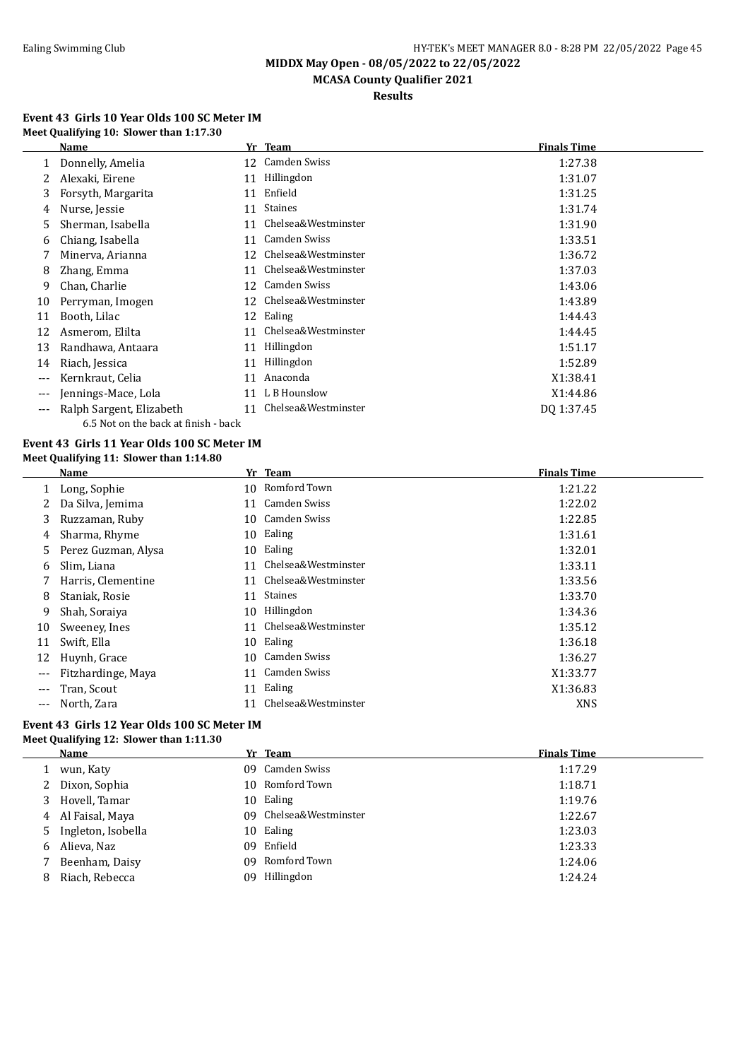**MIDDX May Open - 08/05/2022 to 22/05/2022**

**MCASA County Qualifier 2021**

**Results**

### Event 43 Girls 10 Year Olds 100 SC Meter IM

**Meet Qualifying 10: Slower than 1:17.30**

| | Name | Yr | Team | Finals Time |
|---|---|---|---|---|
| 1 | Donnelly, Amelia | 12 | Camden Swiss | 1:27.38 |
| 2 | Alexaki, Eirene | 11 | Hillingdon | 1:31.07 |
| 3 | Forsyth, Margarita | 11 | Enfield | 1:31.25 |
| 4 | Nurse, Jessie | 11 | Staines | 1:31.74 |
| 5 | Sherman, Isabella | 11 | Chelsea&Westminster | 1:31.90 |
| 6 | Chiang, Isabella | 11 | Camden Swiss | 1:33.51 |
| 7 | Minerva, Arianna | 12 | Chelsea&Westminster | 1:36.72 |
| 8 | Zhang, Emma | 11 | Chelsea&Westminster | 1:37.03 |
| 9 | Chan, Charlie | 12 | Camden Swiss | 1:43.06 |
| 10 | Perryman, Imogen | 12 | Chelsea&Westminster | 1:43.89 |
| 11 | Booth, Lilac | 12 | Ealing | 1:44.43 |
| 12 | Asmerom, Elilta | 11 | Chelsea&Westminster | 1:44.45 |
| 13 | Randhawa, Antaara | 11 | Hillingdon | 1:51.17 |
| 14 | Riach, Jessica | 11 | Hillingdon | 1:52.89 |
| --- | Kernkraut, Celia | 11 | Anaconda | X1:38.41 |
| --- | Jennings-Mace, Lola | 11 | L B Hounslow | X1:44.86 |
| --- | Ralph Sargent, Elizabeth | 11 | Chelsea&Westminster | DQ 1:37.45 |
| | 6.5 Not on the back at finish - back | | | |

### Event 43 Girls 11 Year Olds 100 SC Meter IM

**Meet Qualifying 11: Slower than 1:14.80**

| | Name | Yr | Team | Finals Time |
|---|---|---|---|---|
| 1 | Long, Sophie | 10 | Romford Town | 1:21.22 |
| 2 | Da Silva, Jemima | 11 | Camden Swiss | 1:22.02 |
| 3 | Ruzzaman, Ruby | 10 | Camden Swiss | 1:22.85 |
| 4 | Sharma, Rhyme | 10 | Ealing | 1:31.61 |
| 5 | Perez Guzman, Alysa | 10 | Ealing | 1:32.01 |
| 6 | Slim, Liana | 11 | Chelsea&Westminster | 1:33.11 |
| 7 | Harris, Clementine | 11 | Chelsea&Westminster | 1:33.56 |
| 8 | Staniak, Rosie | 11 | Staines | 1:33.70 |
| 9 | Shah, Soraiya | 10 | Hillingdon | 1:34.36 |
| 10 | Sweeney, Ines | 11 | Chelsea&Westminster | 1:35.12 |
| 11 | Swift, Ella | 10 | Ealing | 1:36.18 |
| 12 | Huynh, Grace | 10 | Camden Swiss | 1:36.27 |
| --- | Fitzhardinge, Maya | 11 | Camden Swiss | X1:33.77 |
| --- | Tran, Scout | 11 | Ealing | X1:36.83 |
| --- | North, Zara | 11 | Chelsea&Westminster | XNS |

### Event 43 Girls 12 Year Olds 100 SC Meter IM

**Meet Qualifying 12: Slower than 1:11.30**

| | Name | Yr | Team | Finals Time |
|---|---|---|---|---|
| 1 | wun, Katy | 09 | Camden Swiss | 1:17.29 |
| 2 | Dixon, Sophia | 10 | Romford Town | 1:18.71 |
| 3 | Hovell, Tamar | 10 | Ealing | 1:19.76 |
| 4 | Al Faisal, Maya | 09 | Chelsea&Westminster | 1:22.67 |
| 5 | Ingleton, Isobella | 10 | Ealing | 1:23.03 |
| 6 | Alieva, Naz | 09 | Enfield | 1:23.33 |
| 7 | Beenham, Daisy | 09 | Romford Town | 1:24.06 |
| 8 | Riach, Rebecca | 09 | Hillingdon | 1:24.24 |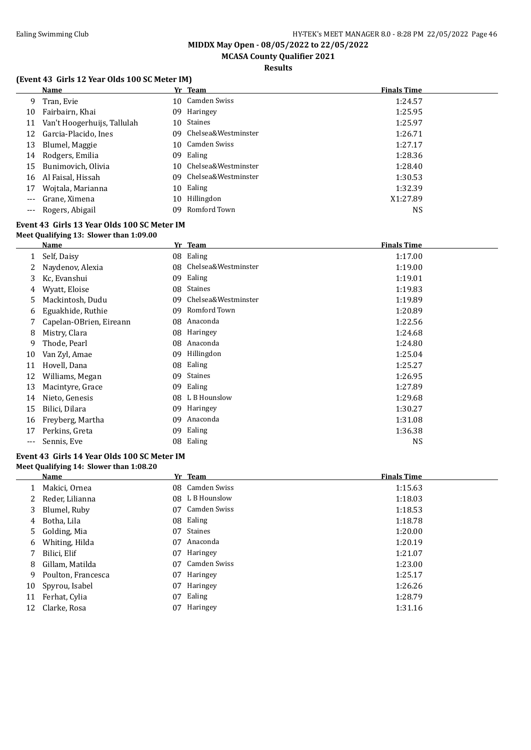**MIDDX May Open - 08/05/2022 to 22/05/2022**

**MCASA County Qualifier 2021**

**Results**

### (Event 43 Girls 12 Year Olds 100 SC Meter IM)

| | Name | Yr | Team | Finals Time |
|---|---|---|---|---|
| 9 | Tran, Evie | 10 | Camden Swiss | 1:24.57 |
| 10 | Fairbairn, Khai | 09 | Haringey | 1:25.95 |
| 11 | Van't Hoogerhuijs, Tallulah | 10 | Staines | 1:25.97 |
| 12 | Garcia-Placido, Ines | 09 | Chelsea&Westminster | 1:26.71 |
| 13 | Blumel, Maggie | 10 | Camden Swiss | 1:27.17 |
| 14 | Rodgers, Emilia | 09 | Ealing | 1:28.36 |
| 15 | Bunimovich, Olivia | 10 | Chelsea&Westminster | 1:28.40 |
| 16 | Al Faisal, Hissah | 09 | Chelsea&Westminster | 1:30.53 |
| 17 | Wojtala, Marianna | 10 | Ealing | 1:32.39 |
| --- | Grane, Ximena | 10 | Hillingdon | X1:27.89 |
| --- | Rogers, Abigail | 09 | Romford Town | NS |

### Event 43 Girls 13 Year Olds 100 SC Meter IM

**Meet Qualifying 13: Slower than 1:09.00**

| | Name | Yr | Team | Finals Time |
|---|---|---|---|---|
| 1 | Self, Daisy | 08 | Ealing | 1:17.00 |
| 2 | Naydenov, Alexia | 08 | Chelsea&Westminster | 1:19.00 |
| 3 | Kc, Evanshui | 09 | Ealing | 1:19.01 |
| 4 | Wyatt, Eloise | 08 | Staines | 1:19.83 |
| 5 | Mackintosh, Dudu | 09 | Chelsea&Westminster | 1:19.89 |
| 6 | Eguakhide, Ruthie | 09 | Romford Town | 1:20.89 |
| 7 | Capelan-OBrien, Eireann | 08 | Anaconda | 1:22.56 |
| 8 | Mistry, Clara | 08 | Haringey | 1:24.68 |
| 9 | Thode, Pearl | 08 | Anaconda | 1:24.80 |
| 10 | Van Zyl, Amae | 09 | Hillingdon | 1:25.04 |
| 11 | Hovell, Dana | 08 | Ealing | 1:25.27 |
| 12 | Williams, Megan | 09 | Staines | 1:26.95 |
| 13 | Macintyre, Grace | 09 | Ealing | 1:27.89 |
| 14 | Nieto, Genesis | 08 | L B Hounslow | 1:29.68 |
| 15 | Bilici, Dilara | 09 | Haringey | 1:30.27 |
| 16 | Freyberg, Martha | 09 | Anaconda | 1:31.08 |
| 17 | Perkins, Greta | 09 | Ealing | 1:36.38 |
| --- | Sennis, Eve | 08 | Ealing | NS |

### Event 43 Girls 14 Year Olds 100 SC Meter IM

**Meet Qualifying 14: Slower than 1:08.20**

| | Name | Yr | Team | Finals Time |
|---|---|---|---|---|
| 1 | Makici, Ornea | 08 | Camden Swiss | 1:15.63 |
| 2 | Reder, Lilianna | 08 | L B Hounslow | 1:18.03 |
| 3 | Blumel, Ruby | 07 | Camden Swiss | 1:18.53 |
| 4 | Botha, Lila | 08 | Ealing | 1:18.78 |
| 5 | Golding, Mia | 07 | Staines | 1:20.00 |
| 6 | Whiting, Hilda | 07 | Anaconda | 1:20.19 |
| 7 | Bilici, Elif | 07 | Haringey | 1:21.07 |
| 8 | Gillam, Matilda | 07 | Camden Swiss | 1:23.00 |
| 9 | Poulton, Francesca | 07 | Haringey | 1:25.17 |
| 10 | Spyrou, Isabel | 07 | Haringey | 1:26.26 |
| 11 | Ferhat, Cylia | 07 | Ealing | 1:28.79 |
| 12 | Clarke, Rosa | 07 | Haringey | 1:31.16 |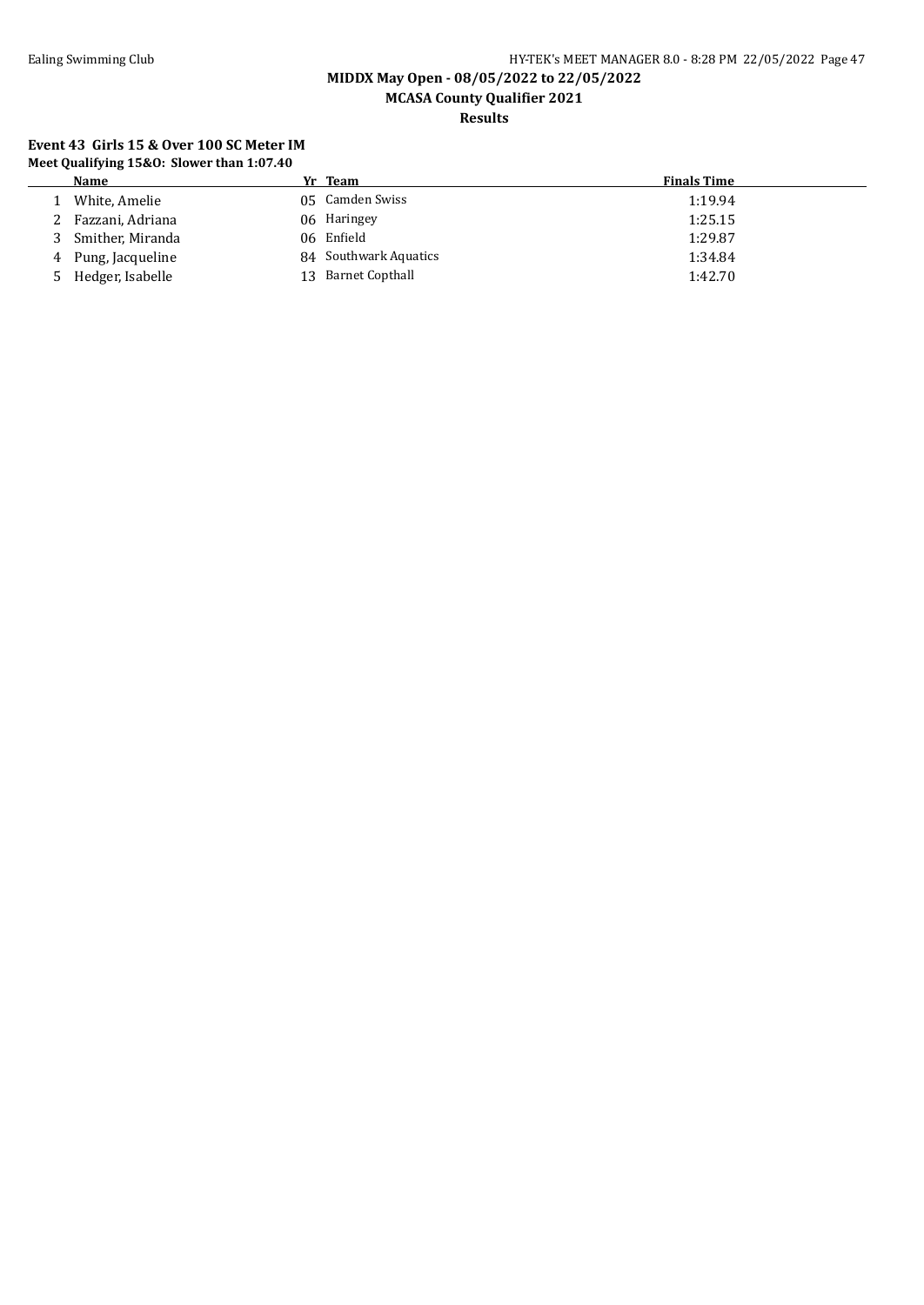MIDDX May Open - 08/05/2022 to 22/05/2022

MCASA County Qualifier 2021

Results

**Event 43 Girls 15 & Over 100 SC Meter IM**

**Meet Qualifying 15&O: Slower than 1:07.40**

| | Name | Yr | Team | Finals Time |
|---|---|---|---|---|
| 1 | White, Amelie | 05 | Camden Swiss | 1:19.94 |
| 2 | Fazzani, Adriana | 06 | Haringey | 1:25.15 |
| 3 | Smither, Miranda | 06 | Enfield | 1:29.87 |
| 4 | Pung, Jacqueline | 84 | Southwark Aquatics | 1:34.84 |
| 5 | Hedger, Isabelle | 13 | Barnet Copthall | 1:42.70 |